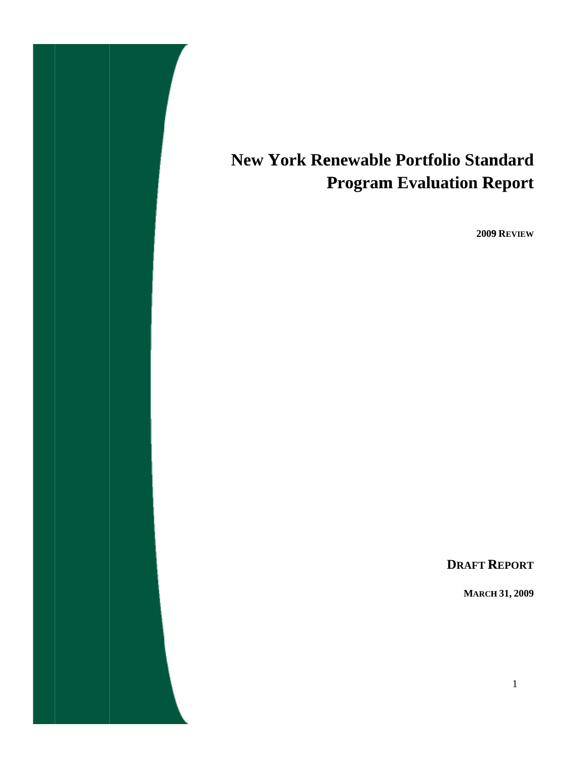# New York Renewable Portfolio Standard Program Evaluation Report

**2009 REVIEW**

**DRAFT REPORT**

**MARCH 31, 2009**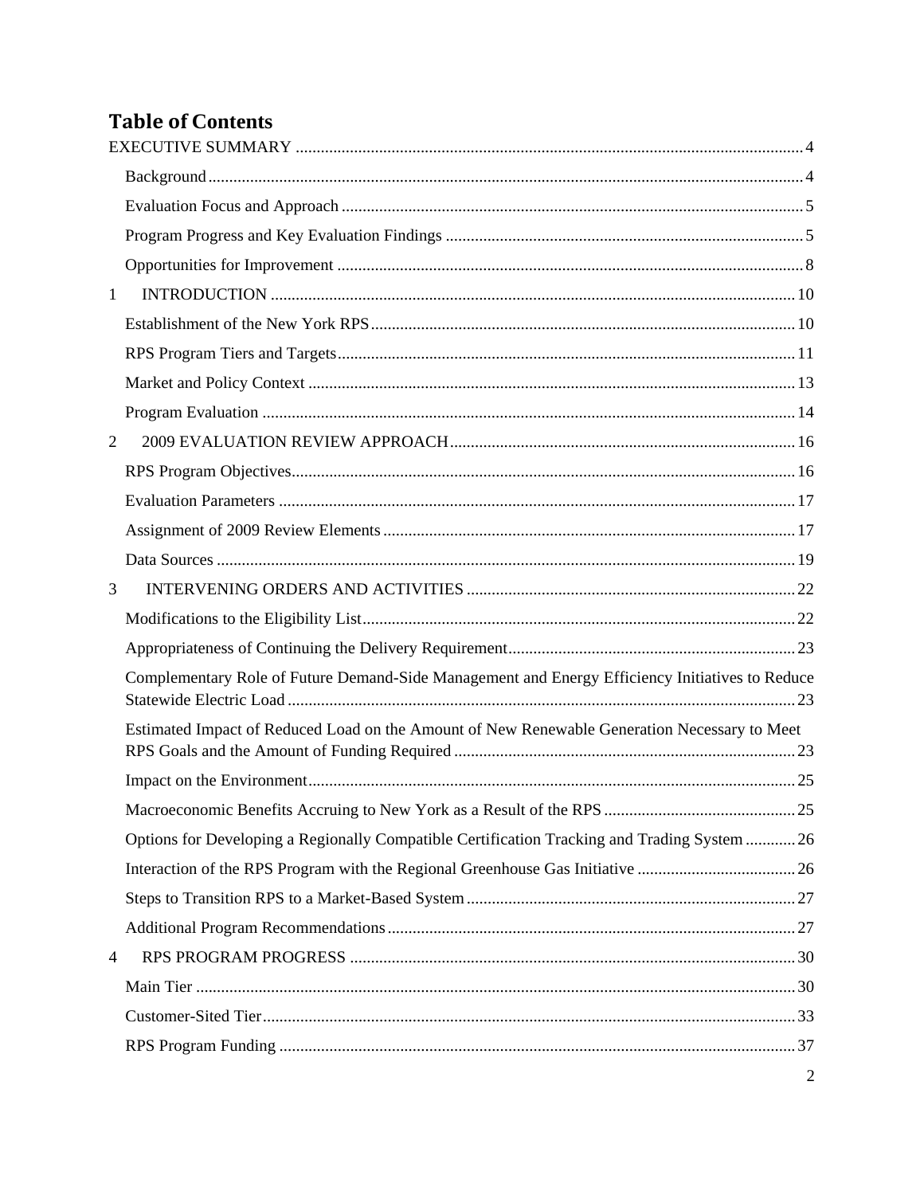# Table of Contents

EXECUTIVE SUMMARY ........................................................................................................................ 4

Background ............................................................................................................................. 4

Evaluation Focus and Approach .............................................................................................. 5

Program Progress and Key Evaluation Findings ..................................................................... 5

Opportunities for Improvement ............................................................................................... 8

1 INTRODUCTION ............................................................................................................. 10

Establishment of the New York RPS ..................................................................................... 10

RPS Program Tiers and Targets ............................................................................................. 11

Market and Policy Context .................................................................................................... 13

Program Evaluation ............................................................................................................... 14

2 2009 EVALUATION REVIEW APPROACH ................................................................... 16

RPS Program Objectives ........................................................................................................ 16

Evaluation Parameters ........................................................................................................... 17

Assignment of 2009 Review Elements .................................................................................. 17

Data Sources .......................................................................................................................... 19

3 INTERVENING ORDERS AND ACTIVITIES ............................................................... 22

Modifications to the Eligibility List ........................................................................................ 22

Appropriateness of Continuing the Delivery Requirement ..................................................... 23

Complementary Role of Future Demand-Side Management and Energy Efficiency Initiatives to Reduce Statewide Electric Load ......................................................................................................... 23

Estimated Impact of Reduced Load on the Amount of New Renewable Generation Necessary to Meet RPS Goals and the Amount of Funding Required .................................................................. 23

Impact on the Environment .................................................................................................... 25

Macroeconomic Benefits Accruing to New York as a Result of the RPS .............................. 25

Options for Developing a Regionally Compatible Certification Tracking and Trading System ............ 26

Interaction of the RPS Program with the Regional Greenhouse Gas Initiative ...................... 26

Steps to Transition RPS to a Market-Based System ............................................................... 27

Additional Program Recommendations ................................................................................. 27

4 RPS PROGRAM PROGRESS ........................................................................................... 30

Main Tier ............................................................................................................................... 30

Customer-Sited Tier ............................................................................................................... 33

RPS Program Funding ........................................................................................................... 37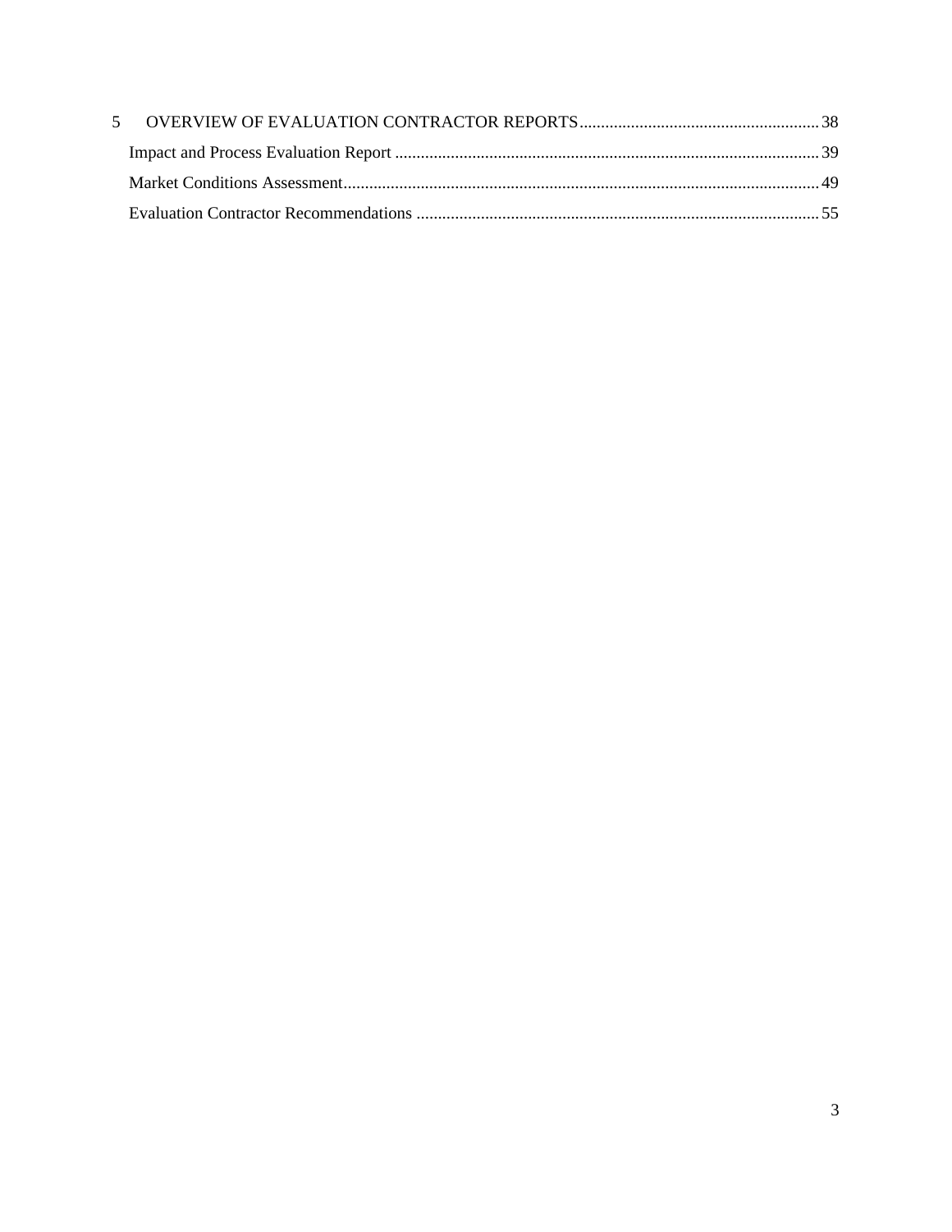5 OVERVIEW OF EVALUATION CONTRACTOR REPORTS ........................................................ 38

Impact and Process Evaluation Report ................................................................................................... 39

Market Conditions Assessment............................................................................................................... 49

Evaluation Contractor Recommendations .............................................................................................. 55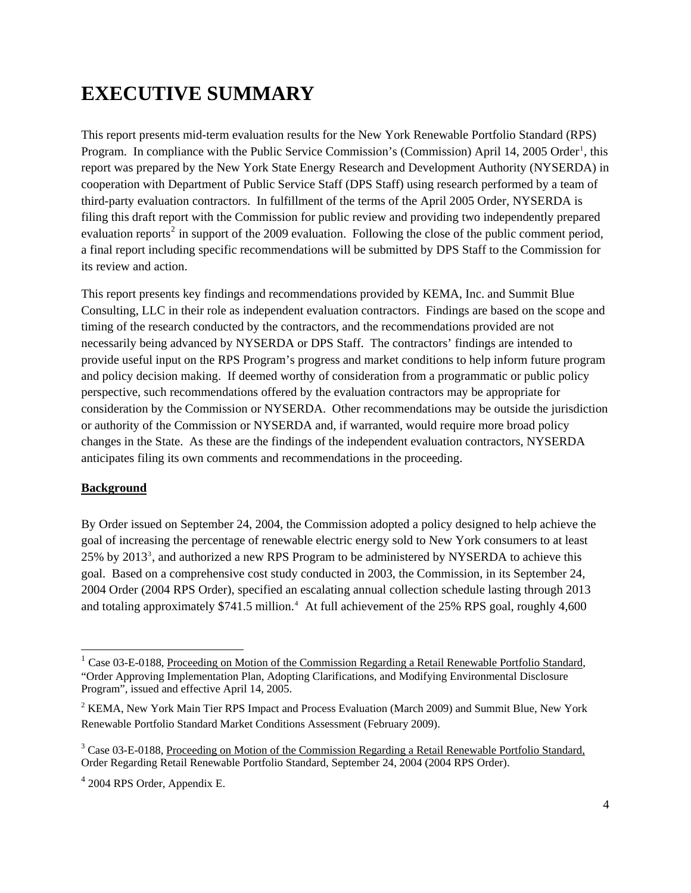# EXECUTIVE SUMMARY

This report presents mid-term evaluation results for the New York Renewable Portfolio Standard (RPS) Program. In compliance with the Public Service Commission's (Commission) April 14, 2005 Order[1], this report was prepared by the New York State Energy Research and Development Authority (NYSERDA) in cooperation with Department of Public Service Staff (DPS Staff) using research performed by a team of third-party evaluation contractors. In fulfillment of the terms of the April 2005 Order, NYSERDA is filing this draft report with the Commission for public review and providing two independently prepared evaluation reports[2] in support of the 2009 evaluation. Following the close of the public comment period, a final report including specific recommendations will be submitted by DPS Staff to the Commission for its review and action.

This report presents key findings and recommendations provided by KEMA, Inc. and Summit Blue Consulting, LLC in their role as independent evaluation contractors. Findings are based on the scope and timing of the research conducted by the contractors, and the recommendations provided are not necessarily being advanced by NYSERDA or DPS Staff. The contractors' findings are intended to provide useful input on the RPS Program's progress and market conditions to help inform future program and policy decision making. If deemed worthy of consideration from a programmatic or public policy perspective, such recommendations offered by the evaluation contractors may be appropriate for consideration by the Commission or NYSERDA. Other recommendations may be outside the jurisdiction or authority of the Commission or NYSERDA and, if warranted, would require more broad policy changes in the State. As these are the findings of the independent evaluation contractors, NYSERDA anticipates filing its own comments and recommendations in the proceeding.

**Background**

By Order issued on September 24, 2004, the Commission adopted a policy designed to help achieve the goal of increasing the percentage of renewable electric energy sold to New York consumers to at least 25% by 2013[3], and authorized a new RPS Program to be administered by NYSERDA to achieve this goal. Based on a comprehensive cost study conducted in 2003, the Commission, in its September 24, 2004 Order (2004 RPS Order), specified an escalating annual collection schedule lasting through 2013 and totaling approximately $741.5 million.[4] At full achievement of the 25% RPS goal, roughly 4,600

---

[1] Case 03-E-0188, Proceeding on Motion of the Commission Regarding a Retail Renewable Portfolio Standard, "Order Approving Implementation Plan, Adopting Clarifications, and Modifying Environmental Disclosure Program", issued and effective April 14, 2005.

[2] KEMA, New York Main Tier RPS Impact and Process Evaluation (March 2009) and Summit Blue, New York Renewable Portfolio Standard Market Conditions Assessment (February 2009).

[3] Case 03-E-0188, Proceeding on Motion of the Commission Regarding a Retail Renewable Portfolio Standard, Order Regarding Retail Renewable Portfolio Standard, September 24, 2004 (2004 RPS Order).

[4] 2004 RPS Order, Appendix E.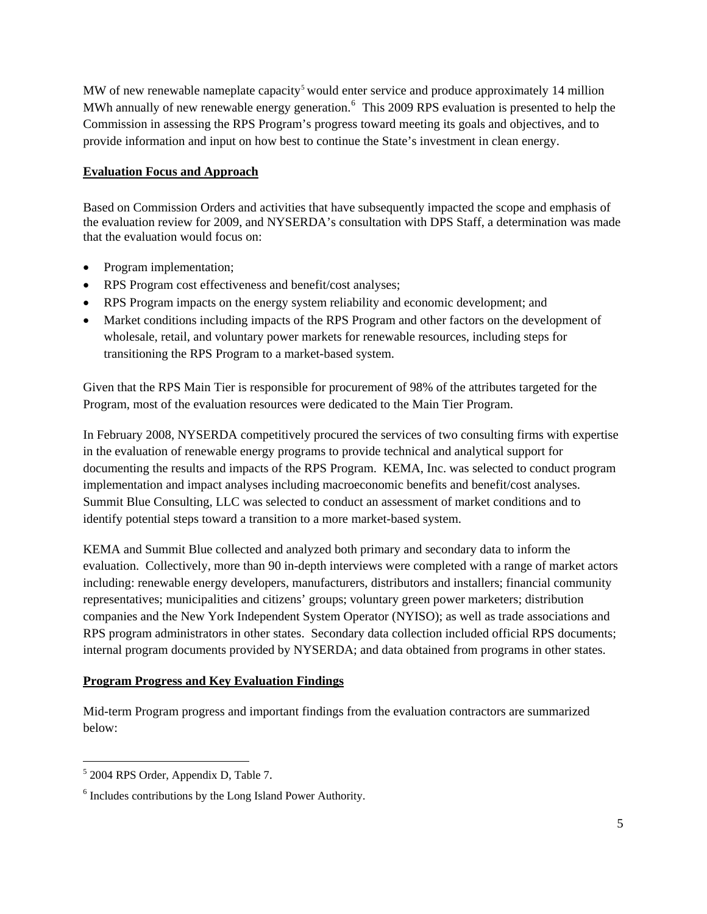MW of new renewable nameplate capacity[5] would enter service and produce approximately 14 million MWh annually of new renewable energy generation.[6] This 2009 RPS evaluation is presented to help the Commission in assessing the RPS Program's progress toward meeting its goals and objectives, and to provide information and input on how best to continue the State's investment in clean energy.

**Evaluation Focus and Approach**

Based on Commission Orders and activities that have subsequently impacted the scope and emphasis of the evaluation review for 2009, and NYSERDA's consultation with DPS Staff, a determination was made that the evaluation would focus on:

- Program implementation;
- RPS Program cost effectiveness and benefit/cost analyses;
- RPS Program impacts on the energy system reliability and economic development; and
- Market conditions including impacts of the RPS Program and other factors on the development of wholesale, retail, and voluntary power markets for renewable resources, including steps for transitioning the RPS Program to a market-based system.

Given that the RPS Main Tier is responsible for procurement of 98% of the attributes targeted for the Program, most of the evaluation resources were dedicated to the Main Tier Program.

In February 2008, NYSERDA competitively procured the services of two consulting firms with expertise in the evaluation of renewable energy programs to provide technical and analytical support for documenting the results and impacts of the RPS Program. KEMA, Inc. was selected to conduct program implementation and impact analyses including macroeconomic benefits and benefit/cost analyses. Summit Blue Consulting, LLC was selected to conduct an assessment of market conditions and to identify potential steps toward a transition to a more market-based system.

KEMA and Summit Blue collected and analyzed both primary and secondary data to inform the evaluation. Collectively, more than 90 in-depth interviews were completed with a range of market actors including: renewable energy developers, manufacturers, distributors and installers; financial community representatives; municipalities and citizens' groups; voluntary green power marketers; distribution companies and the New York Independent System Operator (NYISO); as well as trade associations and RPS program administrators in other states. Secondary data collection included official RPS documents; internal program documents provided by NYSERDA; and data obtained from programs in other states.

**Program Progress and Key Evaluation Findings**

Mid-term Program progress and important findings from the evaluation contractors are summarized below:

---

[5] 2004 RPS Order, Appendix D, Table 7.

[6] Includes contributions by the Long Island Power Authority.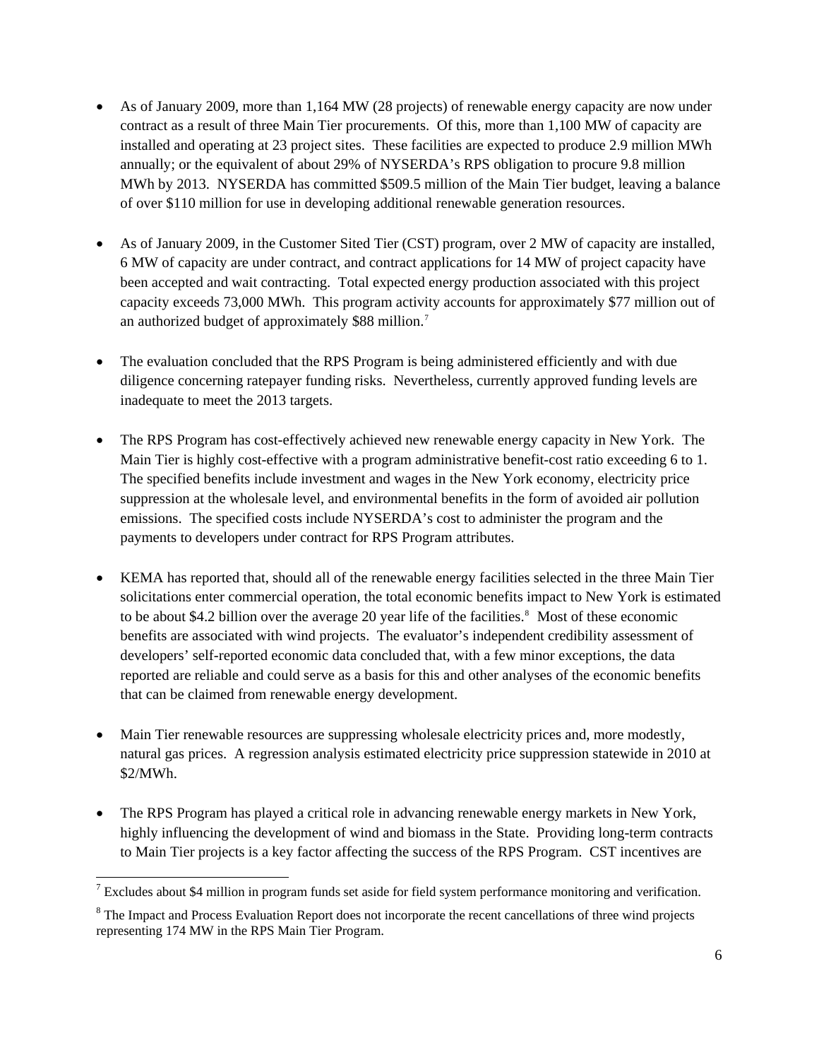- As of January 2009, more than 1,164 MW (28 projects) of renewable energy capacity are now under contract as a result of three Main Tier procurements. Of this, more than 1,100 MW of capacity are installed and operating at 23 project sites. These facilities are expected to produce 2.9 million MWh annually; or the equivalent of about 29% of NYSERDA's RPS obligation to procure 9.8 million MWh by 2013. NYSERDA has committed $509.5 million of the Main Tier budget, leaving a balance of over $110 million for use in developing additional renewable generation resources.

- As of January 2009, in the Customer Sited Tier (CST) program, over 2 MW of capacity are installed, 6 MW of capacity are under contract, and contract applications for 14 MW of project capacity have been accepted and wait contracting. Total expected energy production associated with this project capacity exceeds 73,000 MWh. This program activity accounts for approximately $77 million out of an authorized budget of approximately $88 million.[7]

- The evaluation concluded that the RPS Program is being administered efficiently and with due diligence concerning ratepayer funding risks. Nevertheless, currently approved funding levels are inadequate to meet the 2013 targets.

- The RPS Program has cost-effectively achieved new renewable energy capacity in New York. The Main Tier is highly cost-effective with a program administrative benefit-cost ratio exceeding 6 to 1. The specified benefits include investment and wages in the New York economy, electricity price suppression at the wholesale level, and environmental benefits in the form of avoided air pollution emissions. The specified costs include NYSERDA's cost to administer the program and the payments to developers under contract for RPS Program attributes.

- KEMA has reported that, should all of the renewable energy facilities selected in the three Main Tier solicitations enter commercial operation, the total economic benefits impact to New York is estimated to be about $4.2 billion over the average 20 year life of the facilities.[8] Most of these economic benefits are associated with wind projects. The evaluator's independent credibility assessment of developers' self-reported economic data concluded that, with a few minor exceptions, the data reported are reliable and could serve as a basis for this and other analyses of the economic benefits that can be claimed from renewable energy development.

- Main Tier renewable resources are suppressing wholesale electricity prices and, more modestly, natural gas prices. A regression analysis estimated electricity price suppression statewide in 2010 at $2/MWh.

- The RPS Program has played a critical role in advancing renewable energy markets in New York, highly influencing the development of wind and biomass in the State. Providing long-term contracts to Main Tier projects is a key factor affecting the success of the RPS Program. CST incentives are

---

[7] Excludes about $4 million in program funds set aside for field system performance monitoring and verification.

[8] The Impact and Process Evaluation Report does not incorporate the recent cancellations of three wind projects representing 174 MW in the RPS Main Tier Program.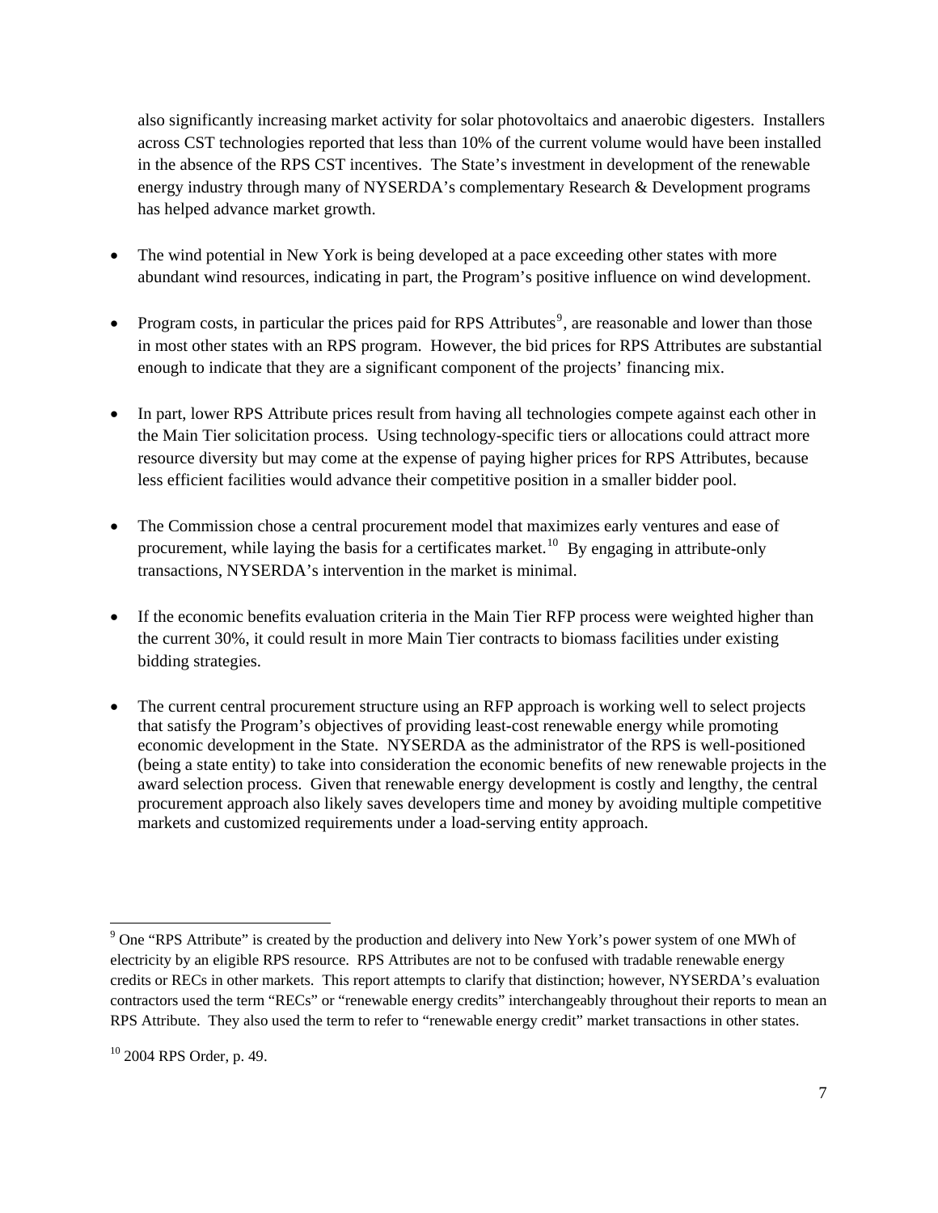also significantly increasing market activity for solar photovoltaics and anaerobic digesters. Installers across CST technologies reported that less than 10% of the current volume would have been installed in the absence of the RPS CST incentives. The State's investment in development of the renewable energy industry through many of NYSERDA's complementary Research & Development programs has helped advance market growth.

- The wind potential in New York is being developed at a pace exceeding other states with more abundant wind resources, indicating in part, the Program's positive influence on wind development.

- Program costs, in particular the prices paid for RPS Attributes[9], are reasonable and lower than those in most other states with an RPS program. However, the bid prices for RPS Attributes are substantial enough to indicate that they are a significant component of the projects' financing mix.

- In part, lower RPS Attribute prices result from having all technologies compete against each other in the Main Tier solicitation process. Using technology-specific tiers or allocations could attract more resource diversity but may come at the expense of paying higher prices for RPS Attributes, because less efficient facilities would advance their competitive position in a smaller bidder pool.

- The Commission chose a central procurement model that maximizes early ventures and ease of procurement, while laying the basis for a certificates market.[10] By engaging in attribute-only transactions, NYSERDA's intervention in the market is minimal.

- If the economic benefits evaluation criteria in the Main Tier RFP process were weighted higher than the current 30%, it could result in more Main Tier contracts to biomass facilities under existing bidding strategies.

- The current central procurement structure using an RFP approach is working well to select projects that satisfy the Program's objectives of providing least-cost renewable energy while promoting economic development in the State. NYSERDA as the administrator of the RPS is well-positioned (being a state entity) to take into consideration the economic benefits of new renewable projects in the award selection process. Given that renewable energy development is costly and lengthy, the central procurement approach also likely saves developers time and money by avoiding multiple competitive markets and customized requirements under a load-serving entity approach.

---

[9] One "RPS Attribute" is created by the production and delivery into New York's power system of one MWh of electricity by an eligible RPS resource. RPS Attributes are not to be confused with tradable renewable energy credits or RECs in other markets. This report attempts to clarify that distinction; however, NYSERDA's evaluation contractors used the term "RECs" or "renewable energy credits" interchangeably throughout their reports to mean an RPS Attribute. They also used the term to refer to "renewable energy credit" market transactions in other states.

[10] 2004 RPS Order, p. 49.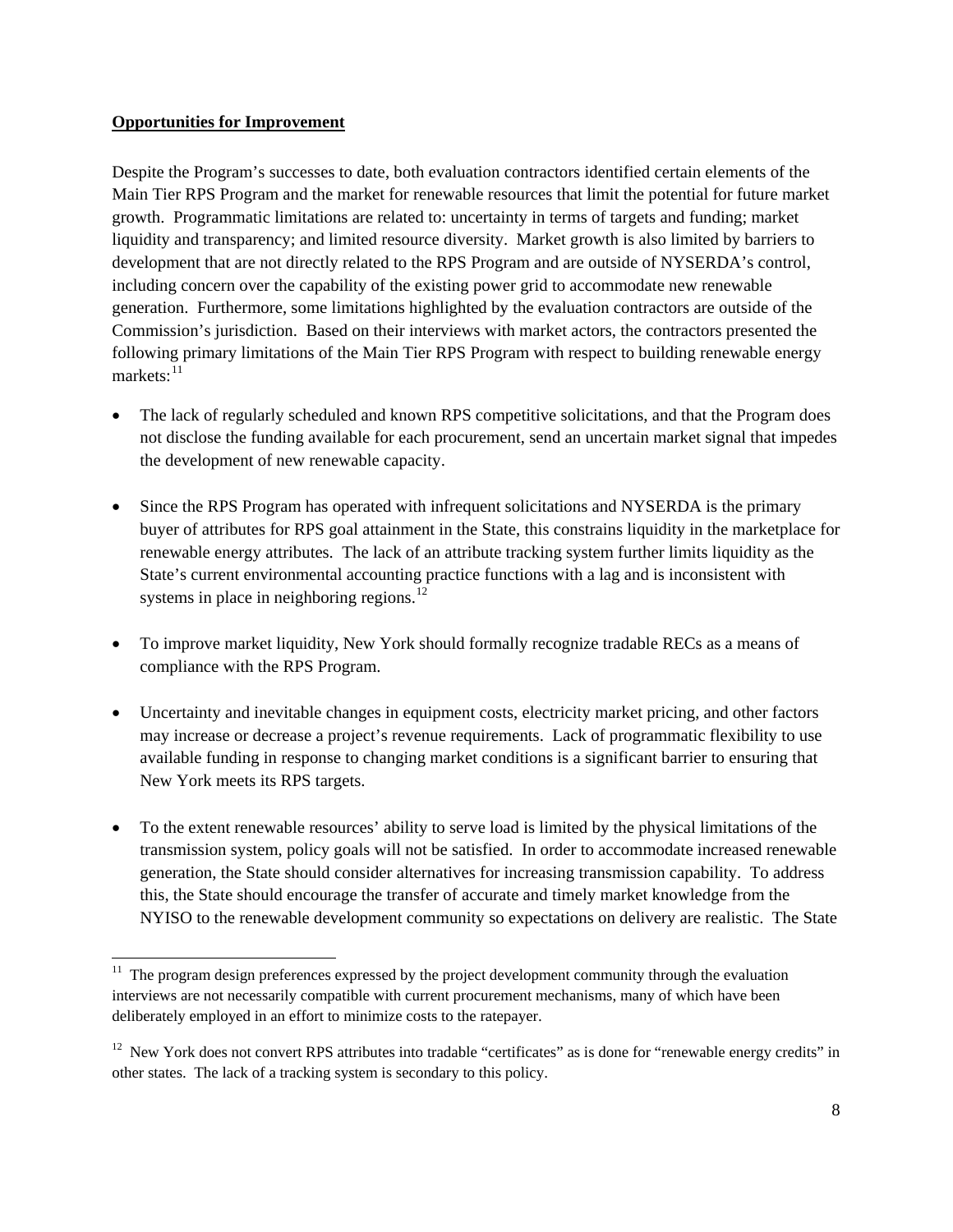**Opportunities for Improvement**

Despite the Program's successes to date, both evaluation contractors identified certain elements of the Main Tier RPS Program and the market for renewable resources that limit the potential for future market growth. Programmatic limitations are related to: uncertainty in terms of targets and funding; market liquidity and transparency; and limited resource diversity. Market growth is also limited by barriers to development that are not directly related to the RPS Program and are outside of NYSERDA's control, including concern over the capability of the existing power grid to accommodate new renewable generation. Furthermore, some limitations highlighted by the evaluation contractors are outside of the Commission's jurisdiction. Based on their interviews with market actors, the contractors presented the following primary limitations of the Main Tier RPS Program with respect to building renewable energy markets:[11]

- The lack of regularly scheduled and known RPS competitive solicitations, and that the Program does not disclose the funding available for each procurement, send an uncertain market signal that impedes the development of new renewable capacity.

- Since the RPS Program has operated with infrequent solicitations and NYSERDA is the primary buyer of attributes for RPS goal attainment in the State, this constrains liquidity in the marketplace for renewable energy attributes. The lack of an attribute tracking system further limits liquidity as the State's current environmental accounting practice functions with a lag and is inconsistent with systems in place in neighboring regions.[12]

- To improve market liquidity, New York should formally recognize tradable RECs as a means of compliance with the RPS Program.

- Uncertainty and inevitable changes in equipment costs, electricity market pricing, and other factors may increase or decrease a project's revenue requirements. Lack of programmatic flexibility to use available funding in response to changing market conditions is a significant barrier to ensuring that New York meets its RPS targets.

- To the extent renewable resources' ability to serve load is limited by the physical limitations of the transmission system, policy goals will not be satisfied. In order to accommodate increased renewable generation, the State should consider alternatives for increasing transmission capability. To address this, the State should encourage the transfer of accurate and timely market knowledge from the NYISO to the renewable development community so expectations on delivery are realistic. The State

---

[11] The program design preferences expressed by the project development community through the evaluation interviews are not necessarily compatible with current procurement mechanisms, many of which have been deliberately employed in an effort to minimize costs to the ratepayer.

[12] New York does not convert RPS attributes into tradable "certificates" as is done for "renewable energy credits" in other states. The lack of a tracking system is secondary to this policy.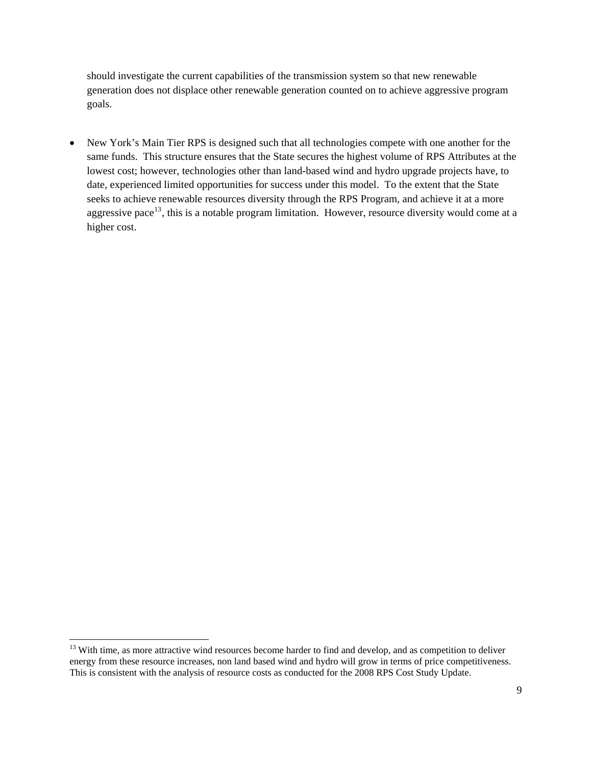should investigate the current capabilities of the transmission system so that new renewable generation does not displace other renewable generation counted on to achieve aggressive program goals.

- New York's Main Tier RPS is designed such that all technologies compete with one another for the same funds. This structure ensures that the State secures the highest volume of RPS Attributes at the lowest cost; however, technologies other than land-based wind and hydro upgrade projects have, to date, experienced limited opportunities for success under this model. To the extent that the State seeks to achieve renewable resources diversity through the RPS Program, and achieve it at a more aggressive pace[13], this is a notable program limitation. However, resource diversity would come at a higher cost.

[13] With time, as more attractive wind resources become harder to find and develop, and as competition to deliver energy from these resource increases, non land based wind and hydro will grow in terms of price competitiveness. This is consistent with the analysis of resource costs as conducted for the 2008 RPS Cost Study Update.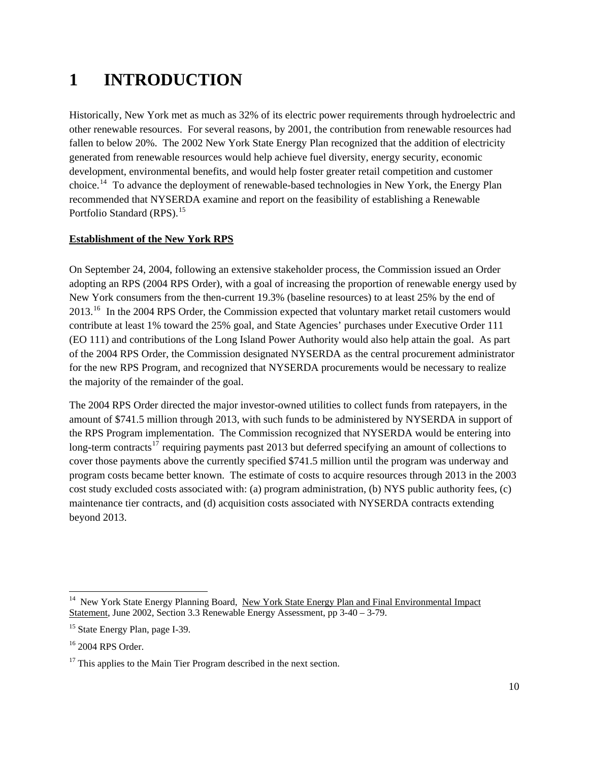# 1 INTRODUCTION

Historically, New York met as much as 32% of its electric power requirements through hydroelectric and other renewable resources. For several reasons, by 2001, the contribution from renewable resources had fallen to below 20%. The 2002 New York State Energy Plan recognized that the addition of electricity generated from renewable resources would help achieve fuel diversity, energy security, economic development, environmental benefits, and would help foster greater retail competition and customer choice.[14] To advance the deployment of renewable-based technologies in New York, the Energy Plan recommended that NYSERDA examine and report on the feasibility of establishing a Renewable Portfolio Standard (RPS).[15]

**Establishment of the New York RPS**

On September 24, 2004, following an extensive stakeholder process, the Commission issued an Order adopting an RPS (2004 RPS Order), with a goal of increasing the proportion of renewable energy used by New York consumers from the then-current 19.3% (baseline resources) to at least 25% by the end of 2013.[16] In the 2004 RPS Order, the Commission expected that voluntary market retail customers would contribute at least 1% toward the 25% goal, and State Agencies' purchases under Executive Order 111 (EO 111) and contributions of the Long Island Power Authority would also help attain the goal. As part of the 2004 RPS Order, the Commission designated NYSERDA as the central procurement administrator for the new RPS Program, and recognized that NYSERDA procurements would be necessary to realize the majority of the remainder of the goal.

The 2004 RPS Order directed the major investor-owned utilities to collect funds from ratepayers, in the amount of $741.5 million through 2013, with such funds to be administered by NYSERDA in support of the RPS Program implementation. The Commission recognized that NYSERDA would be entering into long-term contracts[17] requiring payments past 2013 but deferred specifying an amount of collections to cover those payments above the currently specified $741.5 million until the program was underway and program costs became better known. The estimate of costs to acquire resources through 2013 in the 2003 cost study excluded costs associated with: (a) program administration, (b) NYS public authority fees, (c) maintenance tier contracts, and (d) acquisition costs associated with NYSERDA contracts extending beyond 2013.

---

[14] New York State Energy Planning Board, New York State Energy Plan and Final Environmental Impact Statement, June 2002, Section 3.3 Renewable Energy Assessment, pp 3-40 – 3-79.

[15] State Energy Plan, page I-39.

[16] 2004 RPS Order.

[17] This applies to the Main Tier Program described in the next section.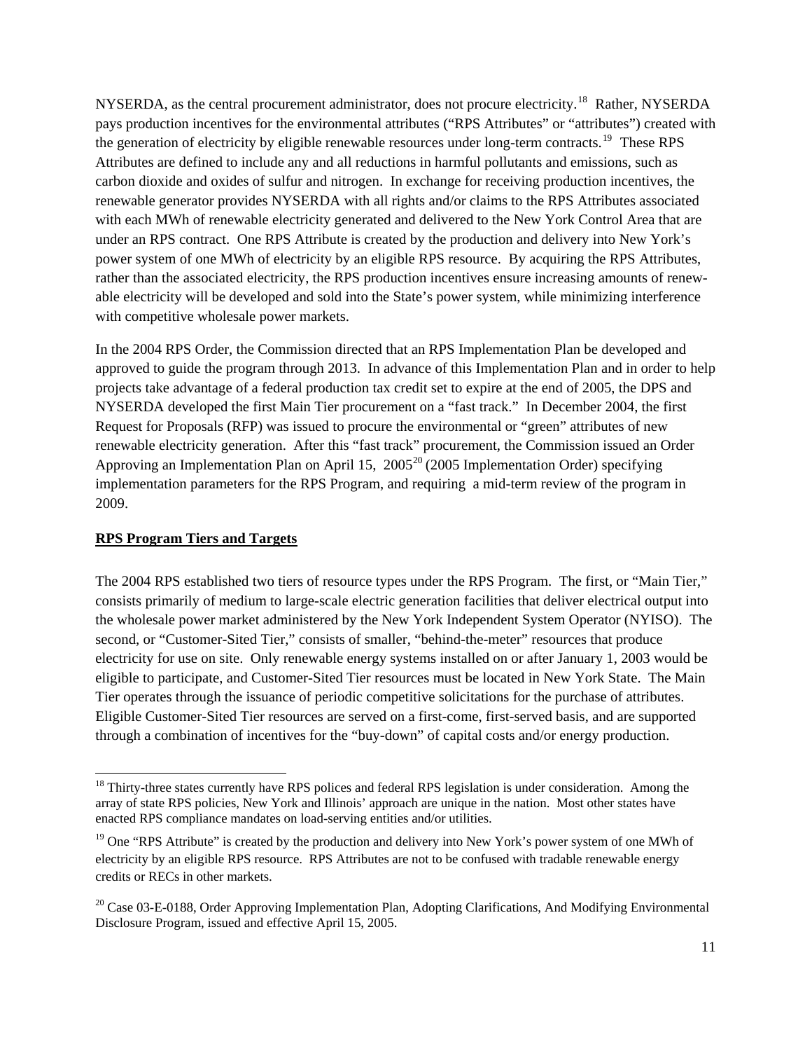NYSERDA, as the central procurement administrator, does not procure electricity.[18] Rather, NYSERDA pays production incentives for the environmental attributes ("RPS Attributes" or "attributes") created with the generation of electricity by eligible renewable resources under long-term contracts.[19] These RPS Attributes are defined to include any and all reductions in harmful pollutants and emissions, such as carbon dioxide and oxides of sulfur and nitrogen. In exchange for receiving production incentives, the renewable generator provides NYSERDA with all rights and/or claims to the RPS Attributes associated with each MWh of renewable electricity generated and delivered to the New York Control Area that are under an RPS contract. One RPS Attribute is created by the production and delivery into New York's power system of one MWh of electricity by an eligible RPS resource. By acquiring the RPS Attributes, rather than the associated electricity, the RPS production incentives ensure increasing amounts of renewable electricity will be developed and sold into the State's power system, while minimizing interference with competitive wholesale power markets.

In the 2004 RPS Order, the Commission directed that an RPS Implementation Plan be developed and approved to guide the program through 2013. In advance of this Implementation Plan and in order to help projects take advantage of a federal production tax credit set to expire at the end of 2005, the DPS and NYSERDA developed the first Main Tier procurement on a "fast track." In December 2004, the first Request for Proposals (RFP) was issued to procure the environmental or "green" attributes of new renewable electricity generation. After this "fast track" procurement, the Commission issued an Order Approving an Implementation Plan on April 15, 2005[20] (2005 Implementation Order) specifying implementation parameters for the RPS Program, and requiring a mid-term review of the program in 2009.

## RPS Program Tiers and Targets

The 2004 RPS established two tiers of resource types under the RPS Program. The first, or "Main Tier," consists primarily of medium to large-scale electric generation facilities that deliver electrical output into the wholesale power market administered by the New York Independent System Operator (NYISO). The second, or "Customer-Sited Tier," consists of smaller, "behind-the-meter" resources that produce electricity for use on site. Only renewable energy systems installed on or after January 1, 2003 would be eligible to participate, and Customer-Sited Tier resources must be located in New York State. The Main Tier operates through the issuance of periodic competitive solicitations for the purchase of attributes. Eligible Customer-Sited Tier resources are served on a first-come, first-served basis, and are supported through a combination of incentives for the "buy-down" of capital costs and/or energy production.

---

[18] Thirty-three states currently have RPS polices and federal RPS legislation is under consideration. Among the array of state RPS policies, New York and Illinois' approach are unique in the nation. Most other states have enacted RPS compliance mandates on load-serving entities and/or utilities.

[19] One "RPS Attribute" is created by the production and delivery into New York's power system of one MWh of electricity by an eligible RPS resource. RPS Attributes are not to be confused with tradable renewable energy credits or RECs in other markets.

[20] Case 03-E-0188, Order Approving Implementation Plan, Adopting Clarifications, And Modifying Environmental Disclosure Program, issued and effective April 15, 2005.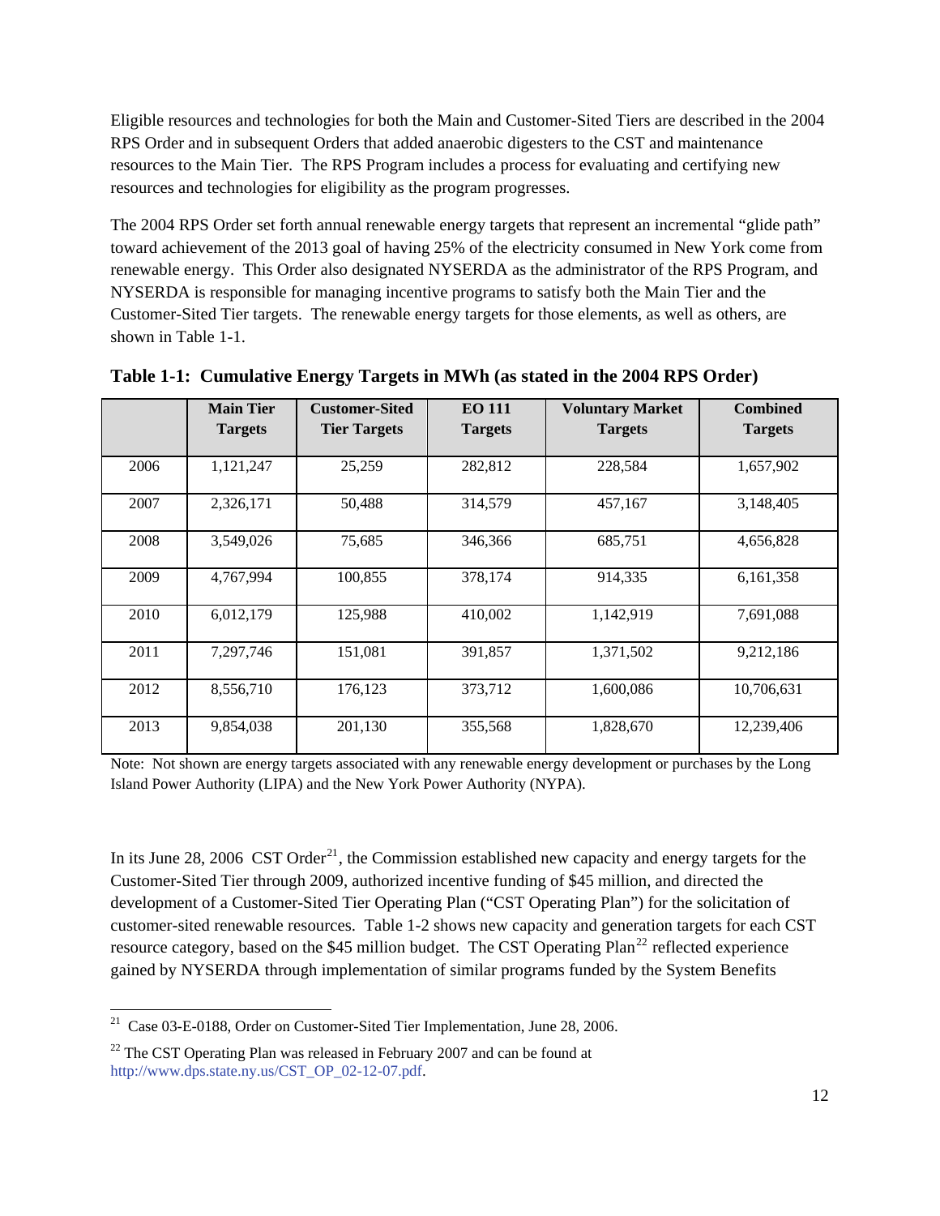Eligible resources and technologies for both the Main and Customer-Sited Tiers are described in the 2004 RPS Order and in subsequent Orders that added anaerobic digesters to the CST and maintenance resources to the Main Tier. The RPS Program includes a process for evaluating and certifying new resources and technologies for eligibility as the program progresses.

The 2004 RPS Order set forth annual renewable energy targets that represent an incremental "glide path" toward achievement of the 2013 goal of having 25% of the electricity consumed in New York come from renewable energy. This Order also designated NYSERDA as the administrator of the RPS Program, and NYSERDA is responsible for managing incentive programs to satisfy both the Main Tier and the Customer-Sited Tier targets. The renewable energy targets for those elements, as well as others, are shown in Table 1-1.

**Table 1-1: Cumulative Energy Targets in MWh (as stated in the 2004 RPS Order)**

| | Main Tier Targets | Customer-Sited Tier Targets | EO 111 Targets | Voluntary Market Targets | Combined Targets |
|---|---|---|---|---|---|
| 2006 | 1,121,247 | 25,259 | 282,812 | 228,584 | 1,657,902 |
| 2007 | 2,326,171 | 50,488 | 314,579 | 457,167 | 3,148,405 |
| 2008 | 3,549,026 | 75,685 | 346,366 | 685,751 | 4,656,828 |
| 2009 | 4,767,994 | 100,855 | 378,174 | 914,335 | 6,161,358 |
| 2010 | 6,012,179 | 125,988 | 410,002 | 1,142,919 | 7,691,088 |
| 2011 | 7,297,746 | 151,081 | 391,857 | 1,371,502 | 9,212,186 |
| 2012 | 8,556,710 | 176,123 | 373,712 | 1,600,086 | 10,706,631 |
| 2013 | 9,854,038 | 201,130 | 355,568 | 1,828,670 | 12,239,406 |

Note: Not shown are energy targets associated with any renewable energy development or purchases by the Long Island Power Authority (LIPA) and the New York Power Authority (NYPA).

In its June 28, 2006 CST Order[21], the Commission established new capacity and energy targets for the Customer-Sited Tier through 2009, authorized incentive funding of $45 million, and directed the development of a Customer-Sited Tier Operating Plan ("CST Operating Plan") for the solicitation of customer-sited renewable resources. Table 1-2 shows new capacity and generation targets for each CST resource category, based on the $45 million budget. The CST Operating Plan[22] reflected experience gained by NYSERDA through implementation of similar programs funded by the System Benefits

[21] Case 03-E-0188, Order on Customer-Sited Tier Implementation, June 28, 2006.

[22] The CST Operating Plan was released in February 2007 and can be found at http://www.dps.state.ny.us/CST_OP_02-12-07.pdf.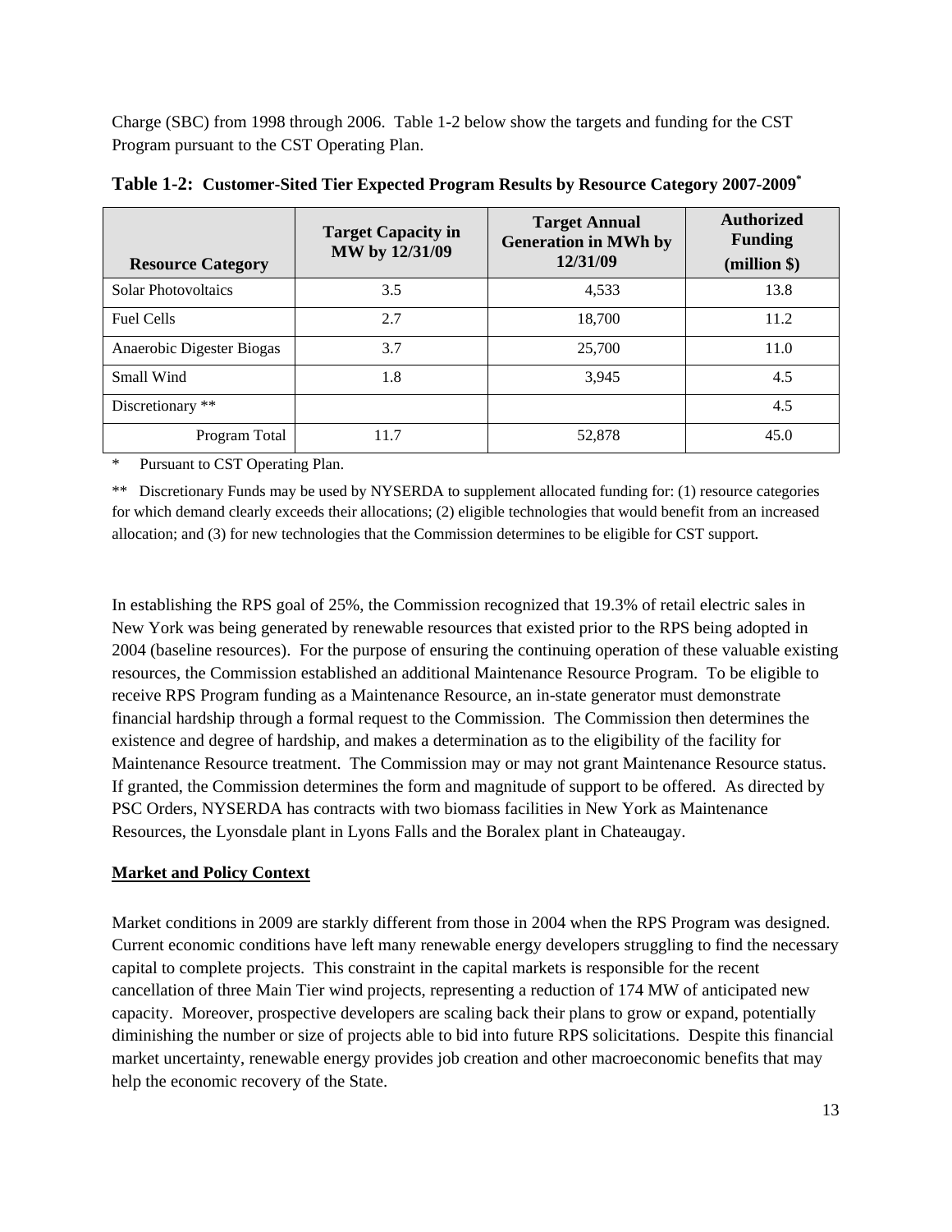Charge (SBC) from 1998 through 2006. Table 1-2 below show the targets and funding for the CST Program pursuant to the CST Operating Plan.

**Table 1-2: Customer-Sited Tier Expected Program Results by Resource Category 2007-2009***

| Resource Category | Target Capacity in MW by 12/31/09 | Target Annual Generation in MWh by 12/31/09 | Authorized Funding (million $) |
|---|---|---|---|
| Solar Photovoltaics | 3.5 | 4,533 | 13.8 |
| Fuel Cells | 2.7 | 18,700 | 11.2 |
| Anaerobic Digester Biogas | 3.7 | 25,700 | 11.0 |
| Small Wind | 1.8 | 3,945 | 4.5 |
| Discretionary ** | | | 4.5 |
| Program Total | 11.7 | 52,878 | 45.0 |

\* Pursuant to CST Operating Plan.

** Discretionary Funds may be used by NYSERDA to supplement allocated funding for: (1) resource categories for which demand clearly exceeds their allocations; (2) eligible technologies that would benefit from an increased allocation; and (3) for new technologies that the Commission determines to be eligible for CST support.

In establishing the RPS goal of 25%, the Commission recognized that 19.3% of retail electric sales in New York was being generated by renewable resources that existed prior to the RPS being adopted in 2004 (baseline resources). For the purpose of ensuring the continuing operation of these valuable existing resources, the Commission established an additional Maintenance Resource Program. To be eligible to receive RPS Program funding as a Maintenance Resource, an in-state generator must demonstrate financial hardship through a formal request to the Commission. The Commission then determines the existence and degree of hardship, and makes a determination as to the eligibility of the facility for Maintenance Resource treatment. The Commission may or may not grant Maintenance Resource status. If granted, the Commission determines the form and magnitude of support to be offered. As directed by PSC Orders, NYSERDA has contracts with two biomass facilities in New York as Maintenance Resources, the Lyonsdale plant in Lyons Falls and the Boralex plant in Chateaugay.

**Market and Policy Context**

Market conditions in 2009 are starkly different from those in 2004 when the RPS Program was designed. Current economic conditions have left many renewable energy developers struggling to find the necessary capital to complete projects. This constraint in the capital markets is responsible for the recent cancellation of three Main Tier wind projects, representing a reduction of 174 MW of anticipated new capacity. Moreover, prospective developers are scaling back their plans to grow or expand, potentially diminishing the number or size of projects able to bid into future RPS solicitations. Despite this financial market uncertainty, renewable energy provides job creation and other macroeconomic benefits that may help the economic recovery of the State.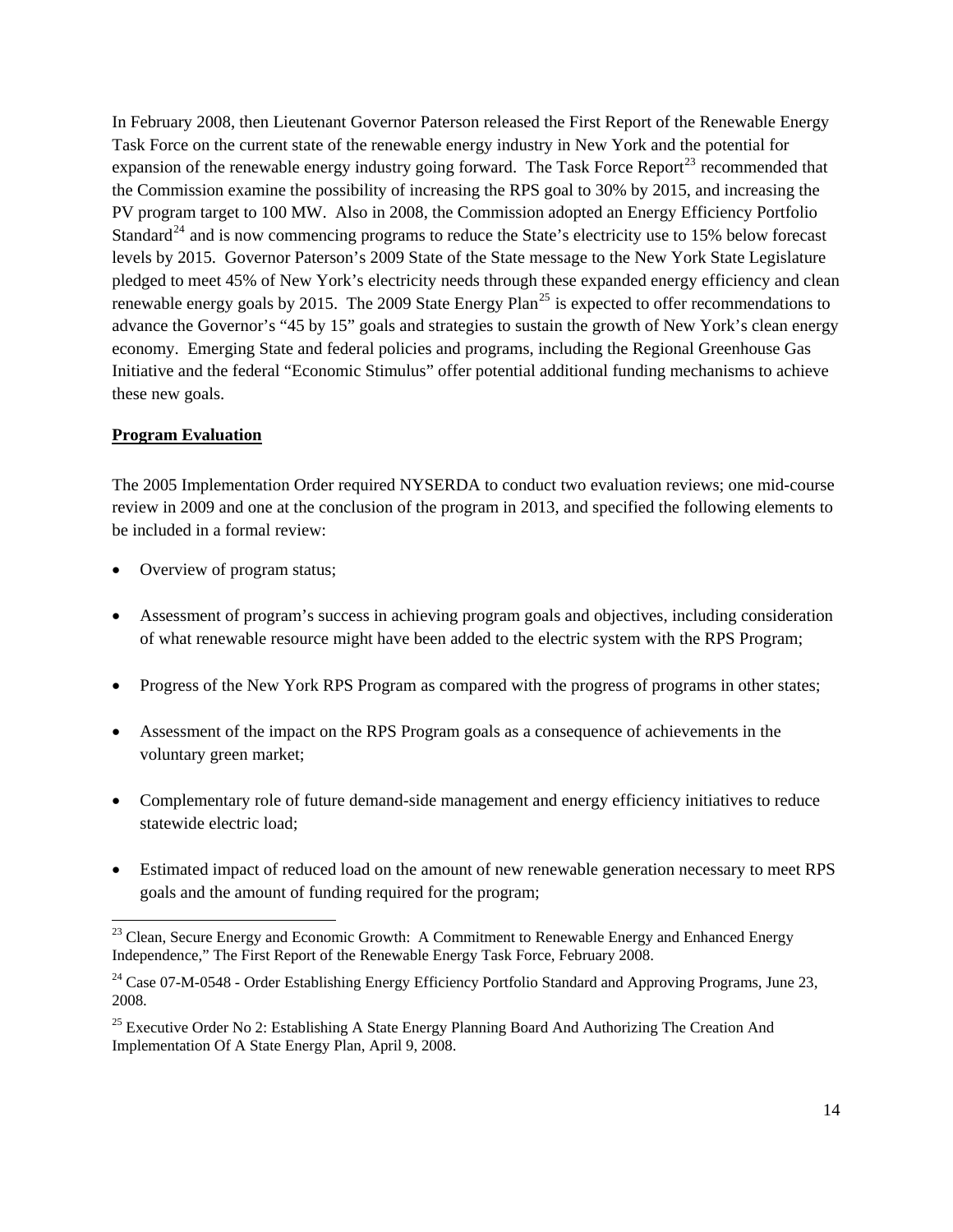In February 2008, then Lieutenant Governor Paterson released the First Report of the Renewable Energy Task Force on the current state of the renewable energy industry in New York and the potential for expansion of the renewable energy industry going forward. The Task Force Report[23] recommended that the Commission examine the possibility of increasing the RPS goal to 30% by 2015, and increasing the PV program target to 100 MW. Also in 2008, the Commission adopted an Energy Efficiency Portfolio Standard[24] and is now commencing programs to reduce the State's electricity use to 15% below forecast levels by 2015. Governor Paterson's 2009 State of the State message to the New York State Legislature pledged to meet 45% of New York's electricity needs through these expanded energy efficiency and clean renewable energy goals by 2015. The 2009 State Energy Plan[25] is expected to offer recommendations to advance the Governor's "45 by 15" goals and strategies to sustain the growth of New York's clean energy economy. Emerging State and federal policies and programs, including the Regional Greenhouse Gas Initiative and the federal "Economic Stimulus" offer potential additional funding mechanisms to achieve these new goals.

**Program Evaluation**

The 2005 Implementation Order required NYSERDA to conduct two evaluation reviews; one mid-course review in 2009 and one at the conclusion of the program in 2013, and specified the following elements to be included in a formal review:

- Overview of program status;
- Assessment of program's success in achieving program goals and objectives, including consideration of what renewable resource might have been added to the electric system with the RPS Program;
- Progress of the New York RPS Program as compared with the progress of programs in other states;
- Assessment of the impact on the RPS Program goals as a consequence of achievements in the voluntary green market;
- Complementary role of future demand-side management and energy efficiency initiatives to reduce statewide electric load;
- Estimated impact of reduced load on the amount of new renewable generation necessary to meet RPS goals and the amount of funding required for the program;

[23] Clean, Secure Energy and Economic Growth: A Commitment to Renewable Energy and Enhanced Energy Independence," The First Report of the Renewable Energy Task Force, February 2008.

[24] Case 07-M-0548 - Order Establishing Energy Efficiency Portfolio Standard and Approving Programs, June 23, 2008.

[25] Executive Order No 2: Establishing A State Energy Planning Board And Authorizing The Creation And Implementation Of A State Energy Plan, April 9, 2008.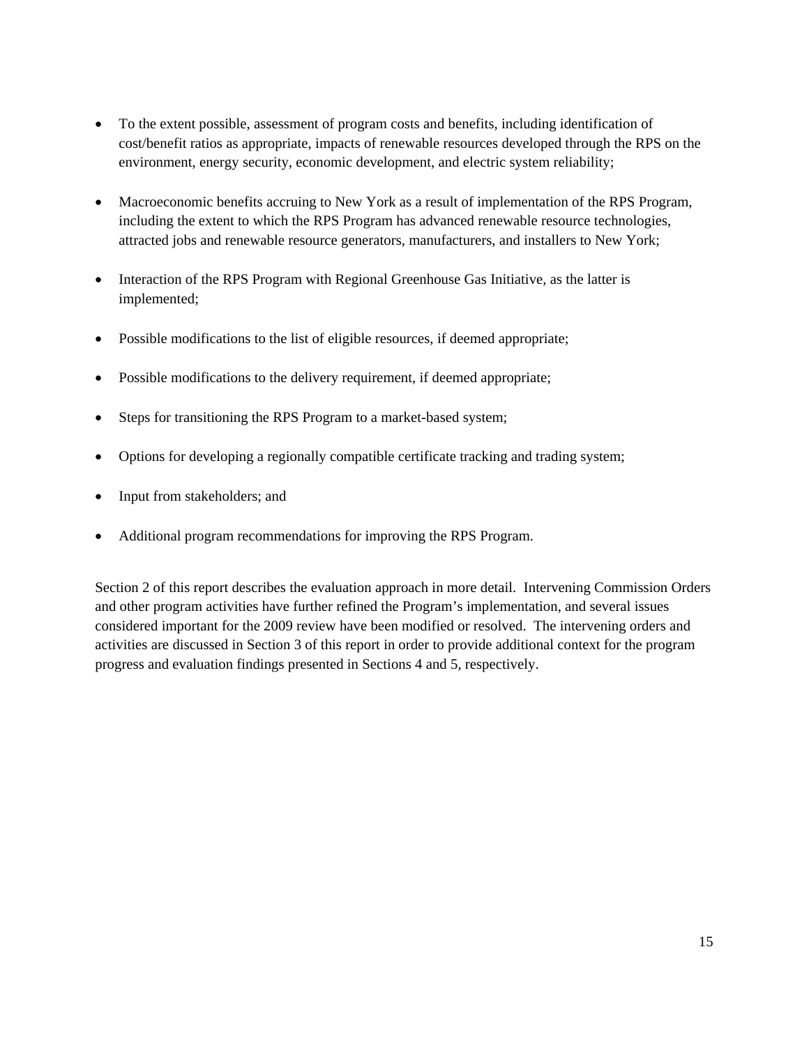- To the extent possible, assessment of program costs and benefits, including identification of cost/benefit ratios as appropriate, impacts of renewable resources developed through the RPS on the environment, energy security, economic development, and electric system reliability;

- Macroeconomic benefits accruing to New York as a result of implementation of the RPS Program, including the extent to which the RPS Program has advanced renewable resource technologies, attracted jobs and renewable resource generators, manufacturers, and installers to New York;

- Interaction of the RPS Program with Regional Greenhouse Gas Initiative, as the latter is implemented;

- Possible modifications to the list of eligible resources, if deemed appropriate;

- Possible modifications to the delivery requirement, if deemed appropriate;

- Steps for transitioning the RPS Program to a market-based system;

- Options for developing a regionally compatible certificate tracking and trading system;

- Input from stakeholders; and

- Additional program recommendations for improving the RPS Program.

Section 2 of this report describes the evaluation approach in more detail. Intervening Commission Orders and other program activities have further refined the Program's implementation, and several issues considered important for the 2009 review have been modified or resolved. The intervening orders and activities are discussed in Section 3 of this report in order to provide additional context for the program progress and evaluation findings presented in Sections 4 and 5, respectively.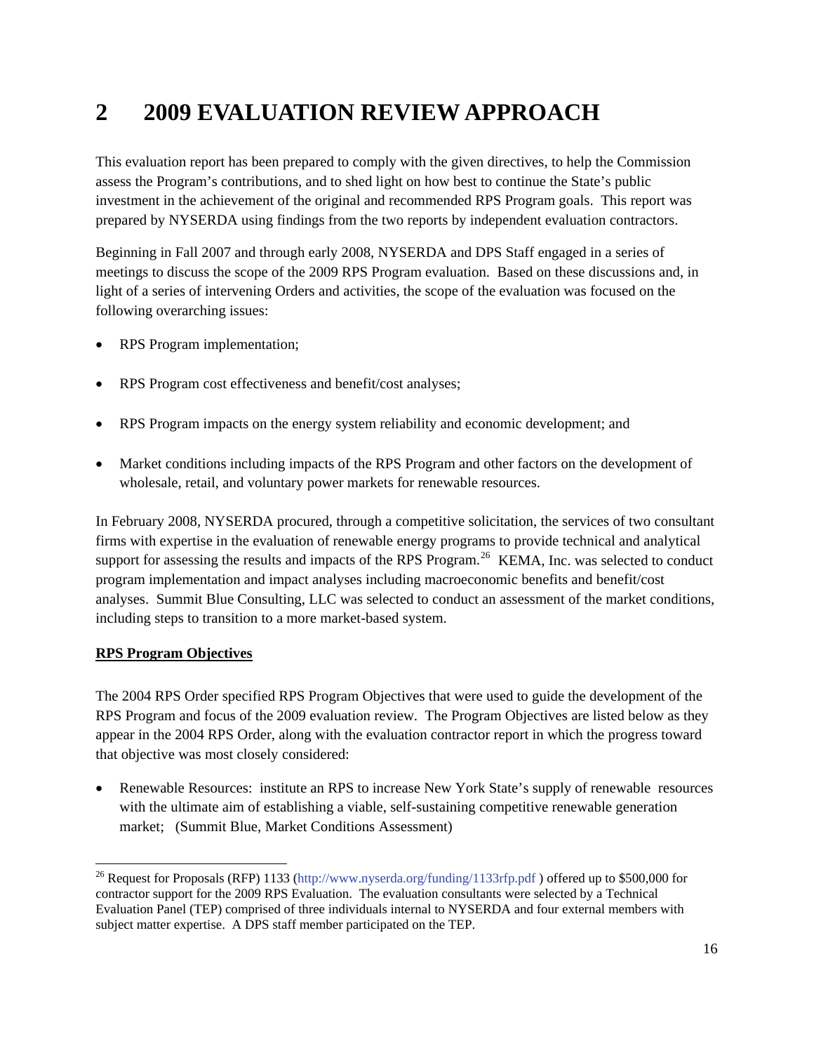# 2 2009 EVALUATION REVIEW APPROACH

This evaluation report has been prepared to comply with the given directives, to help the Commission assess the Program's contributions, and to shed light on how best to continue the State's public investment in the achievement of the original and recommended RPS Program goals. This report was prepared by NYSERDA using findings from the two reports by independent evaluation contractors.

Beginning in Fall 2007 and through early 2008, NYSERDA and DPS Staff engaged in a series of meetings to discuss the scope of the 2009 RPS Program evaluation. Based on these discussions and, in light of a series of intervening Orders and activities, the scope of the evaluation was focused on the following overarching issues:

- RPS Program implementation;
- RPS Program cost effectiveness and benefit/cost analyses;
- RPS Program impacts on the energy system reliability and economic development; and
- Market conditions including impacts of the RPS Program and other factors on the development of wholesale, retail, and voluntary power markets for renewable resources.

In February 2008, NYSERDA procured, through a competitive solicitation, the services of two consultant firms with expertise in the evaluation of renewable energy programs to provide technical and analytical support for assessing the results and impacts of the RPS Program.[26] KEMA, Inc. was selected to conduct program implementation and impact analyses including macroeconomic benefits and benefit/cost analyses. Summit Blue Consulting, LLC was selected to conduct an assessment of the market conditions, including steps to transition to a more market-based system.

**RPS Program Objectives**

The 2004 RPS Order specified RPS Program Objectives that were used to guide the development of the RPS Program and focus of the 2009 evaluation review. The Program Objectives are listed below as they appear in the 2004 RPS Order, along with the evaluation contractor report in which the progress toward that objective was most closely considered:

- Renewable Resources: institute an RPS to increase New York State's supply of renewable resources with the ultimate aim of establishing a viable, self-sustaining competitive renewable generation market; (Summit Blue, Market Conditions Assessment)

[26] Request for Proposals (RFP) 1133 (http://www.nyserda.org/funding/1133rfp.pdf ) offered up to $500,000 for contractor support for the 2009 RPS Evaluation. The evaluation consultants were selected by a Technical Evaluation Panel (TEP) comprised of three individuals internal to NYSERDA and four external members with subject matter expertise. A DPS staff member participated on the TEP.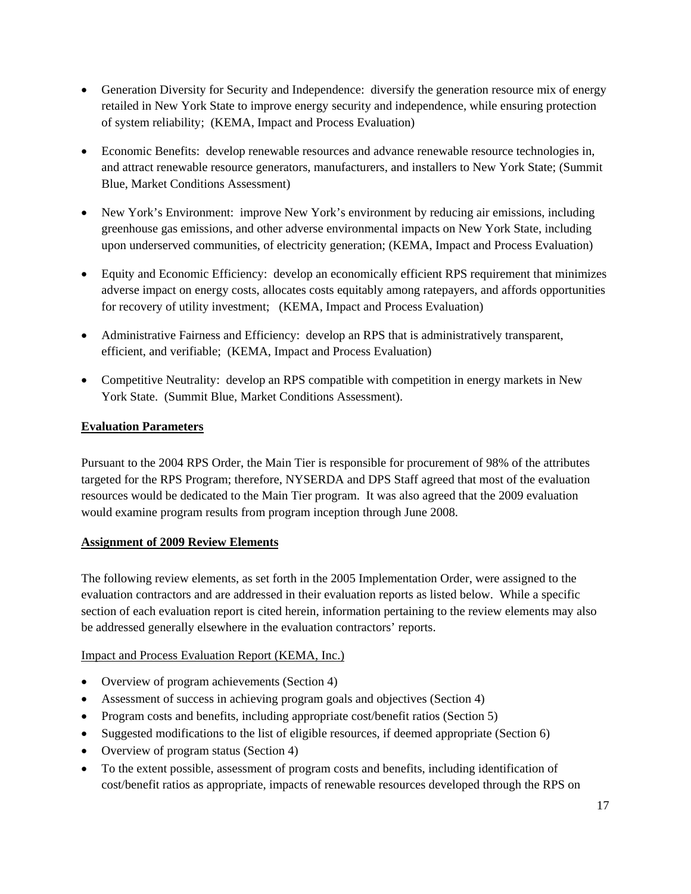- Generation Diversity for Security and Independence: diversify the generation resource mix of energy retailed in New York State to improve energy security and independence, while ensuring protection of system reliability; (KEMA, Impact and Process Evaluation)
- Economic Benefits: develop renewable resources and advance renewable resource technologies in, and attract renewable resource generators, manufacturers, and installers to New York State; (Summit Blue, Market Conditions Assessment)
- New York's Environment: improve New York's environment by reducing air emissions, including greenhouse gas emissions, and other adverse environmental impacts on New York State, including upon underserved communities, of electricity generation; (KEMA, Impact and Process Evaluation)
- Equity and Economic Efficiency: develop an economically efficient RPS requirement that minimizes adverse impact on energy costs, allocates costs equitably among ratepayers, and affords opportunities for recovery of utility investment; (KEMA, Impact and Process Evaluation)
- Administrative Fairness and Efficiency: develop an RPS that is administratively transparent, efficient, and verifiable; (KEMA, Impact and Process Evaluation)
- Competitive Neutrality: develop an RPS compatible with competition in energy markets in New York State. (Summit Blue, Market Conditions Assessment).

**Evaluation Parameters**

Pursuant to the 2004 RPS Order, the Main Tier is responsible for procurement of 98% of the attributes targeted for the RPS Program; therefore, NYSERDA and DPS Staff agreed that most of the evaluation resources would be dedicated to the Main Tier program. It was also agreed that the 2009 evaluation would examine program results from program inception through June 2008.

**Assignment of 2009 Review Elements**

The following review elements, as set forth in the 2005 Implementation Order, were assigned to the evaluation contractors and are addressed in their evaluation reports as listed below. While a specific section of each evaluation report is cited herein, information pertaining to the review elements may also be addressed generally elsewhere in the evaluation contractors' reports.

Impact and Process Evaluation Report (KEMA, Inc.)

- Overview of program achievements (Section 4)
- Assessment of success in achieving program goals and objectives (Section 4)
- Program costs and benefits, including appropriate cost/benefit ratios (Section 5)
- Suggested modifications to the list of eligible resources, if deemed appropriate (Section 6)
- Overview of program status (Section 4)
- To the extent possible, assessment of program costs and benefits, including identification of cost/benefit ratios as appropriate, impacts of renewable resources developed through the RPS on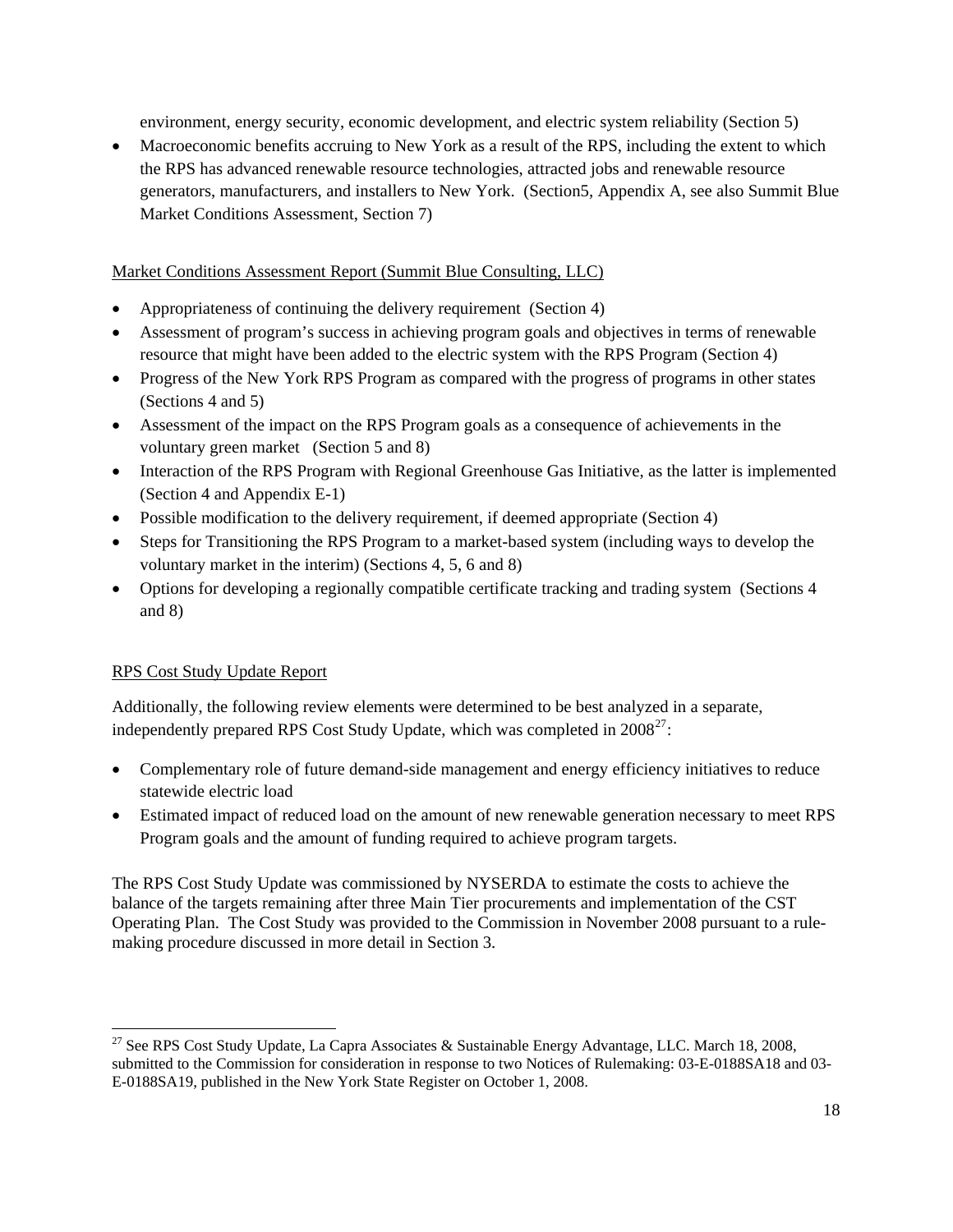environment, energy security, economic development, and electric system reliability (Section 5)

- Macroeconomic benefits accruing to New York as a result of the RPS, including the extent to which the RPS has advanced renewable resource technologies, attracted jobs and renewable resource generators, manufacturers, and installers to New York. (Section5, Appendix A, see also Summit Blue Market Conditions Assessment, Section 7)

Market Conditions Assessment Report (Summit Blue Consulting, LLC)

- Appropriateness of continuing the delivery requirement (Section 4)
- Assessment of program's success in achieving program goals and objectives in terms of renewable resource that might have been added to the electric system with the RPS Program (Section 4)
- Progress of the New York RPS Program as compared with the progress of programs in other states (Sections 4 and 5)
- Assessment of the impact on the RPS Program goals as a consequence of achievements in the voluntary green market (Section 5 and 8)
- Interaction of the RPS Program with Regional Greenhouse Gas Initiative, as the latter is implemented (Section 4 and Appendix E-1)
- Possible modification to the delivery requirement, if deemed appropriate (Section 4)
- Steps for Transitioning the RPS Program to a market-based system (including ways to develop the voluntary market in the interim) (Sections 4, 5, 6 and 8)
- Options for developing a regionally compatible certificate tracking and trading system (Sections 4 and 8)

RPS Cost Study Update Report

Additionally, the following review elements were determined to be best analyzed in a separate, independently prepared RPS Cost Study Update, which was completed in 2008[27]:

- Complementary role of future demand-side management and energy efficiency initiatives to reduce statewide electric load
- Estimated impact of reduced load on the amount of new renewable generation necessary to meet RPS Program goals and the amount of funding required to achieve program targets.

The RPS Cost Study Update was commissioned by NYSERDA to estimate the costs to achieve the balance of the targets remaining after three Main Tier procurements and implementation of the CST Operating Plan. The Cost Study was provided to the Commission in November 2008 pursuant to a rule-making procedure discussed in more detail in Section 3.

[27] See RPS Cost Study Update, La Capra Associates & Sustainable Energy Advantage, LLC. March 18, 2008, submitted to the Commission for consideration in response to two Notices of Rulemaking: 03-E-0188SA18 and 03-E-0188SA19, published in the New York State Register on October 1, 2008.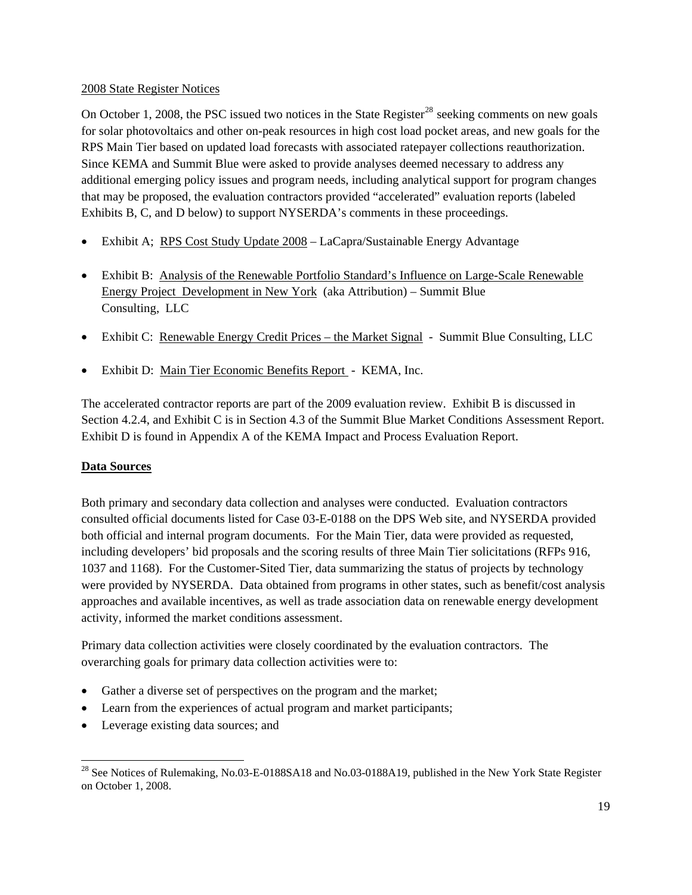2008 State Register Notices

On October 1, 2008, the PSC issued two notices in the State Register[28] seeking comments on new goals for solar photovoltaics and other on-peak resources in high cost load pocket areas, and new goals for the RPS Main Tier based on updated load forecasts with associated ratepayer collections reauthorization. Since KEMA and Summit Blue were asked to provide analyses deemed necessary to address any additional emerging policy issues and program needs, including analytical support for program changes that may be proposed, the evaluation contractors provided "accelerated" evaluation reports (labeled Exhibits B, C, and D below) to support NYSERDA's comments in these proceedings.

- Exhibit A; RPS Cost Study Update 2008 – LaCapra/Sustainable Energy Advantage
- Exhibit B: Analysis of the Renewable Portfolio Standard's Influence on Large-Scale Renewable Energy Project Development in New York (aka Attribution) – Summit Blue Consulting, LLC
- Exhibit C: Renewable Energy Credit Prices – the Market Signal - Summit Blue Consulting, LLC
- Exhibit D: Main Tier Economic Benefits Report - KEMA, Inc.

The accelerated contractor reports are part of the 2009 evaluation review. Exhibit B is discussed in Section 4.2.4, and Exhibit C is in Section 4.3 of the Summit Blue Market Conditions Assessment Report. Exhibit D is found in Appendix A of the KEMA Impact and Process Evaluation Report.

**Data Sources**

Both primary and secondary data collection and analyses were conducted. Evaluation contractors consulted official documents listed for Case 03-E-0188 on the DPS Web site, and NYSERDA provided both official and internal program documents. For the Main Tier, data were provided as requested, including developers' bid proposals and the scoring results of three Main Tier solicitations (RFPs 916, 1037 and 1168). For the Customer-Sited Tier, data summarizing the status of projects by technology were provided by NYSERDA. Data obtained from programs in other states, such as benefit/cost analysis approaches and available incentives, as well as trade association data on renewable energy development activity, informed the market conditions assessment.

Primary data collection activities were closely coordinated by the evaluation contractors. The overarching goals for primary data collection activities were to:

- Gather a diverse set of perspectives on the program and the market;
- Learn from the experiences of actual program and market participants;
- Leverage existing data sources; and

[28] See Notices of Rulemaking, No.03-E-0188SA18 and No.03-0188A19, published in the New York State Register on October 1, 2008.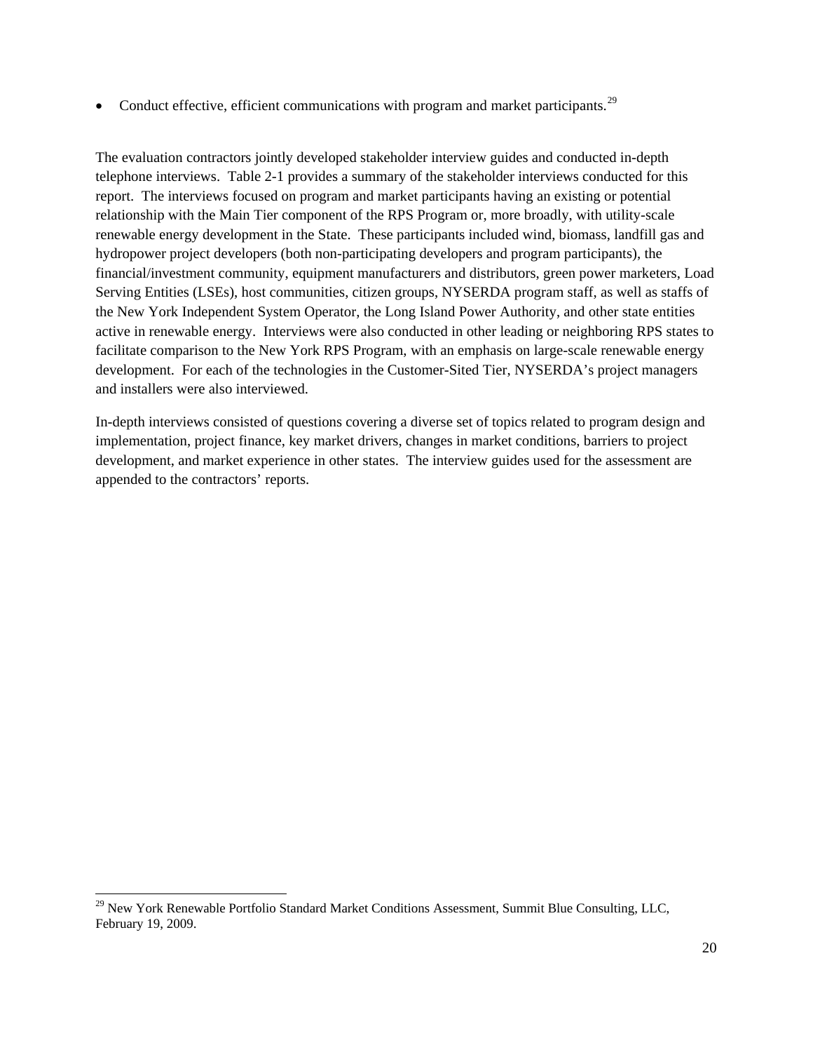- Conduct effective, efficient communications with program and market participants.[29]

The evaluation contractors jointly developed stakeholder interview guides and conducted in-depth telephone interviews. Table 2-1 provides a summary of the stakeholder interviews conducted for this report. The interviews focused on program and market participants having an existing or potential relationship with the Main Tier component of the RPS Program or, more broadly, with utility-scale renewable energy development in the State. These participants included wind, biomass, landfill gas and hydropower project developers (both non-participating developers and program participants), the financial/investment community, equipment manufacturers and distributors, green power marketers, Load Serving Entities (LSEs), host communities, citizen groups, NYSERDA program staff, as well as staffs of the New York Independent System Operator, the Long Island Power Authority, and other state entities active in renewable energy. Interviews were also conducted in other leading or neighboring RPS states to facilitate comparison to the New York RPS Program, with an emphasis on large-scale renewable energy development. For each of the technologies in the Customer-Sited Tier, NYSERDA's project managers and installers were also interviewed.

In-depth interviews consisted of questions covering a diverse set of topics related to program design and implementation, project finance, key market drivers, changes in market conditions, barriers to project development, and market experience in other states. The interview guides used for the assessment are appended to the contractors' reports.

[29] New York Renewable Portfolio Standard Market Conditions Assessment, Summit Blue Consulting, LLC, February 19, 2009.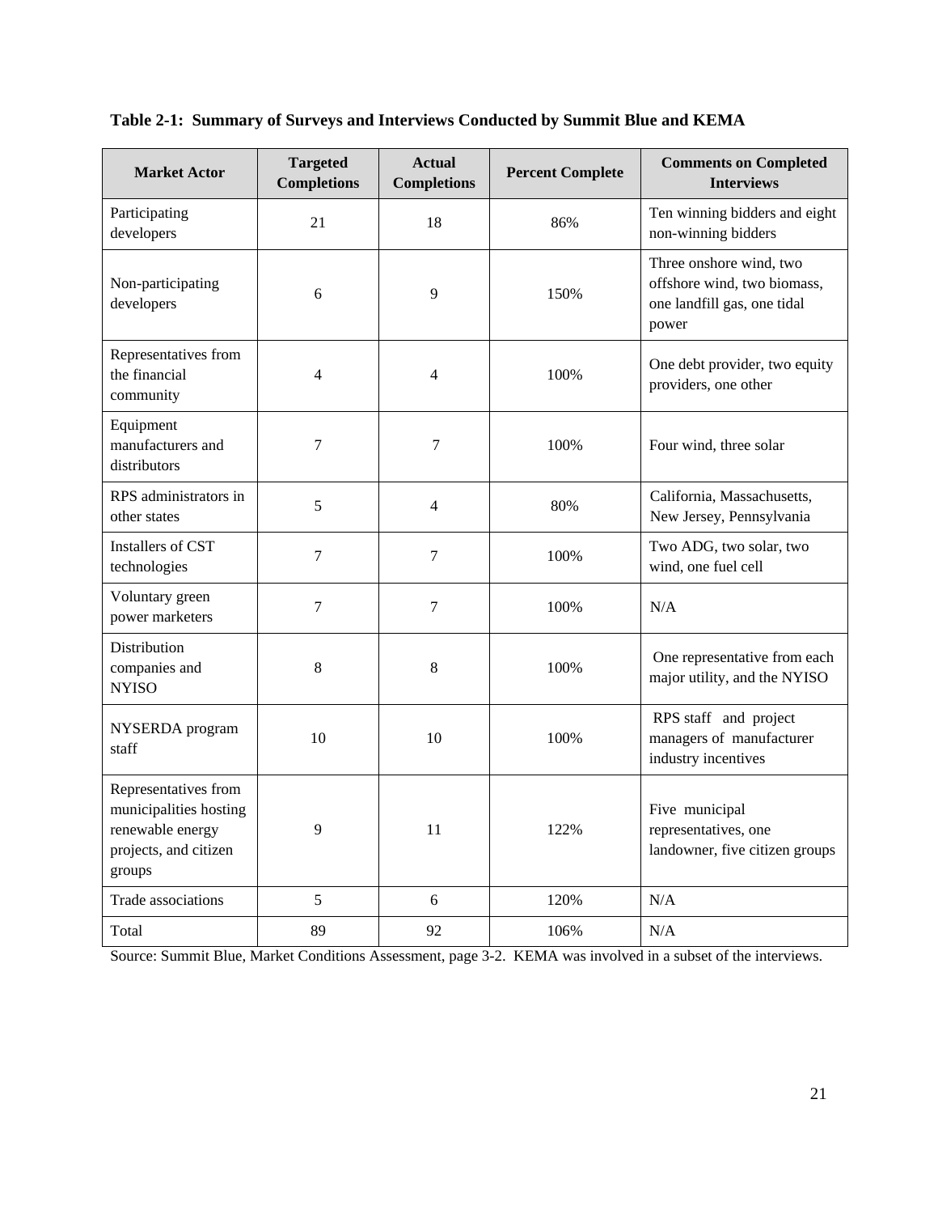**Table 2-1: Summary of Surveys and Interviews Conducted by Summit Blue and KEMA**

| Market Actor | Targeted Completions | Actual Completions | Percent Complete | Comments on Completed Interviews |
|---|---|---|---|---|
| Participating developers | 21 | 18 | 86% | Ten winning bidders and eight non-winning bidders |
| Non-participating developers | 6 | 9 | 150% | Three onshore wind, two offshore wind, two biomass, one landfill gas, one tidal power |
| Representatives from the financial community | 4 | 4 | 100% | One debt provider, two equity providers, one other |
| Equipment manufacturers and distributors | 7 | 7 | 100% | Four wind, three solar |
| RPS administrators in other states | 5 | 4 | 80% | California, Massachusetts, New Jersey, Pennsylvania |
| Installers of CST technologies | 7 | 7 | 100% | Two ADG, two solar, two wind, one fuel cell |
| Voluntary green power marketers | 7 | 7 | 100% | N/A |
| Distribution companies and NYISO | 8 | 8 | 100% | One representative from each major utility, and the NYISO |
| NYSERDA program staff | 10 | 10 | 100% | RPS staff and project managers of manufacturer industry incentives |
| Representatives from municipalities hosting renewable energy projects, and citizen groups | 9 | 11 | 122% | Five municipal representatives, one landowner, five citizen groups |
| Trade associations | 5 | 6 | 120% | N/A |
| Total | 89 | 92 | 106% | N/A |

Source: Summit Blue, Market Conditions Assessment, page 3-2. KEMA was involved in a subset of the interviews.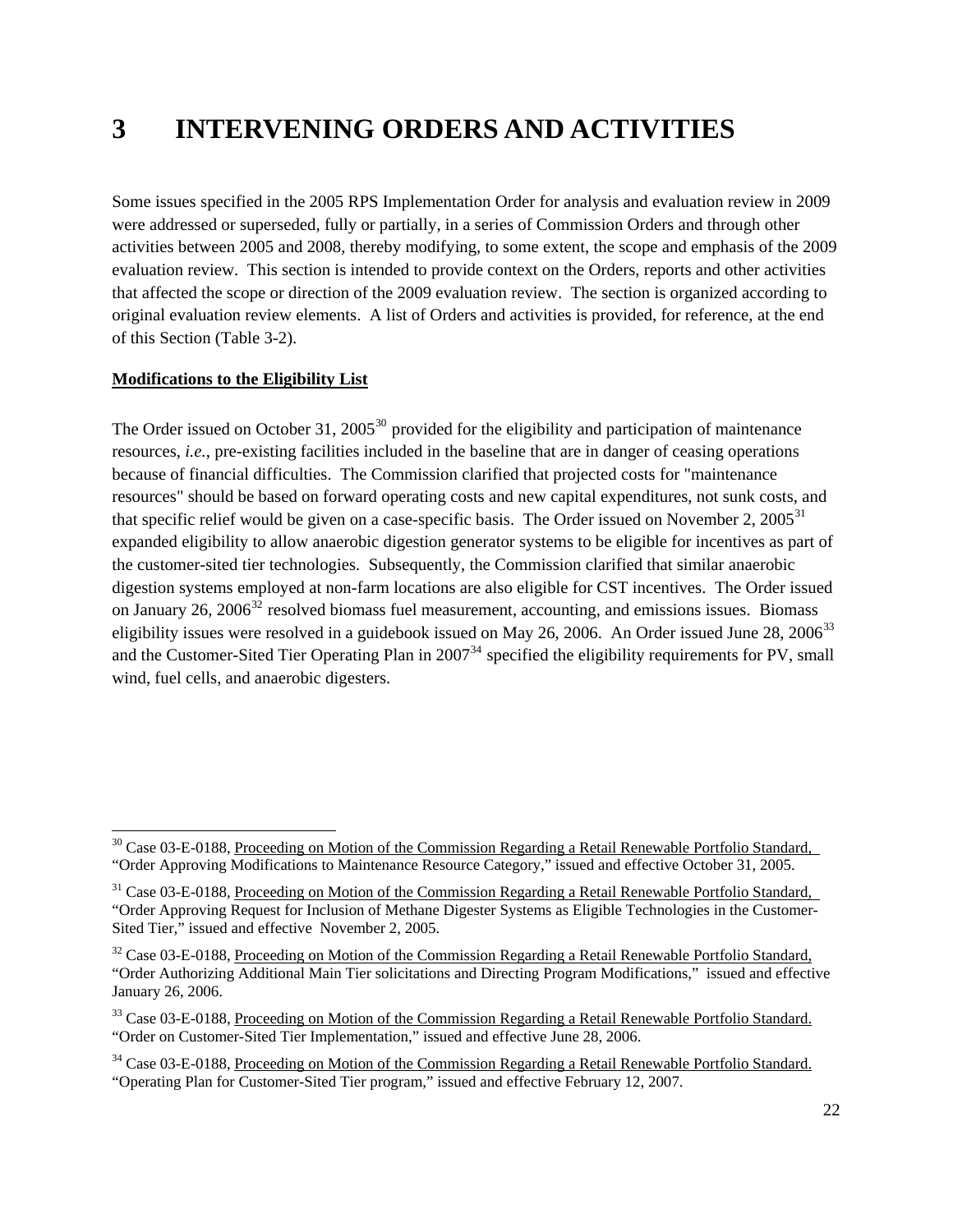# 3 INTERVENING ORDERS AND ACTIVITIES

Some issues specified in the 2005 RPS Implementation Order for analysis and evaluation review in 2009 were addressed or superseded, fully or partially, in a series of Commission Orders and through other activities between 2005 and 2008, thereby modifying, to some extent, the scope and emphasis of the 2009 evaluation review. This section is intended to provide context on the Orders, reports and other activities that affected the scope or direction of the 2009 evaluation review. The section is organized according to original evaluation review elements. A list of Orders and activities is provided, for reference, at the end of this Section (Table 3-2).

**Modifications to the Eligibility List**

The Order issued on October 31, 2005[30] provided for the eligibility and participation of maintenance resources, *i.e.*, pre-existing facilities included in the baseline that are in danger of ceasing operations because of financial difficulties. The Commission clarified that projected costs for "maintenance resources" should be based on forward operating costs and new capital expenditures, not sunk costs, and that specific relief would be given on a case-specific basis. The Order issued on November 2, 2005[31] expanded eligibility to allow anaerobic digestion generator systems to be eligible for incentives as part of the customer-sited tier technologies. Subsequently, the Commission clarified that similar anaerobic digestion systems employed at non-farm locations are also eligible for CST incentives. The Order issued on January 26, 2006[32] resolved biomass fuel measurement, accounting, and emissions issues. Biomass eligibility issues were resolved in a guidebook issued on May 26, 2006. An Order issued June 28, 2006[33] and the Customer-Sited Tier Operating Plan in 2007[34] specified the eligibility requirements for PV, small wind, fuel cells, and anaerobic digesters.

---

[30] Case 03-E-0188, Proceeding on Motion of the Commission Regarding a Retail Renewable Portfolio Standard, "Order Approving Modifications to Maintenance Resource Category," issued and effective October 31, 2005.

[31] Case 03-E-0188, Proceeding on Motion of the Commission Regarding a Retail Renewable Portfolio Standard, "Order Approving Request for Inclusion of Methane Digester Systems as Eligible Technologies in the Customer-Sited Tier," issued and effective November 2, 2005.

[32] Case 03-E-0188, Proceeding on Motion of the Commission Regarding a Retail Renewable Portfolio Standard, "Order Authorizing Additional Main Tier solicitations and Directing Program Modifications," issued and effective January 26, 2006.

[33] Case 03-E-0188, Proceeding on Motion of the Commission Regarding a Retail Renewable Portfolio Standard. "Order on Customer-Sited Tier Implementation," issued and effective June 28, 2006.

[34] Case 03-E-0188, Proceeding on Motion of the Commission Regarding a Retail Renewable Portfolio Standard. "Operating Plan for Customer-Sited Tier program," issued and effective February 12, 2007.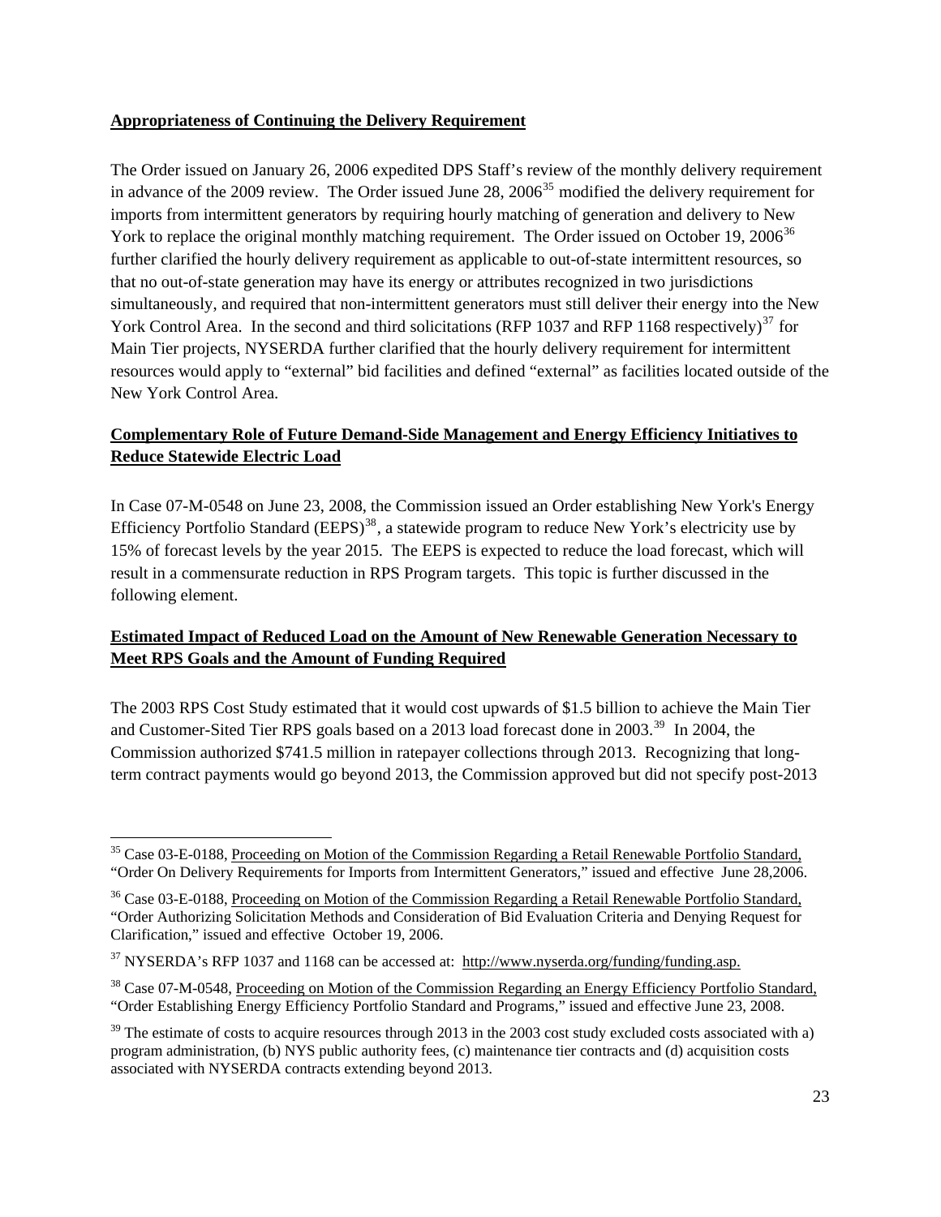**Appropriateness of Continuing the Delivery Requirement**

The Order issued on January 26, 2006 expedited DPS Staff's review of the monthly delivery requirement in advance of the 2009 review. The Order issued June 28, 2006[35] modified the delivery requirement for imports from intermittent generators by requiring hourly matching of generation and delivery to New York to replace the original monthly matching requirement. The Order issued on October 19, 2006[36] further clarified the hourly delivery requirement as applicable to out-of-state intermittent resources, so that no out-of-state generation may have its energy or attributes recognized in two jurisdictions simultaneously, and required that non-intermittent generators must still deliver their energy into the New York Control Area. In the second and third solicitations (RFP 1037 and RFP 1168 respectively)[37] for Main Tier projects, NYSERDA further clarified that the hourly delivery requirement for intermittent resources would apply to "external" bid facilities and defined "external" as facilities located outside of the New York Control Area.

**Complementary Role of Future Demand-Side Management and Energy Efficiency Initiatives to Reduce Statewide Electric Load**

In Case 07-M-0548 on June 23, 2008, the Commission issued an Order establishing New York's Energy Efficiency Portfolio Standard (EEPS)[38], a statewide program to reduce New York's electricity use by 15% of forecast levels by the year 2015. The EEPS is expected to reduce the load forecast, which will result in a commensurate reduction in RPS Program targets. This topic is further discussed in the following element.

**Estimated Impact of Reduced Load on the Amount of New Renewable Generation Necessary to Meet RPS Goals and the Amount of Funding Required**

The 2003 RPS Cost Study estimated that it would cost upwards of $1.5 billion to achieve the Main Tier and Customer-Sited Tier RPS goals based on a 2013 load forecast done in 2003.[39] In 2004, the Commission authorized $741.5 million in ratepayer collections through 2013. Recognizing that long-term contract payments would go beyond 2013, the Commission approved but did not specify post-2013

---

[35] Case 03-E-0188, Proceeding on Motion of the Commission Regarding a Retail Renewable Portfolio Standard, "Order On Delivery Requirements for Imports from Intermittent Generators," issued and effective June 28,2006.

[36] Case 03-E-0188, Proceeding on Motion of the Commission Regarding a Retail Renewable Portfolio Standard, "Order Authorizing Solicitation Methods and Consideration of Bid Evaluation Criteria and Denying Request for Clarification," issued and effective October 19, 2006.

[37] NYSERDA's RFP 1037 and 1168 can be accessed at: http://www.nyserda.org/funding/funding.asp.

[38] Case 07-M-0548, Proceeding on Motion of the Commission Regarding an Energy Efficiency Portfolio Standard, "Order Establishing Energy Efficiency Portfolio Standard and Programs," issued and effective June 23, 2008.

[39] The estimate of costs to acquire resources through 2013 in the 2003 cost study excluded costs associated with a) program administration, (b) NYS public authority fees, (c) maintenance tier contracts and (d) acquisition costs associated with NYSERDA contracts extending beyond 2013.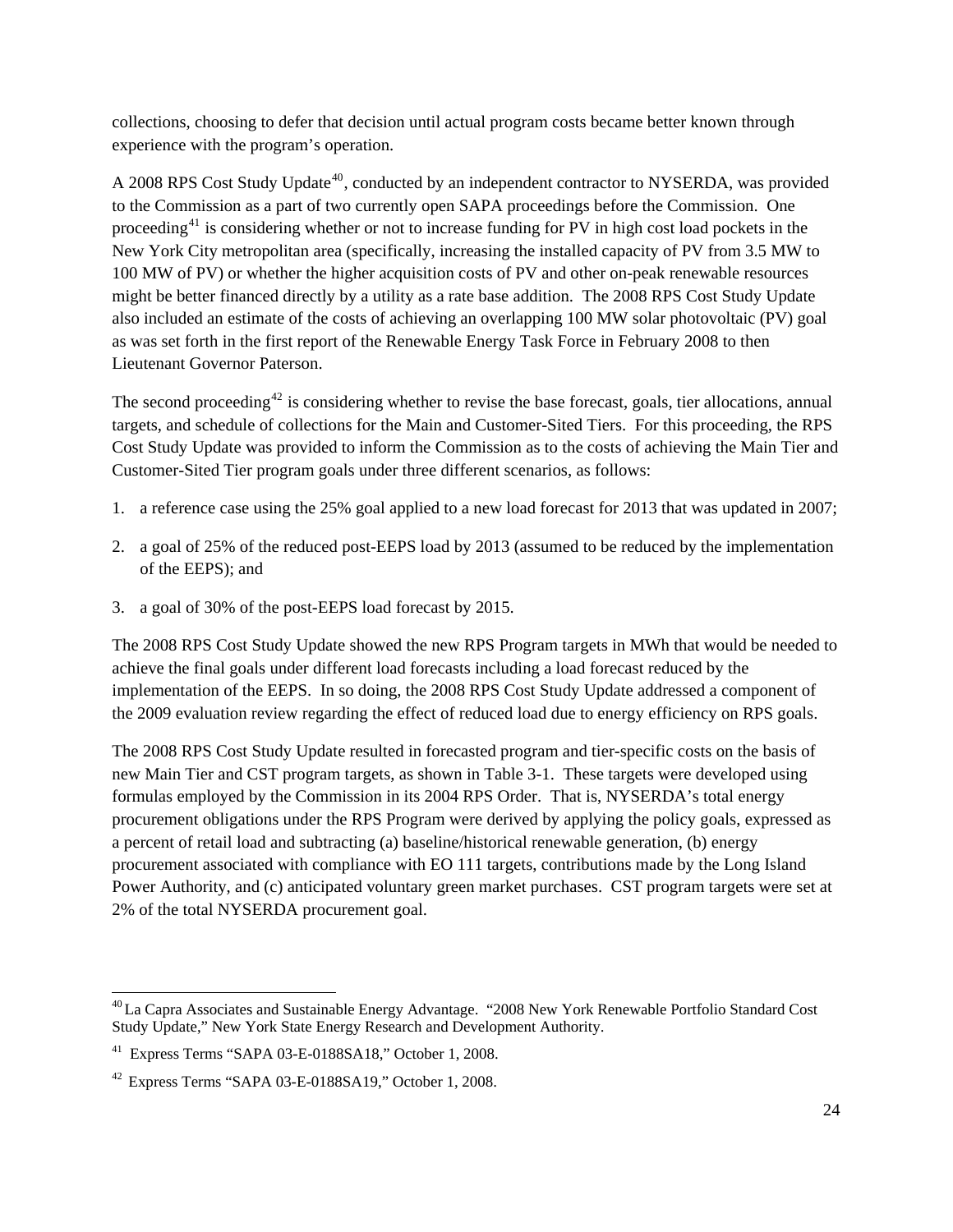collections, choosing to defer that decision until actual program costs became better known through experience with the program's operation.

A 2008 RPS Cost Study Update[40], conducted by an independent contractor to NYSERDA, was provided to the Commission as a part of two currently open SAPA proceedings before the Commission. One proceeding[41] is considering whether or not to increase funding for PV in high cost load pockets in the New York City metropolitan area (specifically, increasing the installed capacity of PV from 3.5 MW to 100 MW of PV) or whether the higher acquisition costs of PV and other on-peak renewable resources might be better financed directly by a utility as a rate base addition. The 2008 RPS Cost Study Update also included an estimate of the costs of achieving an overlapping 100 MW solar photovoltaic (PV) goal as was set forth in the first report of the Renewable Energy Task Force in February 2008 to then Lieutenant Governor Paterson.

The second proceeding[42] is considering whether to revise the base forecast, goals, tier allocations, annual targets, and schedule of collections for the Main and Customer-Sited Tiers. For this proceeding, the RPS Cost Study Update was provided to inform the Commission as to the costs of achieving the Main Tier and Customer-Sited Tier program goals under three different scenarios, as follows:

1. a reference case using the 25% goal applied to a new load forecast for 2013 that was updated in 2007;
2. a goal of 25% of the reduced post-EEPS load by 2013 (assumed to be reduced by the implementation of the EEPS); and
3. a goal of 30% of the post-EEPS load forecast by 2015.

The 2008 RPS Cost Study Update showed the new RPS Program targets in MWh that would be needed to achieve the final goals under different load forecasts including a load forecast reduced by the implementation of the EEPS. In so doing, the 2008 RPS Cost Study Update addressed a component of the 2009 evaluation review regarding the effect of reduced load due to energy efficiency on RPS goals.

The 2008 RPS Cost Study Update resulted in forecasted program and tier-specific costs on the basis of new Main Tier and CST program targets, as shown in Table 3-1. These targets were developed using formulas employed by the Commission in its 2004 RPS Order. That is, NYSERDA's total energy procurement obligations under the RPS Program were derived by applying the policy goals, expressed as a percent of retail load and subtracting (a) baseline/historical renewable generation, (b) energy procurement associated with compliance with EO 111 targets, contributions made by the Long Island Power Authority, and (c) anticipated voluntary green market purchases. CST program targets were set at 2% of the total NYSERDA procurement goal.

---

[40] La Capra Associates and Sustainable Energy Advantage. "2008 New York Renewable Portfolio Standard Cost Study Update," New York State Energy Research and Development Authority.

[41] Express Terms "SAPA 03-E-0188SA18," October 1, 2008.

[42] Express Terms "SAPA 03-E-0188SA19," October 1, 2008.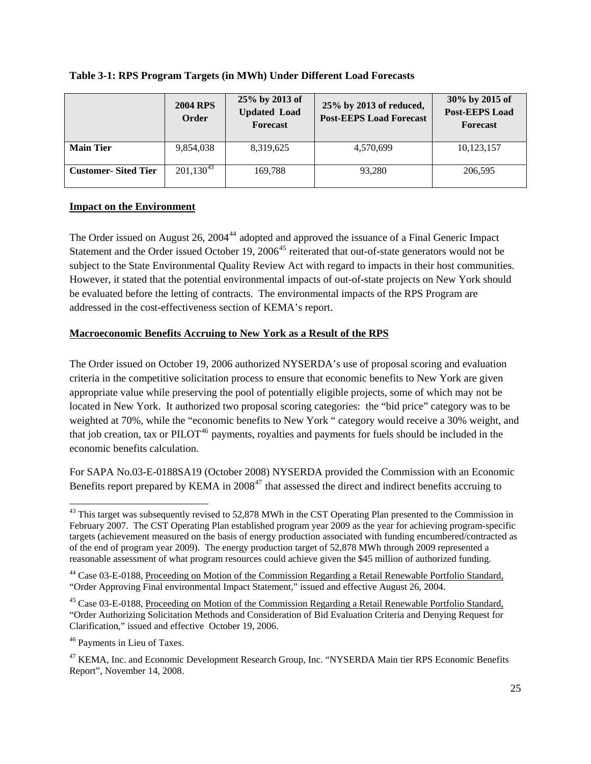**Table 3-1: RPS Program Targets (in MWh) Under Different Load Forecasts**

| | 2004 RPS Order | 25% by 2013 of Updated Load Forecast | 25% by 2013 of reduced, Post-EEPS Load Forecast | 30% by 2015 of Post-EEPS Load Forecast |
|---|---|---|---|---|
| **Main Tier** | 9,854,038 | 8,319,625 | 4,570,699 | 10,123,157 |
| **Customer- Sited Tier** | 201,130[43] | 169,788 | 93,280 | 206,595 |

**Impact on the Environment**

The Order issued on August 26, 2004[44] adopted and approved the issuance of a Final Generic Impact Statement and the Order issued October 19, 2006[45] reiterated that out-of-state generators would not be subject to the State Environmental Quality Review Act with regard to impacts in their host communities. However, it stated that the potential environmental impacts of out-of-state projects on New York should be evaluated before the letting of contracts. The environmental impacts of the RPS Program are addressed in the cost-effectiveness section of KEMA's report.

**Macroeconomic Benefits Accruing to New York as a Result of the RPS**

The Order issued on October 19, 2006 authorized NYSERDA's use of proposal scoring and evaluation criteria in the competitive solicitation process to ensure that economic benefits to New York are given appropriate value while preserving the pool of potentially eligible projects, some of which may not be located in New York. It authorized two proposal scoring categories: the "bid price" category was to be weighted at 70%, while the "economic benefits to New York " category would receive a 30% weight, and that job creation, tax or PILOT[46] payments, royalties and payments for fuels should be included in the economic benefits calculation.

For SAPA No.03-E-0188SA19 (October 2008) NYSERDA provided the Commission with an Economic Benefits report prepared by KEMA in 2008[47] that assessed the direct and indirect benefits accruing to

[43] This target was subsequently revised to 52,878 MWh in the CST Operating Plan presented to the Commission in February 2007. The CST Operating Plan established program year 2009 as the year for achieving program-specific targets (achievement measured on the basis of energy production associated with funding encumbered/contracted as of the end of program year 2009). The energy production target of 52,878 MWh through 2009 represented a reasonable assessment of what program resources could achieve given the $45 million of authorized funding.

[44] Case 03-E-0188, Proceeding on Motion of the Commission Regarding a Retail Renewable Portfolio Standard, "Order Approving Final environmental Impact Statement," issued and effective August 26, 2004.

[45] Case 03-E-0188, Proceeding on Motion of the Commission Regarding a Retail Renewable Portfolio Standard, "Order Authorizing Solicitation Methods and Consideration of Bid Evaluation Criteria and Denying Request for Clarification," issued and effective October 19, 2006.

[46] Payments in Lieu of Taxes.

[47] KEMA, Inc. and Economic Development Research Group, Inc. "NYSERDA Main tier RPS Economic Benefits Report", November 14, 2008.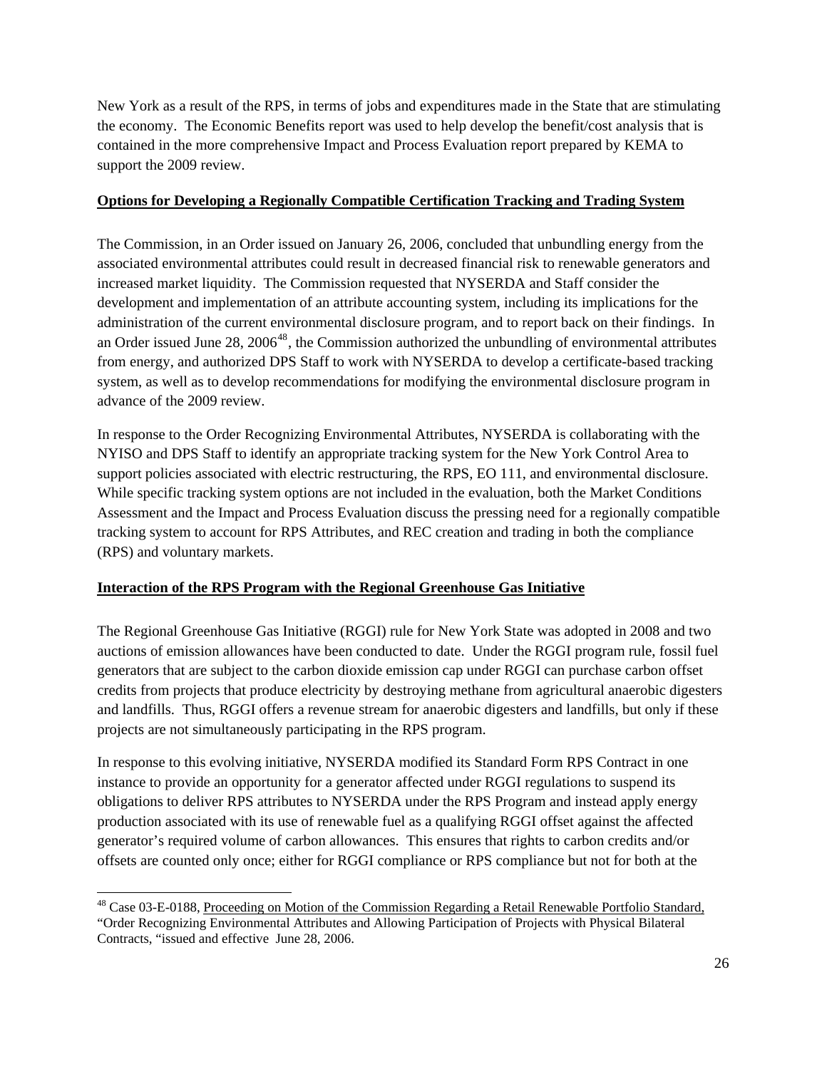New York as a result of the RPS, in terms of jobs and expenditures made in the State that are stimulating the economy. The Economic Benefits report was used to help develop the benefit/cost analysis that is contained in the more comprehensive Impact and Process Evaluation report prepared by KEMA to support the 2009 review.

**Options for Developing a Regionally Compatible Certification Tracking and Trading System**

The Commission, in an Order issued on January 26, 2006, concluded that unbundling energy from the associated environmental attributes could result in decreased financial risk to renewable generators and increased market liquidity. The Commission requested that NYSERDA and Staff consider the development and implementation of an attribute accounting system, including its implications for the administration of the current environmental disclosure program, and to report back on their findings. In an Order issued June 28, 2006[48], the Commission authorized the unbundling of environmental attributes from energy, and authorized DPS Staff to work with NYSERDA to develop a certificate-based tracking system, as well as to develop recommendations for modifying the environmental disclosure program in advance of the 2009 review.

In response to the Order Recognizing Environmental Attributes, NYSERDA is collaborating with the NYISO and DPS Staff to identify an appropriate tracking system for the New York Control Area to support policies associated with electric restructuring, the RPS, EO 111, and environmental disclosure. While specific tracking system options are not included in the evaluation, both the Market Conditions Assessment and the Impact and Process Evaluation discuss the pressing need for a regionally compatible tracking system to account for RPS Attributes, and REC creation and trading in both the compliance (RPS) and voluntary markets.

**Interaction of the RPS Program with the Regional Greenhouse Gas Initiative**

The Regional Greenhouse Gas Initiative (RGGI) rule for New York State was adopted in 2008 and two auctions of emission allowances have been conducted to date. Under the RGGI program rule, fossil fuel generators that are subject to the carbon dioxide emission cap under RGGI can purchase carbon offset credits from projects that produce electricity by destroying methane from agricultural anaerobic digesters and landfills. Thus, RGGI offers a revenue stream for anaerobic digesters and landfills, but only if these projects are not simultaneously participating in the RPS program.

In response to this evolving initiative, NYSERDA modified its Standard Form RPS Contract in one instance to provide an opportunity for a generator affected under RGGI regulations to suspend its obligations to deliver RPS attributes to NYSERDA under the RPS Program and instead apply energy production associated with its use of renewable fuel as a qualifying RGGI offset against the affected generator's required volume of carbon allowances. This ensures that rights to carbon credits and/or offsets are counted only once; either for RGGI compliance or RPS compliance but not for both at the

[48] Case 03-E-0188, Proceeding on Motion of the Commission Regarding a Retail Renewable Portfolio Standard, "Order Recognizing Environmental Attributes and Allowing Participation of Projects with Physical Bilateral Contracts, "issued and effective June 28, 2006.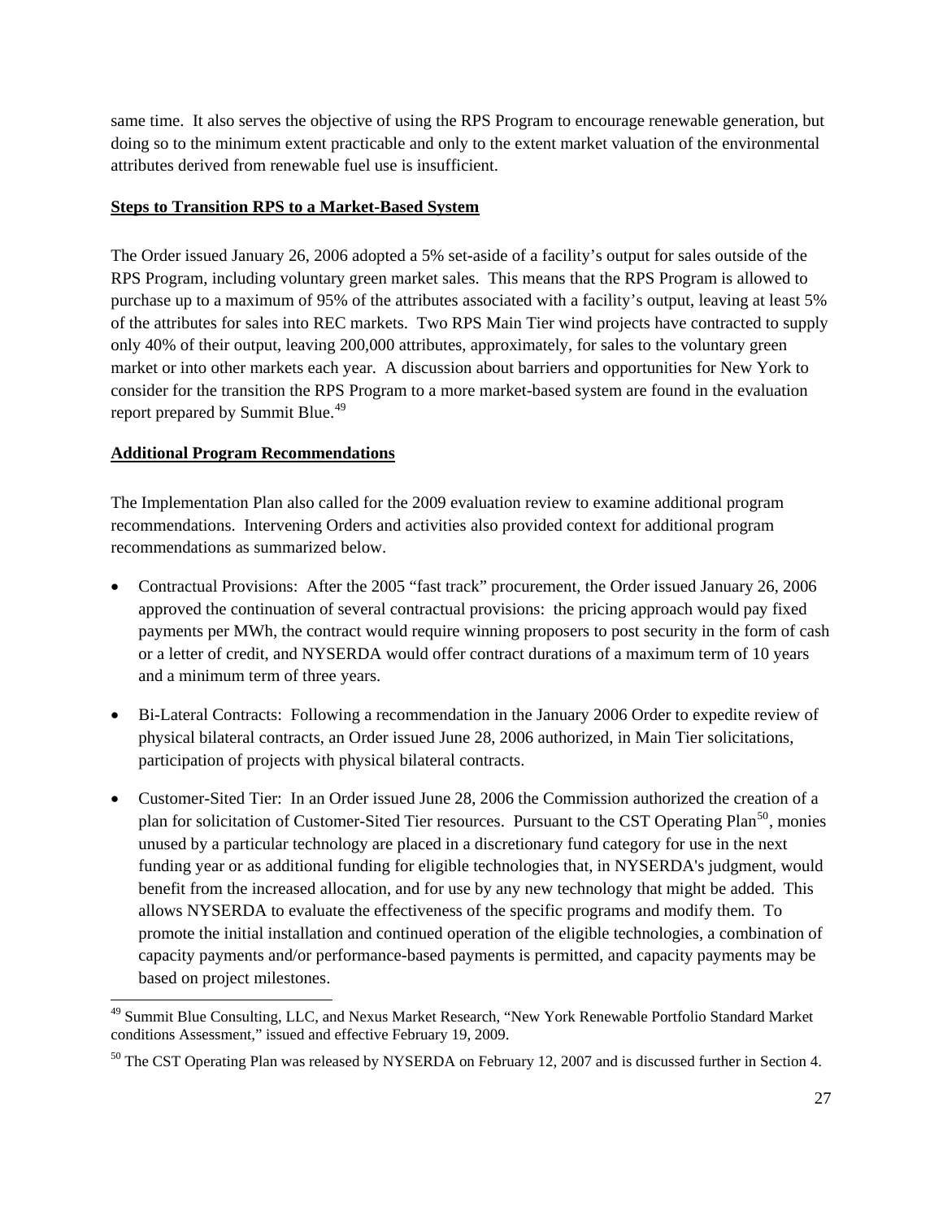same time. It also serves the objective of using the RPS Program to encourage renewable generation, but doing so to the minimum extent practicable and only to the extent market valuation of the environmental attributes derived from renewable fuel use is insufficient.

**Steps to Transition RPS to a Market-Based System**

The Order issued January 26, 2006 adopted a 5% set-aside of a facility's output for sales outside of the RPS Program, including voluntary green market sales. This means that the RPS Program is allowed to purchase up to a maximum of 95% of the attributes associated with a facility's output, leaving at least 5% of the attributes for sales into REC markets. Two RPS Main Tier wind projects have contracted to supply only 40% of their output, leaving 200,000 attributes, approximately, for sales to the voluntary green market or into other markets each year. A discussion about barriers and opportunities for New York to consider for the transition the RPS Program to a more market-based system are found in the evaluation report prepared by Summit Blue.[49]

**Additional Program Recommendations**

The Implementation Plan also called for the 2009 evaluation review to examine additional program recommendations. Intervening Orders and activities also provided context for additional program recommendations as summarized below.

- Contractual Provisions: After the 2005 "fast track" procurement, the Order issued January 26, 2006 approved the continuation of several contractual provisions: the pricing approach would pay fixed payments per MWh, the contract would require winning proposers to post security in the form of cash or a letter of credit, and NYSERDA would offer contract durations of a maximum term of 10 years and a minimum term of three years.
- Bi-Lateral Contracts: Following a recommendation in the January 2006 Order to expedite review of physical bilateral contracts, an Order issued June 28, 2006 authorized, in Main Tier solicitations, participation of projects with physical bilateral contracts.
- Customer-Sited Tier: In an Order issued June 28, 2006 the Commission authorized the creation of a plan for solicitation of Customer-Sited Tier resources. Pursuant to the CST Operating Plan[50], monies unused by a particular technology are placed in a discretionary fund category for use in the next funding year or as additional funding for eligible technologies that, in NYSERDA's judgment, would benefit from the increased allocation, and for use by any new technology that might be added. This allows NYSERDA to evaluate the effectiveness of the specific programs and modify them. To promote the initial installation and continued operation of the eligible technologies, a combination of capacity payments and/or performance-based payments is permitted, and capacity payments may be based on project milestones.

[49] Summit Blue Consulting, LLC, and Nexus Market Research, "New York Renewable Portfolio Standard Market conditions Assessment," issued and effective February 19, 2009.

[50] The CST Operating Plan was released by NYSERDA on February 12, 2007 and is discussed further in Section 4.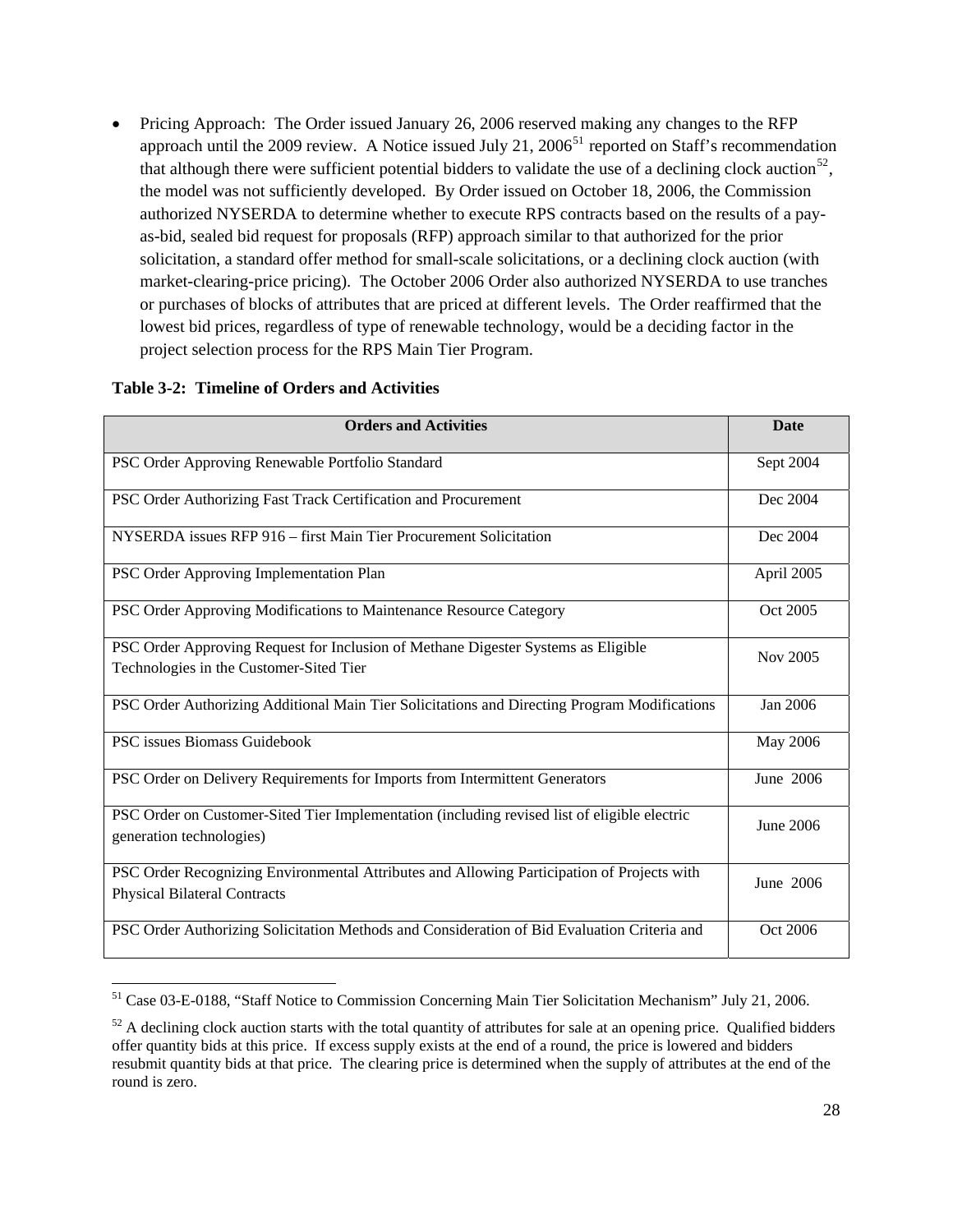- Pricing Approach: The Order issued January 26, 2006 reserved making any changes to the RFP approach until the 2009 review. A Notice issued July 21, 2006[51] reported on Staff's recommendation that although there were sufficient potential bidders to validate the use of a declining clock auction[52], the model was not sufficiently developed. By Order issued on October 18, 2006, the Commission authorized NYSERDA to determine whether to execute RPS contracts based on the results of a pay-as-bid, sealed bid request for proposals (RFP) approach similar to that authorized for the prior solicitation, a standard offer method for small-scale solicitations, or a declining clock auction (with market-clearing-price pricing). The October 2006 Order also authorized NYSERDA to use tranches or purchases of blocks of attributes that are priced at different levels. The Order reaffirmed that the lowest bid prices, regardless of type of renewable technology, would be a deciding factor in the project selection process for the RPS Main Tier Program.

**Table 3-2: Timeline of Orders and Activities**

| Orders and Activities | Date |
|---|---|
| PSC Order Approving Renewable Portfolio Standard | Sept 2004 |
| PSC Order Authorizing Fast Track Certification and Procurement | Dec 2004 |
| NYSERDA issues RFP 916 – first Main Tier Procurement Solicitation | Dec 2004 |
| PSC Order Approving Implementation Plan | April 2005 |
| PSC Order Approving Modifications to Maintenance Resource Category | Oct 2005 |
| PSC Order Approving Request for Inclusion of Methane Digester Systems as Eligible Technologies in the Customer-Sited Tier | Nov 2005 |
| PSC Order Authorizing Additional Main Tier Solicitations and Directing Program Modifications | Jan 2006 |
| PSC issues Biomass Guidebook | May 2006 |
| PSC Order on Delivery Requirements for Imports from Intermittent Generators | June 2006 |
| PSC Order on Customer-Sited Tier Implementation (including revised list of eligible electric generation technologies) | June 2006 |
| PSC Order Recognizing Environmental Attributes and Allowing Participation of Projects with Physical Bilateral Contracts | June 2006 |
| PSC Order Authorizing Solicitation Methods and Consideration of Bid Evaluation Criteria and | Oct 2006 |

[51] Case 03-E-0188, "Staff Notice to Commission Concerning Main Tier Solicitation Mechanism" July 21, 2006.

[52] A declining clock auction starts with the total quantity of attributes for sale at an opening price. Qualified bidders offer quantity bids at this price. If excess supply exists at the end of a round, the price is lowered and bidders resubmit quantity bids at that price. The clearing price is determined when the supply of attributes at the end of the round is zero.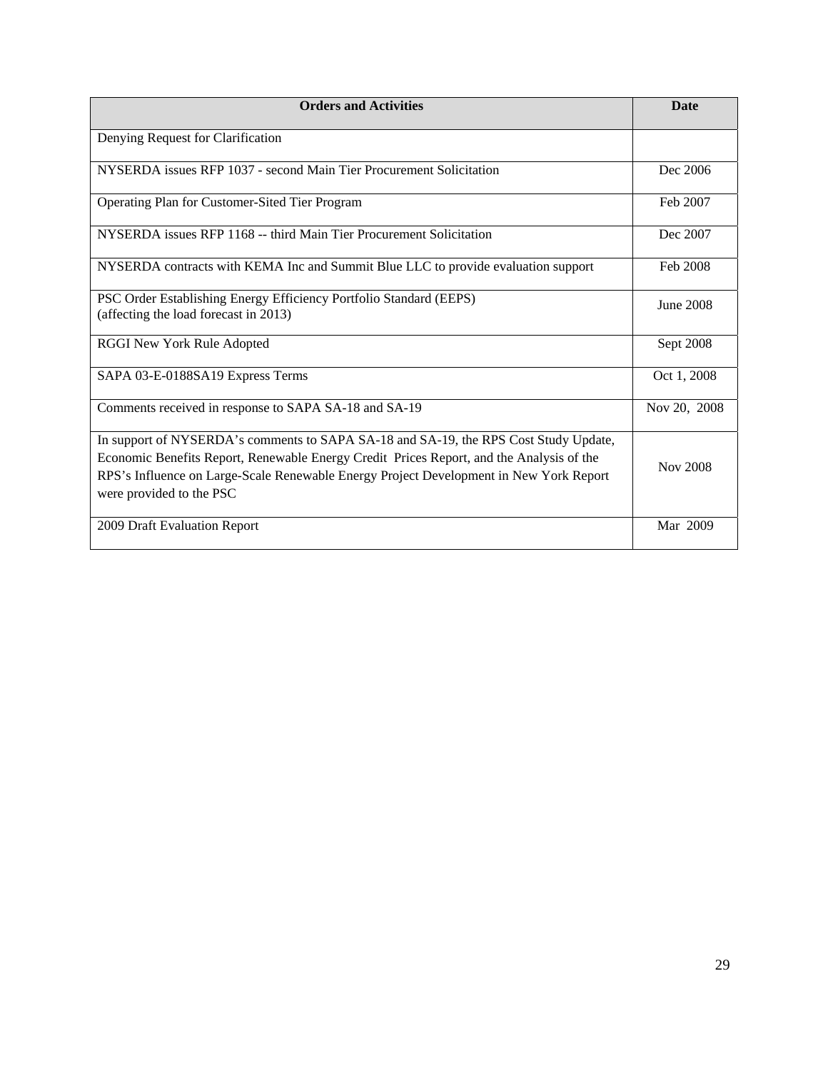| Orders and Activities | Date |
|---|---|
| Denying Request for Clarification | |
| NYSERDA issues RFP 1037 - second Main Tier Procurement Solicitation | Dec 2006 |
| Operating Plan for Customer-Sited Tier Program | Feb 2007 |
| NYSERDA issues RFP 1168 -- third Main Tier Procurement Solicitation | Dec 2007 |
| NYSERDA contracts with KEMA Inc and Summit Blue LLC to provide evaluation support | Feb 2008 |
| PSC Order Establishing Energy Efficiency Portfolio Standard (EEPS) (affecting the load forecast in 2013) | June 2008 |
| RGGI New York Rule Adopted | Sept 2008 |
| SAPA 03-E-0188SA19 Express Terms | Oct 1, 2008 |
| Comments received in response to SAPA SA-18 and SA-19 | Nov 20, 2008 |
| In support of NYSERDA's comments to SAPA SA-18 and SA-19, the RPS Cost Study Update, Economic Benefits Report, Renewable Energy Credit Prices Report, and the Analysis of the RPS's Influence on Large-Scale Renewable Energy Project Development in New York Report were provided to the PSC | Nov 2008 |
| 2009 Draft Evaluation Report | Mar 2009 |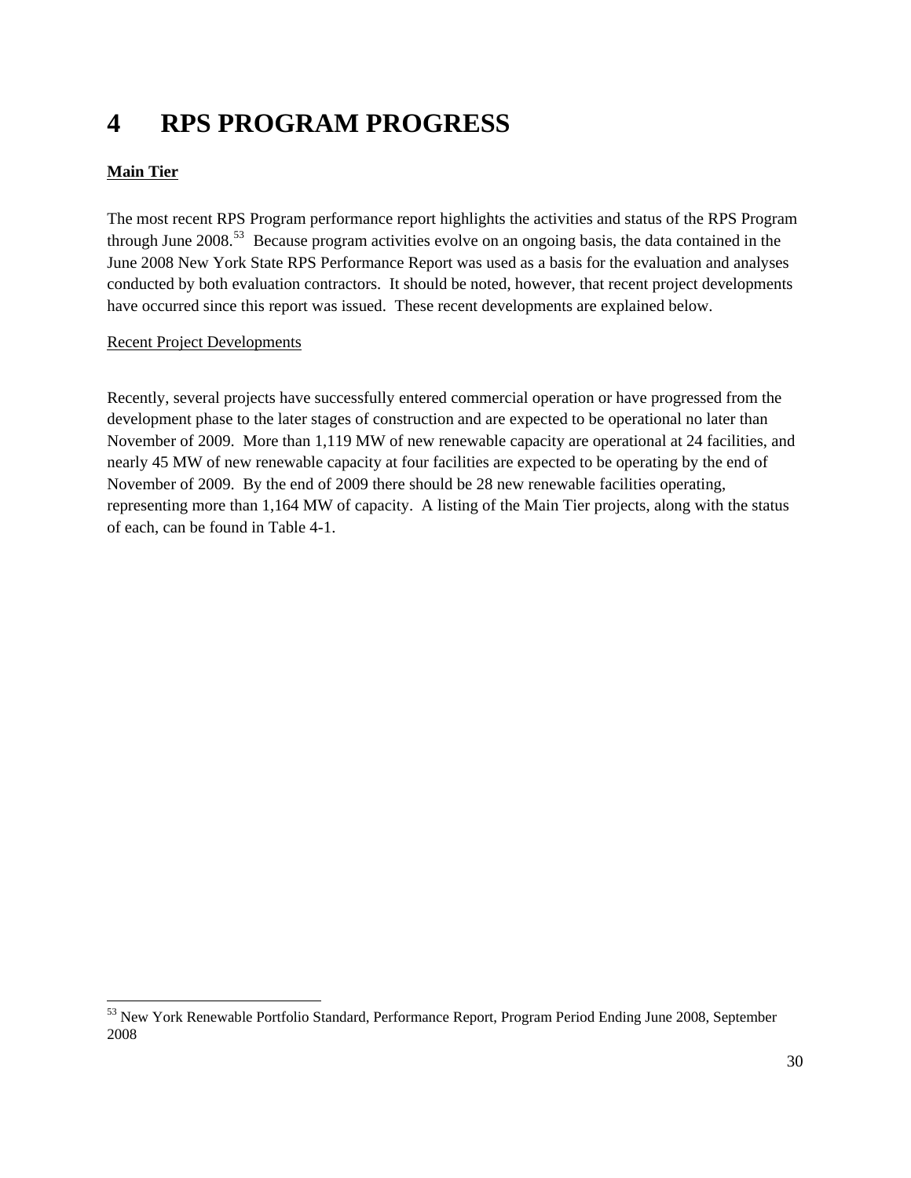# 4 RPS PROGRAM PROGRESS

**<u>Main Tier</u>**

The most recent RPS Program performance report highlights the activities and status of the RPS Program through June 2008.[53] Because program activities evolve on an ongoing basis, the data contained in the June 2008 New York State RPS Performance Report was used as a basis for the evaluation and analyses conducted by both evaluation contractors. It should be noted, however, that recent project developments have occurred since this report was issued. These recent developments are explained below.

<u>Recent Project Developments</u>

Recently, several projects have successfully entered commercial operation or have progressed from the development phase to the later stages of construction and are expected to be operational no later than November of 2009. More than 1,119 MW of new renewable capacity are operational at 24 facilities, and nearly 45 MW of new renewable capacity at four facilities are expected to be operating by the end of November of 2009. By the end of 2009 there should be 28 new renewable facilities operating, representing more than 1,164 MW of capacity. A listing of the Main Tier projects, along with the status of each, can be found in Table 4-1.

[53] New York Renewable Portfolio Standard, Performance Report, Program Period Ending June 2008, September 2008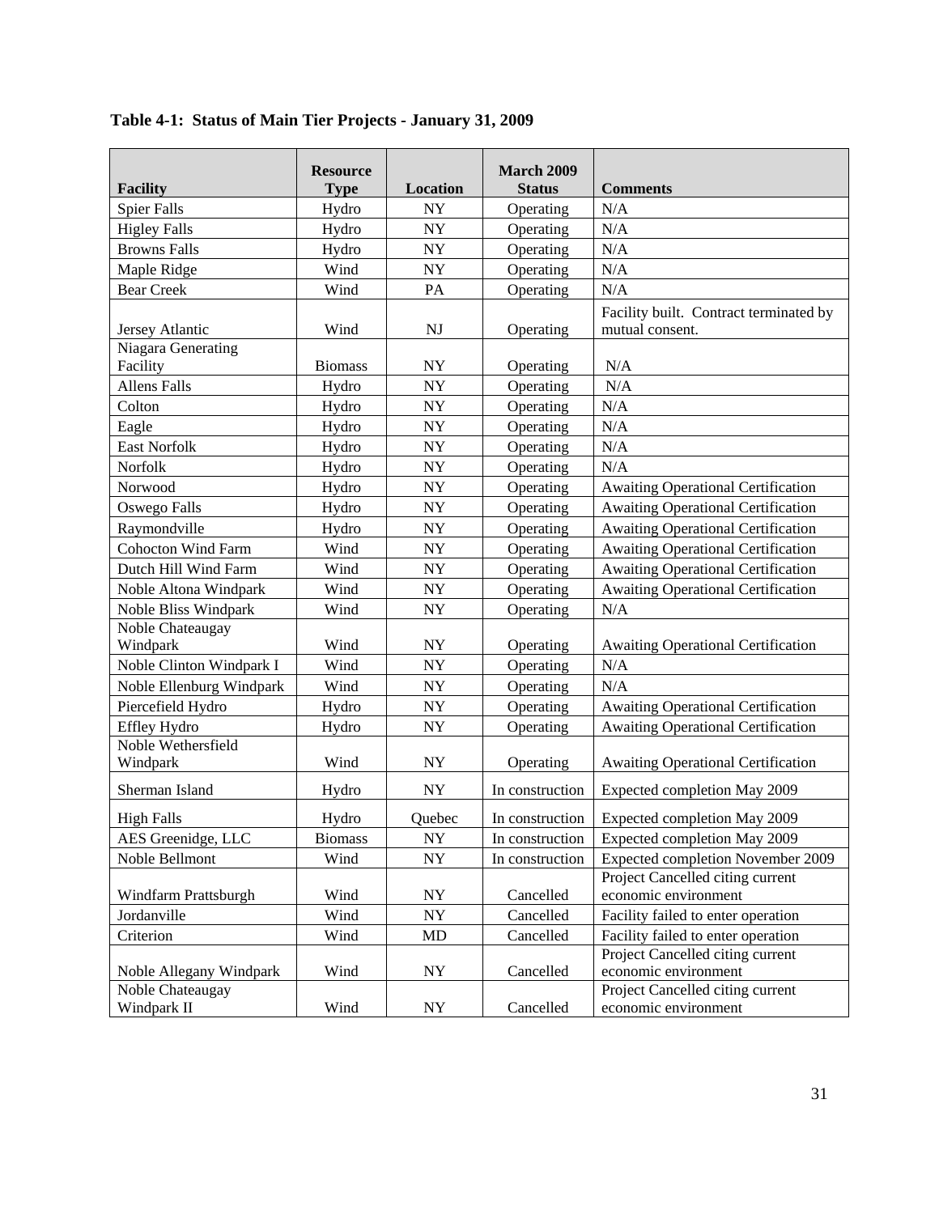**Table 4-1: Status of Main Tier Projects - January 31, 2009**

| Facility | Resource Type | Location | March 2009 Status | Comments |
|---|---|---|---|---|
| Spier Falls | Hydro | NY | Operating | N/A |
| Higley Falls | Hydro | NY | Operating | N/A |
| Browns Falls | Hydro | NY | Operating | N/A |
| Maple Ridge | Wind | NY | Operating | N/A |
| Bear Creek | Wind | PA | Operating | N/A |
| Jersey Atlantic | Wind | NJ | Operating | Facility built. Contract terminated by mutual consent. |
| Niagara Generating Facility | Biomass | NY | Operating | N/A |
| Allens Falls | Hydro | NY | Operating | N/A |
| Colton | Hydro | NY | Operating | N/A |
| Eagle | Hydro | NY | Operating | N/A |
| East Norfolk | Hydro | NY | Operating | N/A |
| Norfolk | Hydro | NY | Operating | N/A |
| Norwood | Hydro | NY | Operating | Awaiting Operational Certification |
| Oswego Falls | Hydro | NY | Operating | Awaiting Operational Certification |
| Raymondville | Hydro | NY | Operating | Awaiting Operational Certification |
| Cohocton Wind Farm | Wind | NY | Operating | Awaiting Operational Certification |
| Dutch Hill Wind Farm | Wind | NY | Operating | Awaiting Operational Certification |
| Noble Altona Windpark | Wind | NY | Operating | Awaiting Operational Certification |
| Noble Bliss Windpark | Wind | NY | Operating | N/A |
| Noble Chateaugay Windpark | Wind | NY | Operating | Awaiting Operational Certification |
| Noble Clinton Windpark I | Wind | NY | Operating | N/A |
| Noble Ellenburg Windpark | Wind | NY | Operating | N/A |
| Piercefield Hydro | Hydro | NY | Operating | Awaiting Operational Certification |
| Effley Hydro | Hydro | NY | Operating | Awaiting Operational Certification |
| Noble Wethersfield Windpark | Wind | NY | Operating | Awaiting Operational Certification |
| Sherman Island | Hydro | NY | In construction | Expected completion May 2009 |
| High Falls | Hydro | Quebec | In construction | Expected completion May 2009 |
| AES Greenidge, LLC | Biomass | NY | In construction | Expected completion May 2009 |
| Noble Bellmont | Wind | NY | In construction | Expected completion November 2009 |
| Windfarm Prattsburgh | Wind | NY | Cancelled | Project Cancelled citing current economic environment |
| Jordanville | Wind | NY | Cancelled | Facility failed to enter operation |
| Criterion | Wind | MD | Cancelled | Facility failed to enter operation |
| Noble Allegany Windpark | Wind | NY | Cancelled | Project Cancelled citing current economic environment |
| Noble Chateaugay Windpark II | Wind | NY | Cancelled | Project Cancelled citing current economic environment |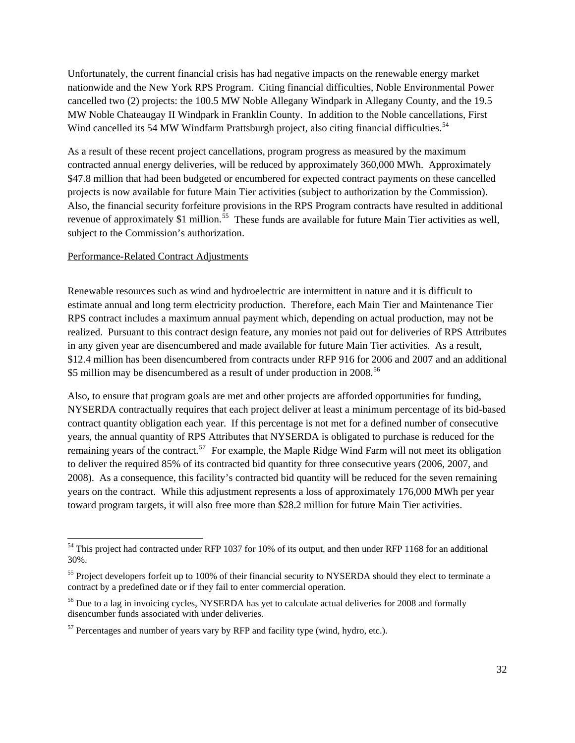Unfortunately, the current financial crisis has had negative impacts on the renewable energy market nationwide and the New York RPS Program. Citing financial difficulties, Noble Environmental Power cancelled two (2) projects: the 100.5 MW Noble Allegany Windpark in Allegany County, and the 19.5 MW Noble Chateaugay II Windpark in Franklin County. In addition to the Noble cancellations, First Wind cancelled its 54 MW Windfarm Prattsburgh project, also citing financial difficulties.[54]

As a result of these recent project cancellations, program progress as measured by the maximum contracted annual energy deliveries, will be reduced by approximately 360,000 MWh. Approximately $47.8 million that had been budgeted or encumbered for expected contract payments on these cancelled projects is now available for future Main Tier activities (subject to authorization by the Commission). Also, the financial security forfeiture provisions in the RPS Program contracts have resulted in additional revenue of approximately $1 million.[55] These funds are available for future Main Tier activities as well, subject to the Commission's authorization.

Performance-Related Contract Adjustments

Renewable resources such as wind and hydroelectric are intermittent in nature and it is difficult to estimate annual and long term electricity production. Therefore, each Main Tier and Maintenance Tier RPS contract includes a maximum annual payment which, depending on actual production, may not be realized. Pursuant to this contract design feature, any monies not paid out for deliveries of RPS Attributes in any given year are disencumbered and made available for future Main Tier activities. As a result, $12.4 million has been disencumbered from contracts under RFP 916 for 2006 and 2007 and an additional $5 million may be disencumbered as a result of under production in 2008.[56]

Also, to ensure that program goals are met and other projects are afforded opportunities for funding, NYSERDA contractually requires that each project deliver at least a minimum percentage of its bid-based contract quantity obligation each year. If this percentage is not met for a defined number of consecutive years, the annual quantity of RPS Attributes that NYSERDA is obligated to purchase is reduced for the remaining years of the contract.[57] For example, the Maple Ridge Wind Farm will not meet its obligation to deliver the required 85% of its contracted bid quantity for three consecutive years (2006, 2007, and 2008). As a consequence, this facility's contracted bid quantity will be reduced for the seven remaining years on the contract. While this adjustment represents a loss of approximately 176,000 MWh per year toward program targets, it will also free more than $28.2 million for future Main Tier activities.

---

[54] This project had contracted under RFP 1037 for 10% of its output, and then under RFP 1168 for an additional 30%.

[55] Project developers forfeit up to 100% of their financial security to NYSERDA should they elect to terminate a contract by a predefined date or if they fail to enter commercial operation.

[56] Due to a lag in invoicing cycles, NYSERDA has yet to calculate actual deliveries for 2008 and formally disencumber funds associated with under deliveries.

[57] Percentages and number of years vary by RFP and facility type (wind, hydro, etc.).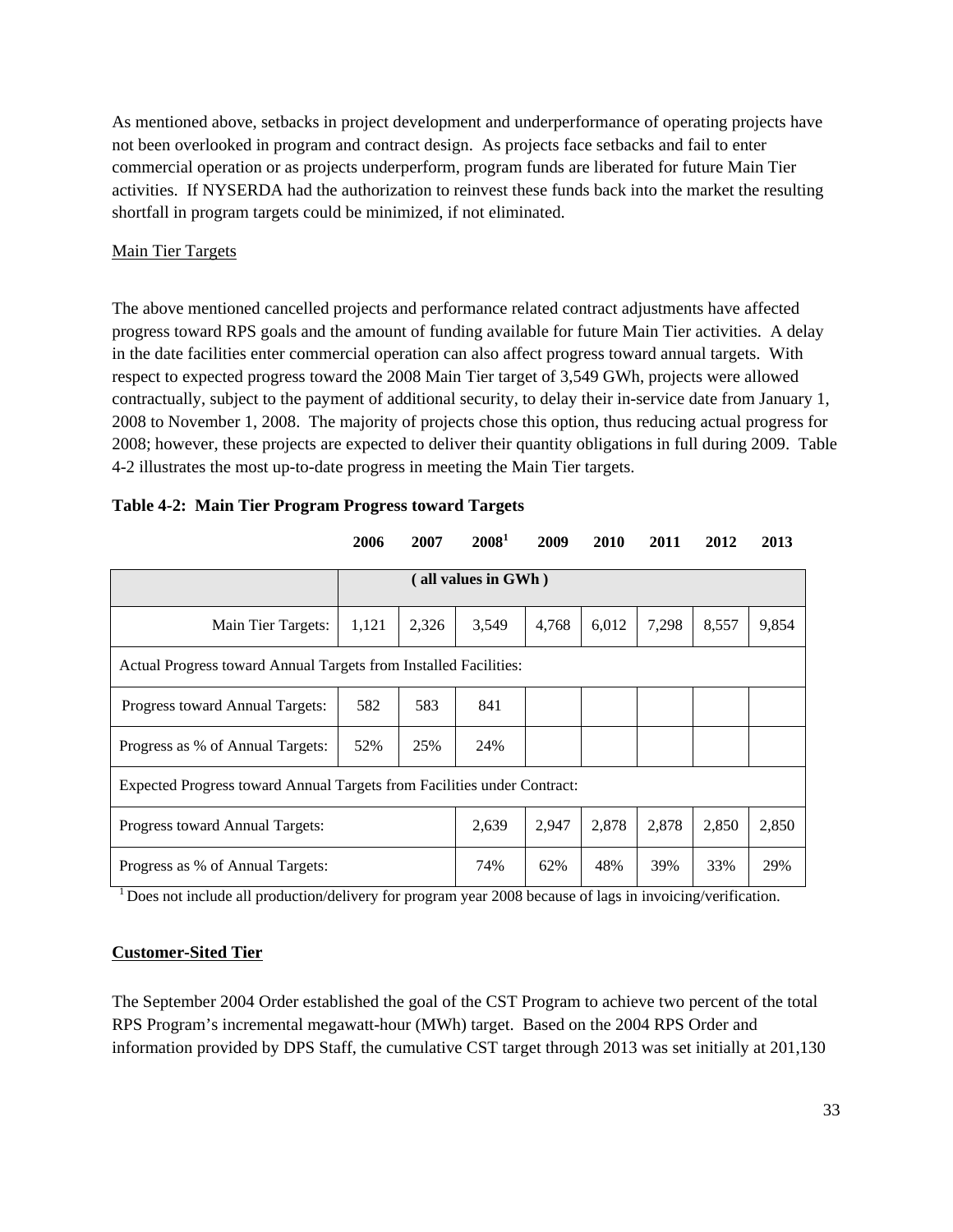As mentioned above, setbacks in project development and underperformance of operating projects have not been overlooked in program and contract design. As projects face setbacks and fail to enter commercial operation or as projects underperform, program funds are liberated for future Main Tier activities. If NYSERDA had the authorization to reinvest these funds back into the market the resulting shortfall in program targets could be minimized, if not eliminated.

Main Tier Targets

The above mentioned cancelled projects and performance related contract adjustments have affected progress toward RPS goals and the amount of funding available for future Main Tier activities. A delay in the date facilities enter commercial operation can also affect progress toward annual targets. With respect to expected progress toward the 2008 Main Tier target of 3,549 GWh, projects were allowed contractually, subject to the payment of additional security, to delay their in-service date from January 1, 2008 to November 1, 2008. The majority of projects chose this option, thus reducing actual progress for 2008; however, these projects are expected to deliver their quantity obligations in full during 2009. Table 4-2 illustrates the most up-to-date progress in meeting the Main Tier targets.

**Table 4-2: Main Tier Program Progress toward Targets**

| | 2006 | 2007 | 2008[1] | 2009 | 2010 | 2011 | 2012 | 2013 |
|---|---|---|---|---|---|---|---|---|
| | ( all values in GWh ) | | | | | | | |
| Main Tier Targets: | 1,121 | 2,326 | 3,549 | 4,768 | 6,012 | 7,298 | 8,557 | 9,854 |
| Actual Progress toward Annual Targets from Installed Facilities: | | | | | | | | |
| Progress toward Annual Targets: | 582 | 583 | 841 | | | | | |
| Progress as % of Annual Targets: | 52% | 25% | 24% | | | | | |
| Expected Progress toward Annual Targets from Facilities under Contract: | | | | | | | | |
| Progress toward Annual Targets: | | | 2,639 | 2,947 | 2,878 | 2,878 | 2,850 | 2,850 |
| Progress as % of Annual Targets: | | | 74% | 62% | 48% | 39% | 33% | 29% |

[1] Does not include all production/delivery for program year 2008 because of lags in invoicing/verification.

**Customer-Sited Tier**

The September 2004 Order established the goal of the CST Program to achieve two percent of the total RPS Program's incremental megawatt-hour (MWh) target. Based on the 2004 RPS Order and information provided by DPS Staff, the cumulative CST target through 2013 was set initially at 201,130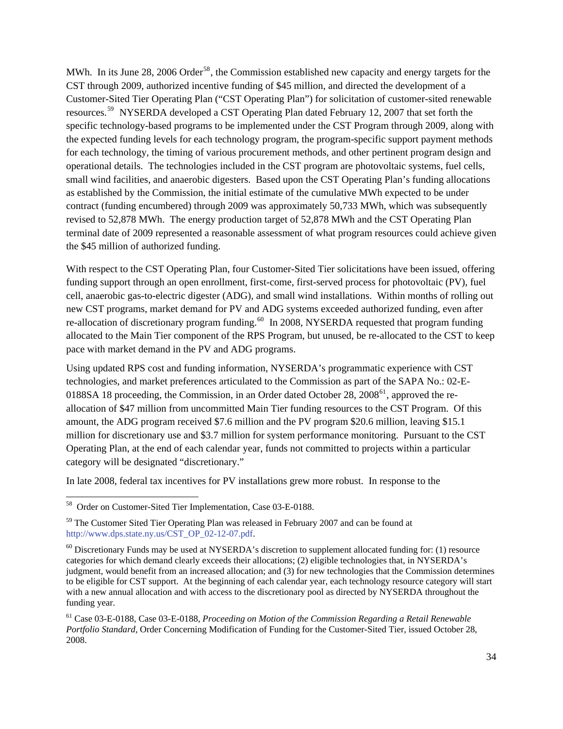MWh. In its June 28, 2006 Order[58], the Commission established new capacity and energy targets for the CST through 2009, authorized incentive funding of $45 million, and directed the development of a Customer-Sited Tier Operating Plan ("CST Operating Plan") for solicitation of customer-sited renewable resources.[59] NYSERDA developed a CST Operating Plan dated February 12, 2007 that set forth the specific technology-based programs to be implemented under the CST Program through 2009, along with the expected funding levels for each technology program, the program-specific support payment methods for each technology, the timing of various procurement methods, and other pertinent program design and operational details. The technologies included in the CST program are photovoltaic systems, fuel cells, small wind facilities, and anaerobic digesters. Based upon the CST Operating Plan's funding allocations as established by the Commission, the initial estimate of the cumulative MWh expected to be under contract (funding encumbered) through 2009 was approximately 50,733 MWh, which was subsequently revised to 52,878 MWh. The energy production target of 52,878 MWh and the CST Operating Plan terminal date of 2009 represented a reasonable assessment of what program resources could achieve given the $45 million of authorized funding.

With respect to the CST Operating Plan, four Customer-Sited Tier solicitations have been issued, offering funding support through an open enrollment, first-come, first-served process for photovoltaic (PV), fuel cell, anaerobic gas-to-electric digester (ADG), and small wind installations. Within months of rolling out new CST programs, market demand for PV and ADG systems exceeded authorized funding, even after re-allocation of discretionary program funding.[60] In 2008, NYSERDA requested that program funding allocated to the Main Tier component of the RPS Program, but unused, be re-allocated to the CST to keep pace with market demand in the PV and ADG programs.

Using updated RPS cost and funding information, NYSERDA's programmatic experience with CST technologies, and market preferences articulated to the Commission as part of the SAPA No.: 02-E-0188SA 18 proceeding, the Commission, in an Order dated October 28, 2008[61], approved the re-allocation of $47 million from uncommitted Main Tier funding resources to the CST Program. Of this amount, the ADG program received $7.6 million and the PV program $20.6 million, leaving $15.1 million for discretionary use and $3.7 million for system performance monitoring. Pursuant to the CST Operating Plan, at the end of each calendar year, funds not committed to projects within a particular category will be designated "discretionary."

In late 2008, federal tax incentives for PV installations grew more robust. In response to the

---

[58] Order on Customer-Sited Tier Implementation, Case 03-E-0188.

[59] The Customer Sited Tier Operating Plan was released in February 2007 and can be found at http://www.dps.state.ny.us/CST_OP_02-12-07.pdf.

[60] Discretionary Funds may be used at NYSERDA's discretion to supplement allocated funding for: (1) resource categories for which demand clearly exceeds their allocations; (2) eligible technologies that, in NYSERDA's judgment, would benefit from an increased allocation; and (3) for new technologies that the Commission determines to be eligible for CST support. At the beginning of each calendar year, each technology resource category will start with a new annual allocation and with access to the discretionary pool as directed by NYSERDA throughout the funding year.

[61] Case 03-E-0188, Case 03-E-0188, *Proceeding on Motion of the Commission Regarding a Retail Renewable Portfolio Standard,* Order Concerning Modification of Funding for the Customer-Sited Tier, issued October 28, 2008.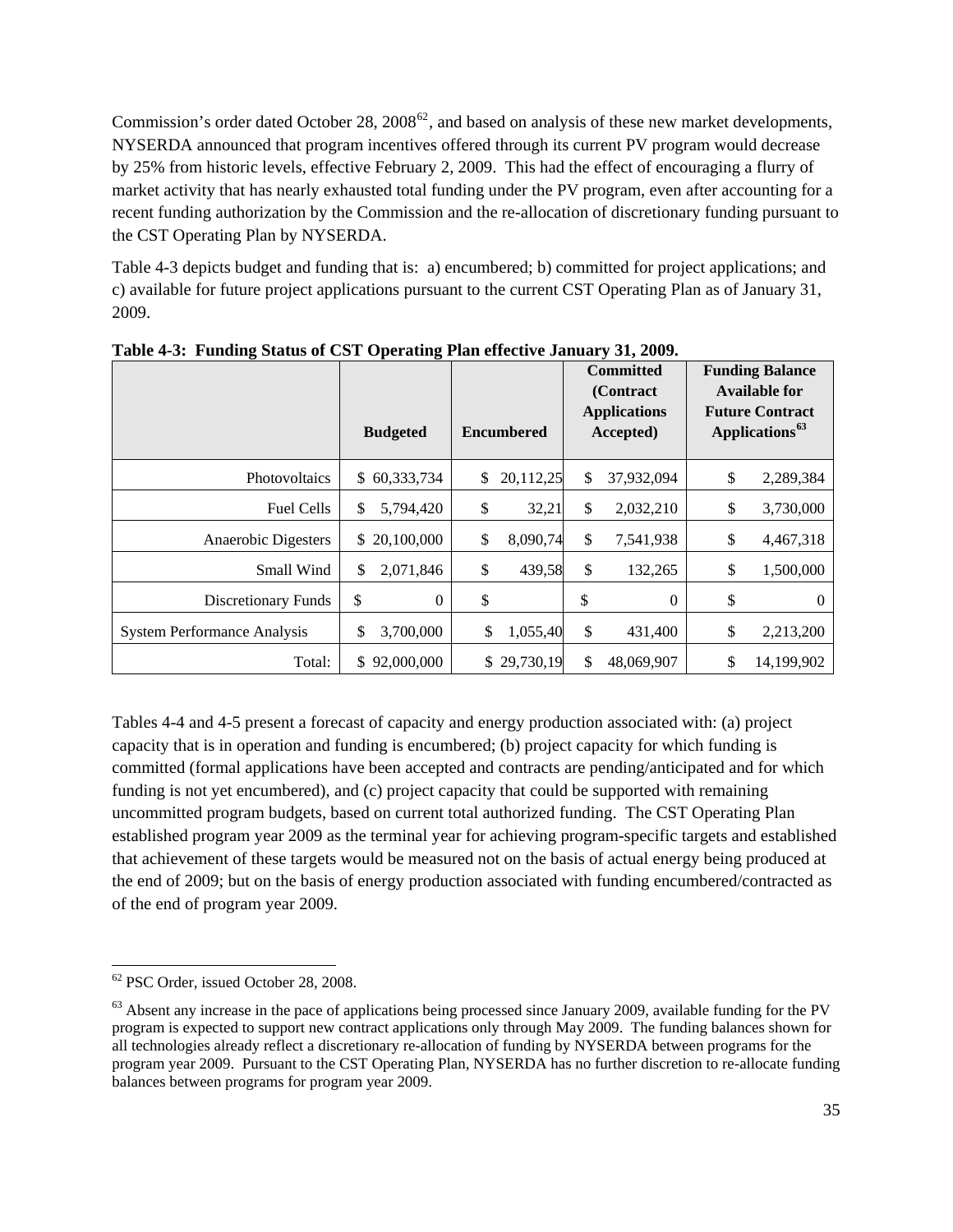Commission's order dated October 28, 2008[62], and based on analysis of these new market developments, NYSERDA announced that program incentives offered through its current PV program would decrease by 25% from historic levels, effective February 2, 2009. This had the effect of encouraging a flurry of market activity that has nearly exhausted total funding under the PV program, even after accounting for a recent funding authorization by the Commission and the re-allocation of discretionary funding pursuant to the CST Operating Plan by NYSERDA.

Table 4-3 depicts budget and funding that is: a) encumbered; b) committed for project applications; and c) available for future project applications pursuant to the current CST Operating Plan as of January 31, 2009.

**Table 4-3: Funding Status of CST Operating Plan effective January 31, 2009.**

| | Budgeted | Encumbered | Committed (Contract Applications Accepted) | Funding Balance Available for Future Contract Applications[63] |
|---|---|---|---|---|
| Photovoltaics | $ 60,333,734 | $ 20,112,25 | $ 37,932,094 | $ 2,289,384 |
| Fuel Cells | $ 5,794,420 | $ 32,21 | $ 2,032,210 | $ 3,730,000 |
| Anaerobic Digesters | $ 20,100,000 | $ 8,090,74 | $ 7,541,938 | $ 4,467,318 |
| Small Wind | $ 2,071,846 | $ 439,58 | $ 132,265 | $ 1,500,000 |
| Discretionary Funds | $ 0 | $ | $ 0 | $ 0 |
| System Performance Analysis | $ 3,700,000 | $ 1,055,40 | $ 431,400 | $ 2,213,200 |
| Total: | $ 92,000,000 | $ 29,730,19 | $ 48,069,907 | $ 14,199,902 |

Tables 4-4 and 4-5 present a forecast of capacity and energy production associated with: (a) project capacity that is in operation and funding is encumbered; (b) project capacity for which funding is committed (formal applications have been accepted and contracts are pending/anticipated and for which funding is not yet encumbered), and (c) project capacity that could be supported with remaining uncommitted program budgets, based on current total authorized funding. The CST Operating Plan established program year 2009 as the terminal year for achieving program-specific targets and established that achievement of these targets would be measured not on the basis of actual energy being produced at the end of 2009; but on the basis of energy production associated with funding encumbered/contracted as of the end of program year 2009.

[62] PSC Order, issued October 28, 2008.

[63] Absent any increase in the pace of applications being processed since January 2009, available funding for the PV program is expected to support new contract applications only through May 2009. The funding balances shown for all technologies already reflect a discretionary re-allocation of funding by NYSERDA between programs for the program year 2009. Pursuant to the CST Operating Plan, NYSERDA has no further discretion to re-allocate funding balances between programs for program year 2009.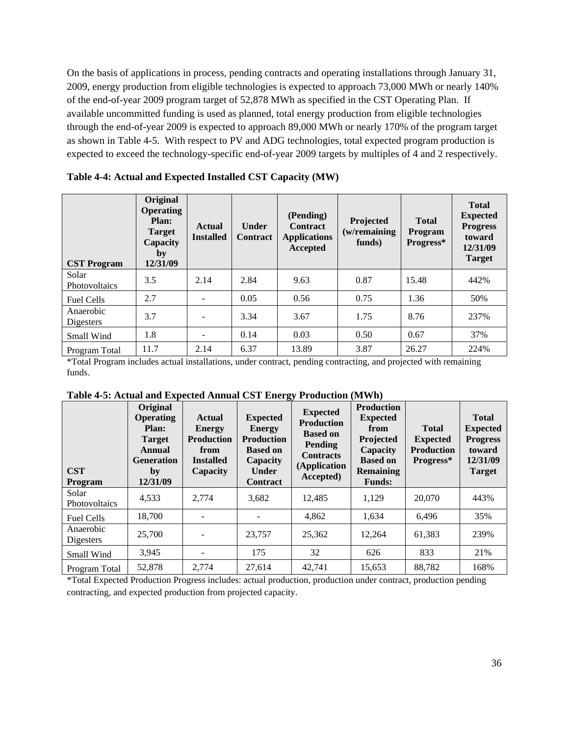On the basis of applications in process, pending contracts and operating installations through January 31, 2009, energy production from eligible technologies is expected to approach 73,000 MWh or nearly 140% of the end-of-year 2009 program target of 52,878 MWh as specified in the CST Operating Plan. If available uncommitted funding is used as planned, total energy production from eligible technologies through the end-of-year 2009 is expected to approach 89,000 MWh or nearly 170% of the program target as shown in Table 4-5. With respect to PV and ADG technologies, total expected program production is expected to exceed the technology-specific end-of-year 2009 targets by multiples of 4 and 2 respectively.

**Table 4-4: Actual and Expected Installed CST Capacity (MW)**

| CST Program | Original Operating Plan: Target Capacity by 12/31/09 | Actual Installed | Under Contract | (Pending) Contract Applications Accepted | Projected (w/remaining funds) | Total Program Progress* | Total Expected Progress toward 12/31/09 Target |
|---|---|---|---|---|---|---|---|
| Solar Photovoltaics | 3.5 | 2.14 | 2.84 | 9.63 | 0.87 | 15.48 | 442% |
| Fuel Cells | 2.7 | - | 0.05 | 0.56 | 0.75 | 1.36 | 50% |
| Anaerobic Digesters | 3.7 | - | 3.34 | 3.67 | 1.75 | 8.76 | 237% |
| Small Wind | 1.8 | - | 0.14 | 0.03 | 0.50 | 0.67 | 37% |
| Program Total | 11.7 | 2.14 | 6.37 | 13.89 | 3.87 | 26.27 | 224% |

*Total Program includes actual installations, under contract, pending contracting, and projected with remaining funds.

**Table 4-5: Actual and Expected Annual CST Energy Production (MWh)**

| CST Program | Original Operating Plan: Target Annual Generation by 12/31/09 | Actual Energy Production from Installed Capacity | Expected Energy Production Based on Capacity Under Contract | Expected Production Based on Pending Contracts (Application Accepted) | Production Expected from Projected Capacity Based on Remaining Funds: | Total Expected Production Progress* | Total Expected Progress toward 12/31/09 Target |
|---|---|---|---|---|---|---|---|
| Solar Photovoltaics | 4,533 | 2,774 | 3,682 | 12,485 | 1,129 | 20,070 | 443% |
| Fuel Cells | 18,700 | - | - | 4,862 | 1,634 | 6,496 | 35% |
| Anaerobic Digesters | 25,700 | - | 23,757 | 25,362 | 12,264 | 61,383 | 239% |
| Small Wind | 3,945 | - | 175 | 32 | 626 | 833 | 21% |
| Program Total | 52,878 | 2,774 | 27,614 | 42,741 | 15,653 | 88,782 | 168% |

*Total Expected Production Progress includes: actual production, production under contract, production pending contracting, and expected production from projected capacity.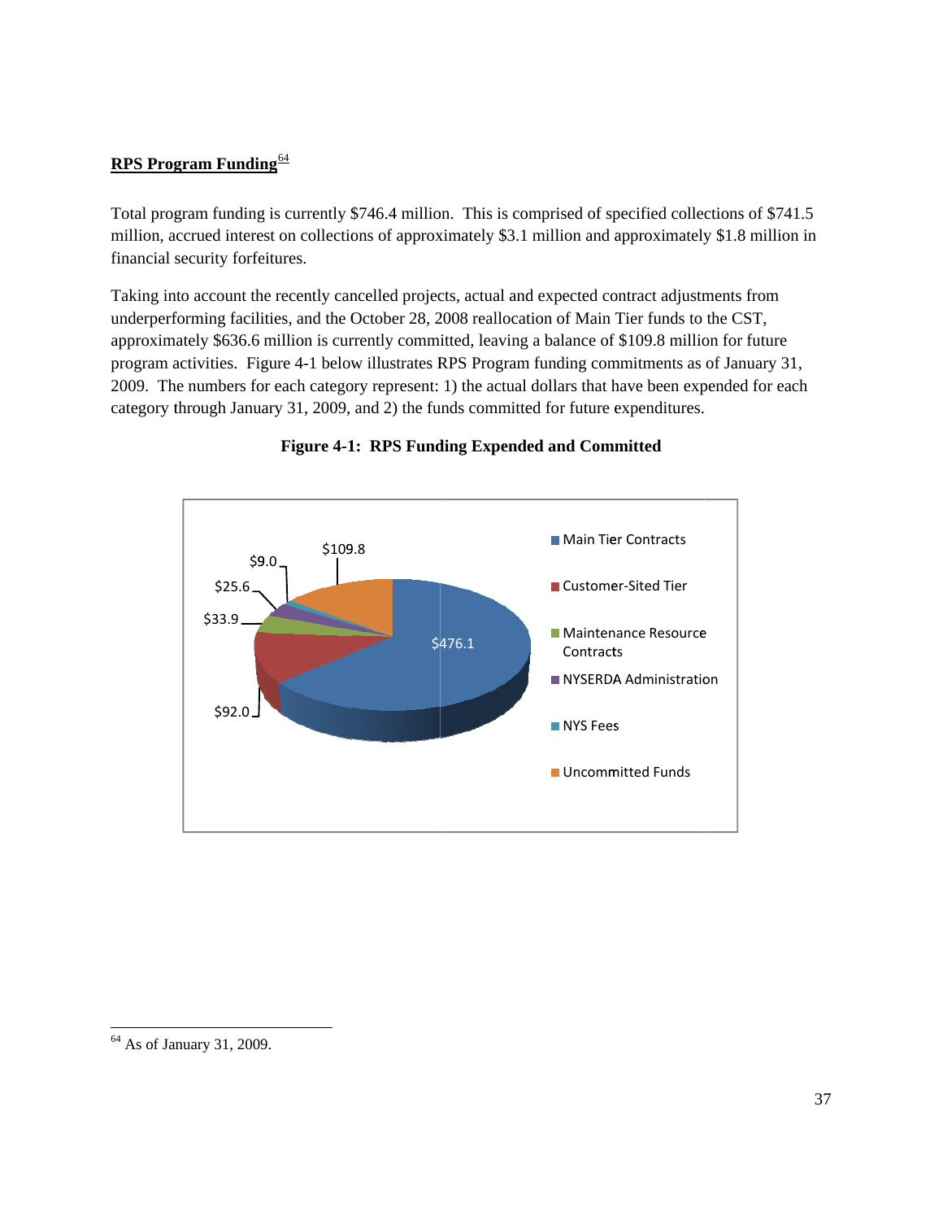**RPS Program Funding**[64]

Total program funding is currently $746.4 million. This is comprised of specified collections of $741.5 million, accrued interest on collections of approximately $3.1 million and approximately $1.8 million in financial security forfeitures.

Taking into account the recently cancelled projects, actual and expected contract adjustments from underperforming facilities, and the October 28, 2008 reallocation of Main Tier funds to the CST, approximately $636.6 million is currently committed, leaving a balance of $109.8 million for future program activities. Figure 4-1 below illustrates RPS Program funding commitments as of January 31, 2009. The numbers for each category represent: 1) the actual dollars that have been expended for each category through January 31, 2009, and 2) the funds committed for future expenditures.

**Figure 4-1: RPS Funding Expended and Committed**

$109.8

$9.0

$25.6

$33.9

$476.1

$92.0

Main Tier Contracts

Customer-Sited Tier

Maintenance Resource Contracts

NYSERDA Administration

NYS Fees

Uncommitted Funds

---

[64] As of January 31, 2009.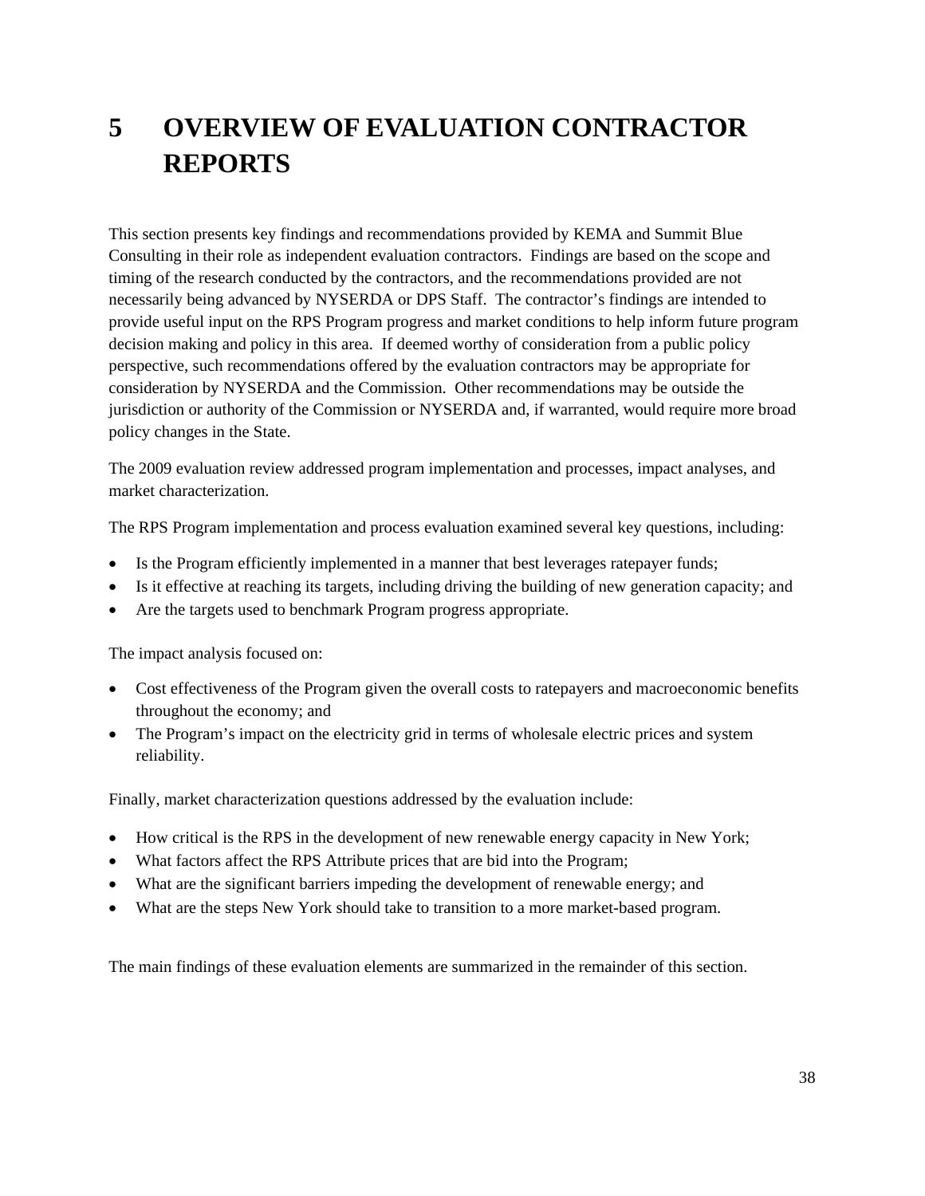# 5 OVERVIEW OF EVALUATION CONTRACTOR REPORTS

This section presents key findings and recommendations provided by KEMA and Summit Blue Consulting in their role as independent evaluation contractors. Findings are based on the scope and timing of the research conducted by the contractors, and the recommendations provided are not necessarily being advanced by NYSERDA or DPS Staff. The contractor's findings are intended to provide useful input on the RPS Program progress and market conditions to help inform future program decision making and policy in this area. If deemed worthy of consideration from a public policy perspective, such recommendations offered by the evaluation contractors may be appropriate for consideration by NYSERDA and the Commission. Other recommendations may be outside the jurisdiction or authority of the Commission or NYSERDA and, if warranted, would require more broad policy changes in the State.

The 2009 evaluation review addressed program implementation and processes, impact analyses, and market characterization.

The RPS Program implementation and process evaluation examined several key questions, including:

- Is the Program efficiently implemented in a manner that best leverages ratepayer funds;
- Is it effective at reaching its targets, including driving the building of new generation capacity; and
- Are the targets used to benchmark Program progress appropriate.

The impact analysis focused on:

- Cost effectiveness of the Program given the overall costs to ratepayers and macroeconomic benefits throughout the economy; and
- The Program's impact on the electricity grid in terms of wholesale electric prices and system reliability.

Finally, market characterization questions addressed by the evaluation include:

- How critical is the RPS in the development of new renewable energy capacity in New York;
- What factors affect the RPS Attribute prices that are bid into the Program;
- What are the significant barriers impeding the development of renewable energy; and
- What are the steps New York should take to transition to a more market-based program.

The main findings of these evaluation elements are summarized in the remainder of this section.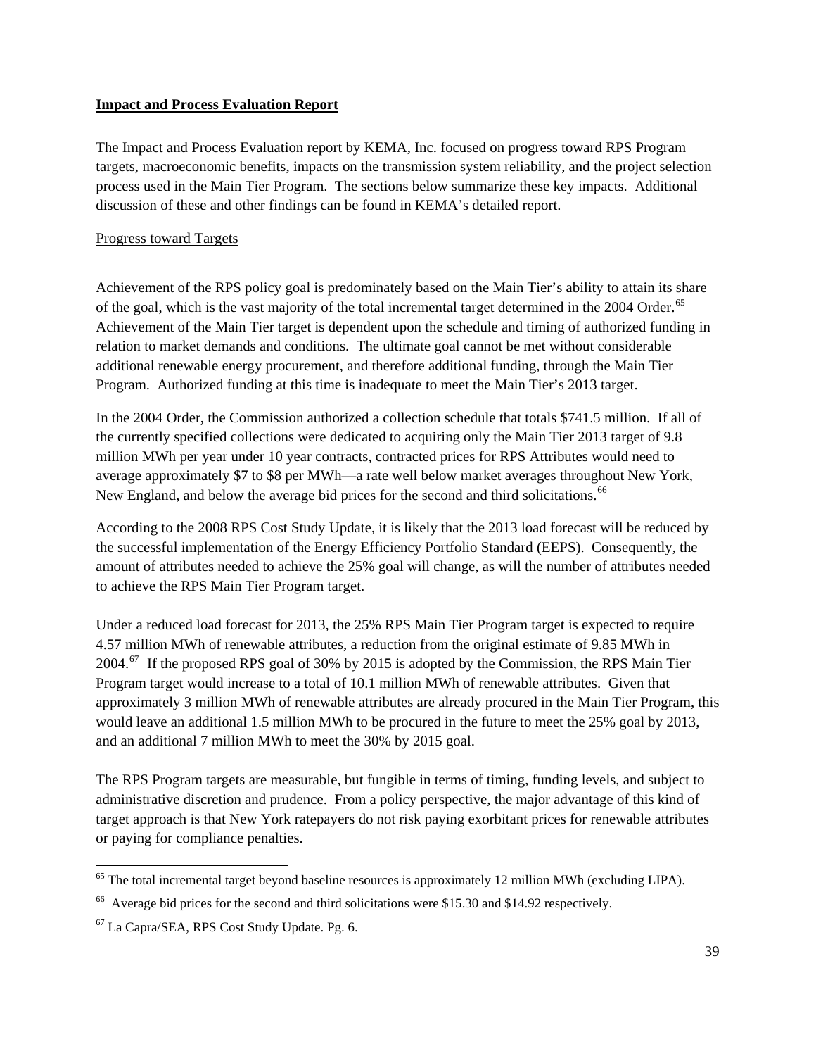**Impact and Process Evaluation Report**

The Impact and Process Evaluation report by KEMA, Inc. focused on progress toward RPS Program targets, macroeconomic benefits, impacts on the transmission system reliability, and the project selection process used in the Main Tier Program. The sections below summarize these key impacts. Additional discussion of these and other findings can be found in KEMA's detailed report.

Progress toward Targets

Achievement of the RPS policy goal is predominately based on the Main Tier's ability to attain its share of the goal, which is the vast majority of the total incremental target determined in the 2004 Order.[65] Achievement of the Main Tier target is dependent upon the schedule and timing of authorized funding in relation to market demands and conditions. The ultimate goal cannot be met without considerable additional renewable energy procurement, and therefore additional funding, through the Main Tier Program. Authorized funding at this time is inadequate to meet the Main Tier's 2013 target.

In the 2004 Order, the Commission authorized a collection schedule that totals $741.5 million. If all of the currently specified collections were dedicated to acquiring only the Main Tier 2013 target of 9.8 million MWh per year under 10 year contracts, contracted prices for RPS Attributes would need to average approximately $7 to $8 per MWh—a rate well below market averages throughout New York, New England, and below the average bid prices for the second and third solicitations.[66]

According to the 2008 RPS Cost Study Update, it is likely that the 2013 load forecast will be reduced by the successful implementation of the Energy Efficiency Portfolio Standard (EEPS). Consequently, the amount of attributes needed to achieve the 25% goal will change, as will the number of attributes needed to achieve the RPS Main Tier Program target.

Under a reduced load forecast for 2013, the 25% RPS Main Tier Program target is expected to require 4.57 million MWh of renewable attributes, a reduction from the original estimate of 9.85 MWh in 2004.[67] If the proposed RPS goal of 30% by 2015 is adopted by the Commission, the RPS Main Tier Program target would increase to a total of 10.1 million MWh of renewable attributes. Given that approximately 3 million MWh of renewable attributes are already procured in the Main Tier Program, this would leave an additional 1.5 million MWh to be procured in the future to meet the 25% goal by 2013, and an additional 7 million MWh to meet the 30% by 2015 goal.

The RPS Program targets are measurable, but fungible in terms of timing, funding levels, and subject to administrative discretion and prudence. From a policy perspective, the major advantage of this kind of target approach is that New York ratepayers do not risk paying exorbitant prices for renewable attributes or paying for compliance penalties.

---

[65] The total incremental target beyond baseline resources is approximately 12 million MWh (excluding LIPA).

[66] Average bid prices for the second and third solicitations were $15.30 and $14.92 respectively.

[67] La Capra/SEA, RPS Cost Study Update. Pg. 6.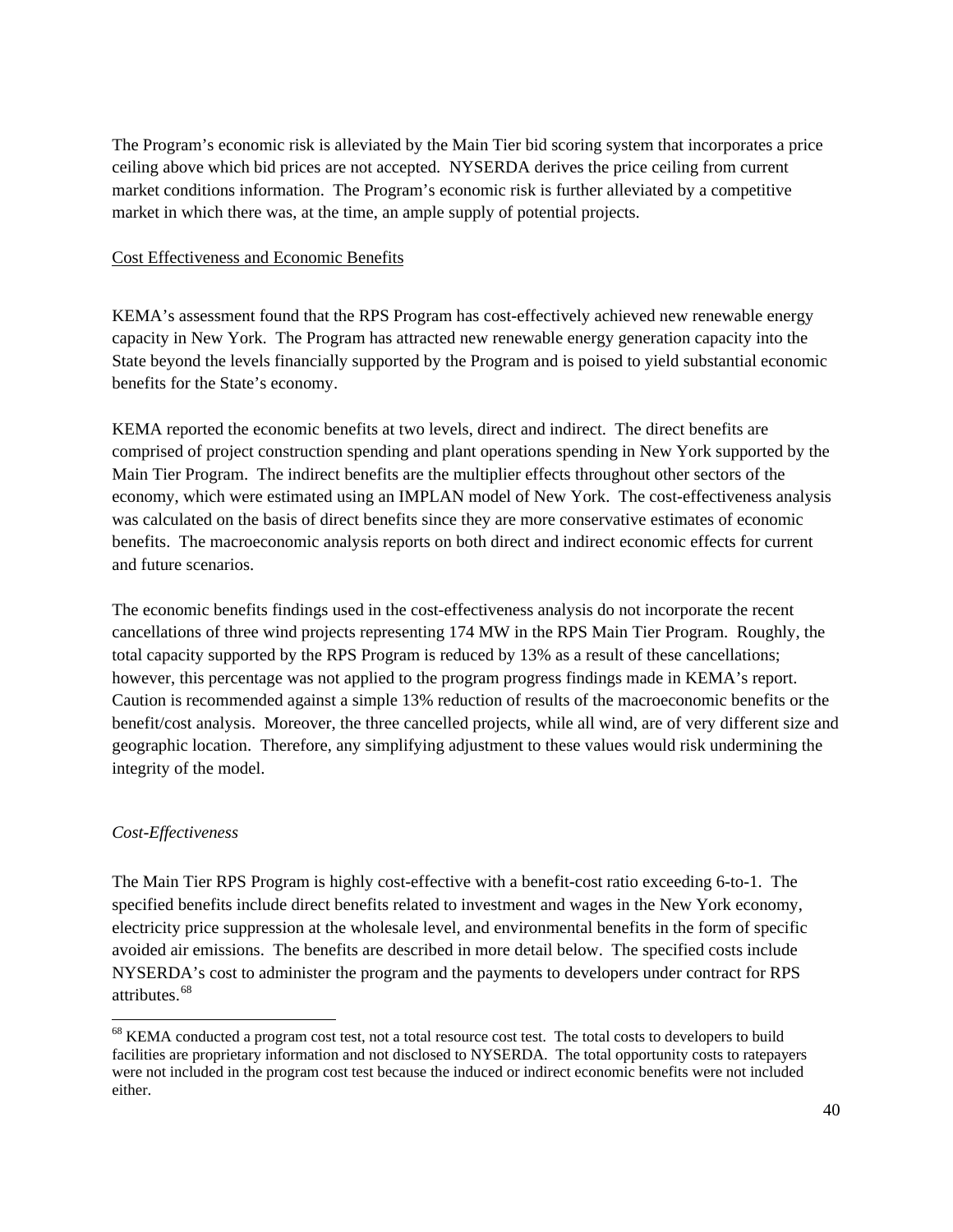The Program's economic risk is alleviated by the Main Tier bid scoring system that incorporates a price ceiling above which bid prices are not accepted. NYSERDA derives the price ceiling from current market conditions information. The Program's economic risk is further alleviated by a competitive market in which there was, at the time, an ample supply of potential projects.

<u>Cost Effectiveness and Economic Benefits</u>

KEMA's assessment found that the RPS Program has cost-effectively achieved new renewable energy capacity in New York. The Program has attracted new renewable energy generation capacity into the State beyond the levels financially supported by the Program and is poised to yield substantial economic benefits for the State's economy.

KEMA reported the economic benefits at two levels, direct and indirect. The direct benefits are comprised of project construction spending and plant operations spending in New York supported by the Main Tier Program. The indirect benefits are the multiplier effects throughout other sectors of the economy, which were estimated using an IMPLAN model of New York. The cost-effectiveness analysis was calculated on the basis of direct benefits since they are more conservative estimates of economic benefits. The macroeconomic analysis reports on both direct and indirect economic effects for current and future scenarios.

The economic benefits findings used in the cost-effectiveness analysis do not incorporate the recent cancellations of three wind projects representing 174 MW in the RPS Main Tier Program. Roughly, the total capacity supported by the RPS Program is reduced by 13% as a result of these cancellations; however, this percentage was not applied to the program progress findings made in KEMA's report. Caution is recommended against a simple 13% reduction of results of the macroeconomic benefits or the benefit/cost analysis. Moreover, the three cancelled projects, while all wind, are of very different size and geographic location. Therefore, any simplifying adjustment to these values would risk undermining the integrity of the model.

*Cost-Effectiveness*

The Main Tier RPS Program is highly cost-effective with a benefit-cost ratio exceeding 6-to-1. The specified benefits include direct benefits related to investment and wages in the New York economy, electricity price suppression at the wholesale level, and environmental benefits in the form of specific avoided air emissions. The benefits are described in more detail below. The specified costs include NYSERDA's cost to administer the program and the payments to developers under contract for RPS attributes.[68]

[68] KEMA conducted a program cost test, not a total resource cost test. The total costs to developers to build facilities are proprietary information and not disclosed to NYSERDA. The total opportunity costs to ratepayers were not included in the program cost test because the induced or indirect economic benefits were not included either.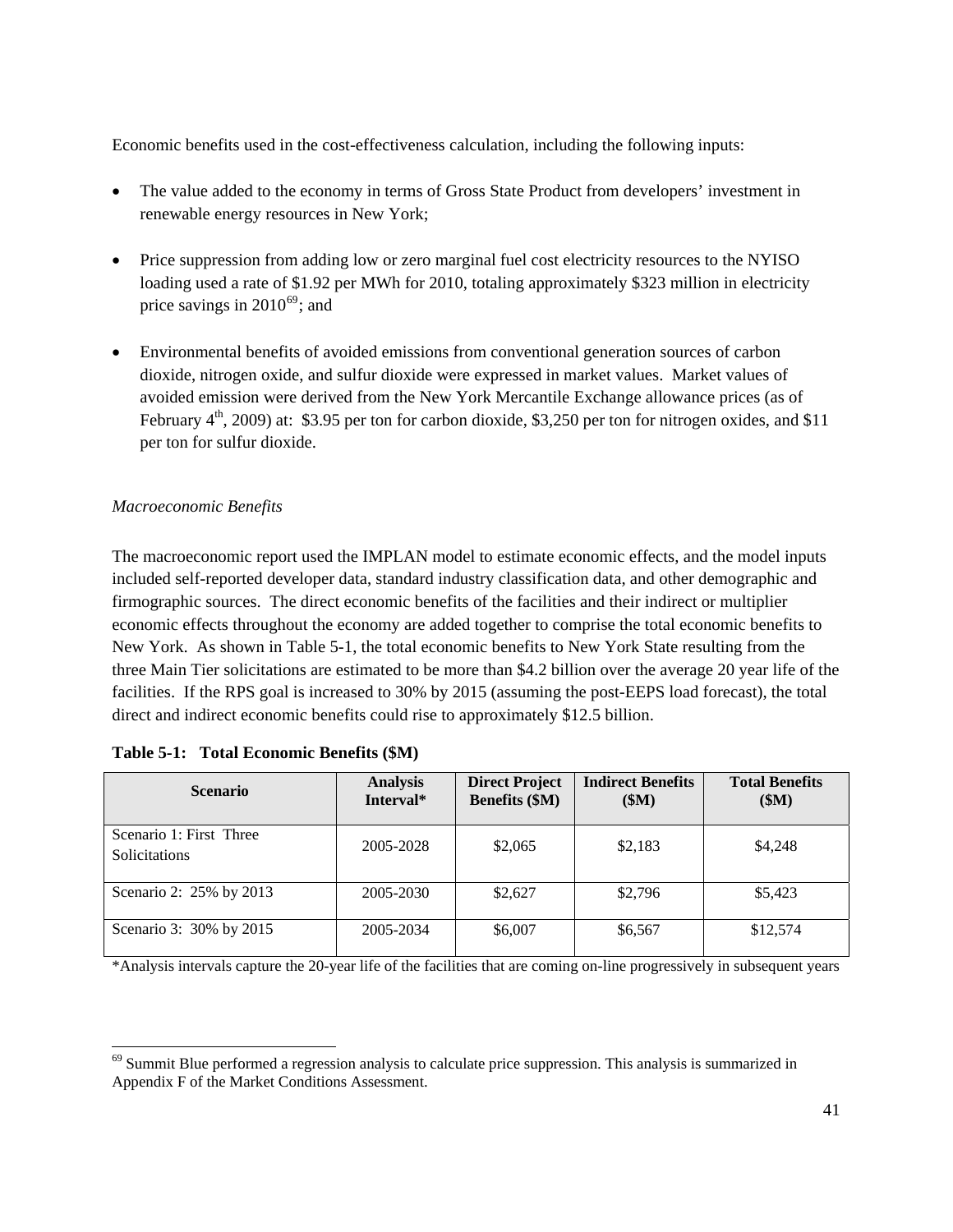Economic benefits used in the cost-effectiveness calculation, including the following inputs:

- The value added to the economy in terms of Gross State Product from developers' investment in renewable energy resources in New York;
- Price suppression from adding low or zero marginal fuel cost electricity resources to the NYISO loading used a rate of $1.92 per MWh for 2010, totaling approximately $323 million in electricity price savings in 2010[69]; and
- Environmental benefits of avoided emissions from conventional generation sources of carbon dioxide, nitrogen oxide, and sulfur dioxide were expressed in market values. Market values of avoided emission were derived from the New York Mercantile Exchange allowance prices (as of February 4th, 2009) at: $3.95 per ton for carbon dioxide, $3,250 per ton for nitrogen oxides, and $11 per ton for sulfur dioxide.

*Macroeconomic Benefits*

The macroeconomic report used the IMPLAN model to estimate economic effects, and the model inputs included self-reported developer data, standard industry classification data, and other demographic and firmographic sources. The direct economic benefits of the facilities and their indirect or multiplier economic effects throughout the economy are added together to comprise the total economic benefits to New York. As shown in Table 5-1, the total economic benefits to New York State resulting from the three Main Tier solicitations are estimated to be more than $4.2 billion over the average 20 year life of the facilities. If the RPS goal is increased to 30% by 2015 (assuming the post-EEPS load forecast), the total direct and indirect economic benefits could rise to approximately $12.5 billion.

**Table 5-1: Total Economic Benefits ($M)**

| Scenario | Analysis Interval* | Direct Project Benefits ($M) | Indirect Benefits ($M) | Total Benefits ($M) |
|---|---|---|---|---|
| Scenario 1: First Three Solicitations | 2005-2028 | $2,065 | $2,183 | $4,248 |
| Scenario 2: 25% by 2013 | 2005-2030 | $2,627 | $2,796 | $5,423 |
| Scenario 3: 30% by 2015 | 2005-2034 | $6,007 | $6,567 | $12,574 |

*Analysis intervals capture the 20-year life of the facilities that are coming on-line progressively in subsequent years

[69] Summit Blue performed a regression analysis to calculate price suppression. This analysis is summarized in Appendix F of the Market Conditions Assessment.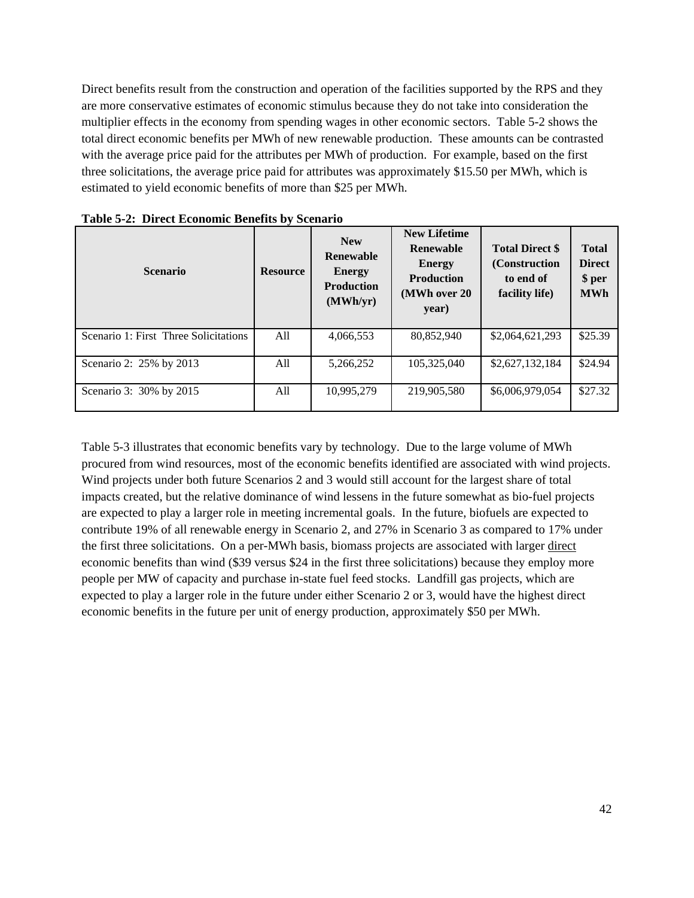Direct benefits result from the construction and operation of the facilities supported by the RPS and they are more conservative estimates of economic stimulus because they do not take into consideration the multiplier effects in the economy from spending wages in other economic sectors. Table 5-2 shows the total direct economic benefits per MWh of new renewable production. These amounts can be contrasted with the average price paid for the attributes per MWh of production. For example, based on the first three solicitations, the average price paid for attributes was approximately $15.50 per MWh, which is estimated to yield economic benefits of more than $25 per MWh.

**Table 5-2: Direct Economic Benefits by Scenario**

| Scenario | Resource | New Renewable Energy Production (MWh/yr) | New Lifetime Renewable Energy Production (MWh over 20 year) | Total Direct $ (Construction to end of facility life) | Total Direct $ per MWh |
|---|---|---|---|---|---|
| Scenario 1: First Three Solicitations | All | 4,066,553 | 80,852,940 | $2,064,621,293 | $25.39 |
| Scenario 2: 25% by 2013 | All | 5,266,252 | 105,325,040 | $2,627,132,184 | $24.94 |
| Scenario 3: 30% by 2015 | All | 10,995,279 | 219,905,580 | $6,006,979,054 | $27.32 |

Table 5-3 illustrates that economic benefits vary by technology. Due to the large volume of MWh procured from wind resources, most of the economic benefits identified are associated with wind projects. Wind projects under both future Scenarios 2 and 3 would still account for the largest share of total impacts created, but the relative dominance of wind lessens in the future somewhat as bio-fuel projects are expected to play a larger role in meeting incremental goals. In the future, biofuels are expected to contribute 19% of all renewable energy in Scenario 2, and 27% in Scenario 3 as compared to 17% under the first three solicitations. On a per-MWh basis, biomass projects are associated with larger direct economic benefits than wind ($39 versus $24 in the first three solicitations) because they employ more people per MW of capacity and purchase in-state fuel feed stocks. Landfill gas projects, which are expected to play a larger role in the future under either Scenario 2 or 3, would have the highest direct economic benefits in the future per unit of energy production, approximately $50 per MWh.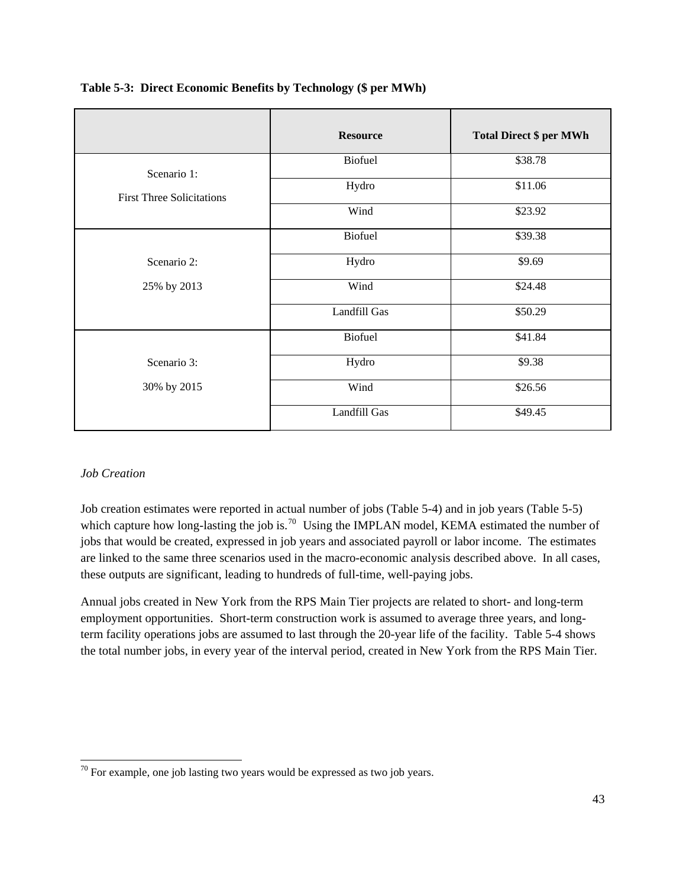**Table 5-3: Direct Economic Benefits by Technology ($ per MWh)**

| | Resource | Total Direct $ per MWh |
|---|---|---|
| Scenario 1: First Three Solicitations | Biofuel | $38.78 |
| | Hydro | $11.06 |
| | Wind | $23.92 |
| Scenario 2: 25% by 2013 | Biofuel | $39.38 |
| | Hydro | $9.69 |
| | Wind | $24.48 |
| | Landfill Gas | $50.29 |
| Scenario 3: 30% by 2015 | Biofuel | $41.84 |
| | Hydro | $9.38 |
| | Wind | $26.56 |
| | Landfill Gas | $49.45 |

*Job Creation*

Job creation estimates were reported in actual number of jobs (Table 5-4) and in job years (Table 5-5) which capture how long-lasting the job is.[70] Using the IMPLAN model, KEMA estimated the number of jobs that would be created, expressed in job years and associated payroll or labor income. The estimates are linked to the same three scenarios used in the macro-economic analysis described above. In all cases, these outputs are significant, leading to hundreds of full-time, well-paying jobs.

Annual jobs created in New York from the RPS Main Tier projects are related to short- and long-term employment opportunities. Short-term construction work is assumed to average three years, and long-term facility operations jobs are assumed to last through the 20-year life of the facility. Table 5-4 shows the total number jobs, in every year of the interval period, created in New York from the RPS Main Tier.

[70] For example, one job lasting two years would be expressed as two job years.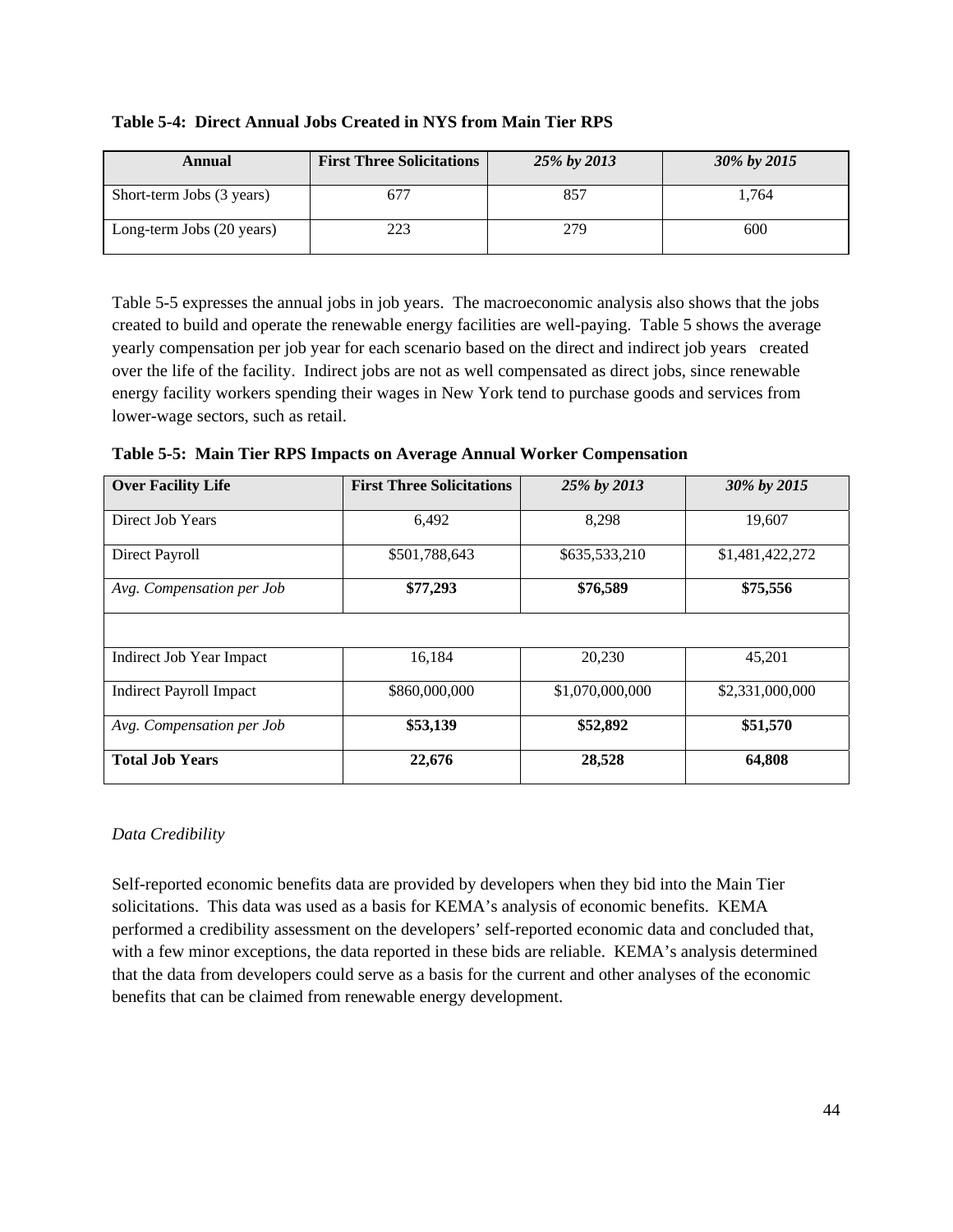**Table 5-4: Direct Annual Jobs Created in NYS from Main Tier RPS**

| Annual | First Three Solicitations | *25% by 2013* | *30% by 2015* |
|---|---|---|---|
| Short-term Jobs (3 years) | 677 | 857 | 1,764 |
| Long-term Jobs (20 years) | 223 | 279 | 600 |

Table 5-5 expresses the annual jobs in job years. The macroeconomic analysis also shows that the jobs created to build and operate the renewable energy facilities are well-paying. Table 5 shows the average yearly compensation per job year for each scenario based on the direct and indirect job years created over the life of the facility. Indirect jobs are not as well compensated as direct jobs, since renewable energy facility workers spending their wages in New York tend to purchase goods and services from lower-wage sectors, such as retail.

**Table 5-5: Main Tier RPS Impacts on Average Annual Worker Compensation**

| Over Facility Life | First Three Solicitations | *25% by 2013* | *30% by 2015* |
|---|---|---|---|
| Direct Job Years | 6,492 | 8,298 | 19,607 |
| Direct Payroll | $501,788,643 | $635,533,210 | $1,481,422,272 |
| *Avg. Compensation per Job* | **$77,293** | **$76,589** | **$75,556** |
| | | | |
| Indirect Job Year Impact | 16,184 | 20,230 | 45,201 |
| Indirect Payroll Impact | $860,000,000 | $1,070,000,000 | $2,331,000,000 |
| *Avg. Compensation per Job* | **$53,139** | **$52,892** | **$51,570** |
| **Total Job Years** | **22,676** | **28,528** | **64,808** |

*Data Credibility*

Self-reported economic benefits data are provided by developers when they bid into the Main Tier solicitations. This data was used as a basis for KEMA's analysis of economic benefits. KEMA performed a credibility assessment on the developers' self-reported economic data and concluded that, with a few minor exceptions, the data reported in these bids are reliable. KEMA's analysis determined that the data from developers could serve as a basis for the current and other analyses of the economic benefits that can be claimed from renewable energy development.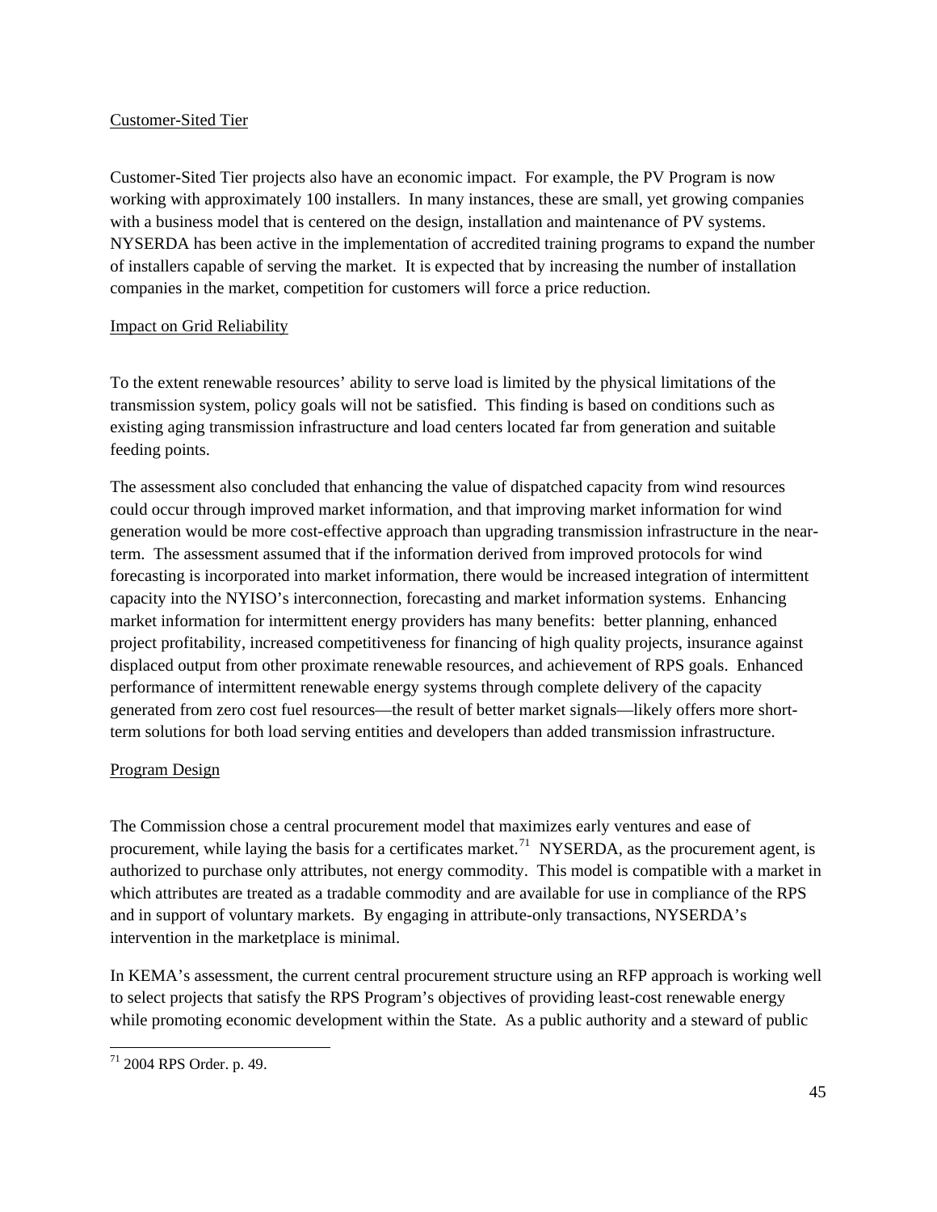Customer-Sited Tier

Customer-Sited Tier projects also have an economic impact. For example, the PV Program is now working with approximately 100 installers. In many instances, these are small, yet growing companies with a business model that is centered on the design, installation and maintenance of PV systems. NYSERDA has been active in the implementation of accredited training programs to expand the number of installers capable of serving the market. It is expected that by increasing the number of installation companies in the market, competition for customers will force a price reduction.

Impact on Grid Reliability

To the extent renewable resources' ability to serve load is limited by the physical limitations of the transmission system, policy goals will not be satisfied. This finding is based on conditions such as existing aging transmission infrastructure and load centers located far from generation and suitable feeding points.

The assessment also concluded that enhancing the value of dispatched capacity from wind resources could occur through improved market information, and that improving market information for wind generation would be more cost-effective approach than upgrading transmission infrastructure in the near-term. The assessment assumed that if the information derived from improved protocols for wind forecasting is incorporated into market information, there would be increased integration of intermittent capacity into the NYISO's interconnection, forecasting and market information systems. Enhancing market information for intermittent energy providers has many benefits: better planning, enhanced project profitability, increased competitiveness for financing of high quality projects, insurance against displaced output from other proximate renewable resources, and achievement of RPS goals. Enhanced performance of intermittent renewable energy systems through complete delivery of the capacity generated from zero cost fuel resources—the result of better market signals—likely offers more short-term solutions for both load serving entities and developers than added transmission infrastructure.

Program Design

The Commission chose a central procurement model that maximizes early ventures and ease of procurement, while laying the basis for a certificates market.[71] NYSERDA, as the procurement agent, is authorized to purchase only attributes, not energy commodity. This model is compatible with a market in which attributes are treated as a tradable commodity and are available for use in compliance of the RPS and in support of voluntary markets. By engaging in attribute-only transactions, NYSERDA's intervention in the marketplace is minimal.

In KEMA's assessment, the current central procurement structure using an RFP approach is working well to select projects that satisfy the RPS Program's objectives of providing least-cost renewable energy while promoting economic development within the State. As a public authority and a steward of public

[71] 2004 RPS Order. p. 49.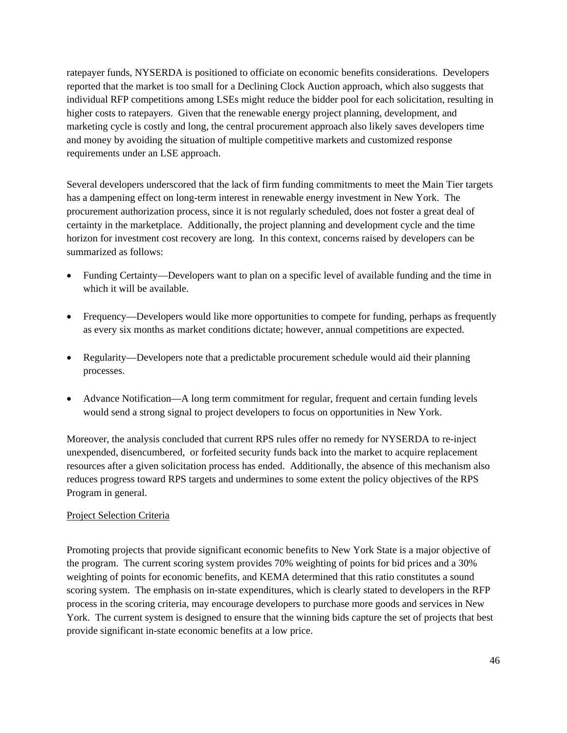ratepayer funds, NYSERDA is positioned to officiate on economic benefits considerations. Developers reported that the market is too small for a Declining Clock Auction approach, which also suggests that individual RFP competitions among LSEs might reduce the bidder pool for each solicitation, resulting in higher costs to ratepayers. Given that the renewable energy project planning, development, and marketing cycle is costly and long, the central procurement approach also likely saves developers time and money by avoiding the situation of multiple competitive markets and customized response requirements under an LSE approach.

Several developers underscored that the lack of firm funding commitments to meet the Main Tier targets has a dampening effect on long-term interest in renewable energy investment in New York. The procurement authorization process, since it is not regularly scheduled, does not foster a great deal of certainty in the marketplace. Additionally, the project planning and development cycle and the time horizon for investment cost recovery are long. In this context, concerns raised by developers can be summarized as follows:

- Funding Certainty—Developers want to plan on a specific level of available funding and the time in which it will be available.
- Frequency—Developers would like more opportunities to compete for funding, perhaps as frequently as every six months as market conditions dictate; however, annual competitions are expected.
- Regularity—Developers note that a predictable procurement schedule would aid their planning processes.
- Advance Notification—A long term commitment for regular, frequent and certain funding levels would send a strong signal to project developers to focus on opportunities in New York.

Moreover, the analysis concluded that current RPS rules offer no remedy for NYSERDA to re-inject unexpended, disencumbered, or forfeited security funds back into the market to acquire replacement resources after a given solicitation process has ended. Additionally, the absence of this mechanism also reduces progress toward RPS targets and undermines to some extent the policy objectives of the RPS Program in general.

<u>Project Selection Criteria</u>

Promoting projects that provide significant economic benefits to New York State is a major objective of the program. The current scoring system provides 70% weighting of points for bid prices and a 30% weighting of points for economic benefits, and KEMA determined that this ratio constitutes a sound scoring system. The emphasis on in-state expenditures, which is clearly stated to developers in the RFP process in the scoring criteria, may encourage developers to purchase more goods and services in New York. The current system is designed to ensure that the winning bids capture the set of projects that best provide significant in-state economic benefits at a low price.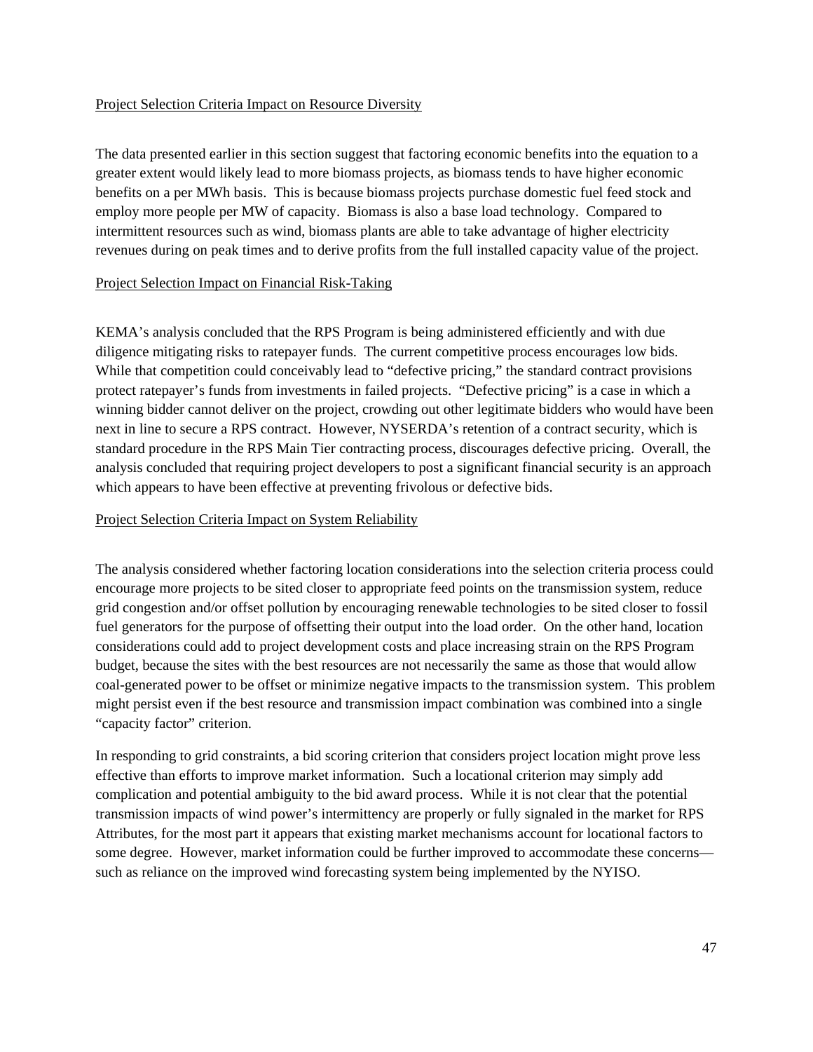Project Selection Criteria Impact on Resource Diversity

The data presented earlier in this section suggest that factoring economic benefits into the equation to a greater extent would likely lead to more biomass projects, as biomass tends to have higher economic benefits on a per MWh basis. This is because biomass projects purchase domestic fuel feed stock and employ more people per MW of capacity. Biomass is also a base load technology. Compared to intermittent resources such as wind, biomass plants are able to take advantage of higher electricity revenues during on peak times and to derive profits from the full installed capacity value of the project.

Project Selection Impact on Financial Risk-Taking

KEMA's analysis concluded that the RPS Program is being administered efficiently and with due diligence mitigating risks to ratepayer funds. The current competitive process encourages low bids. While that competition could conceivably lead to "defective pricing," the standard contract provisions protect ratepayer's funds from investments in failed projects. "Defective pricing" is a case in which a winning bidder cannot deliver on the project, crowding out other legitimate bidders who would have been next in line to secure a RPS contract. However, NYSERDA's retention of a contract security, which is standard procedure in the RPS Main Tier contracting process, discourages defective pricing. Overall, the analysis concluded that requiring project developers to post a significant financial security is an approach which appears to have been effective at preventing frivolous or defective bids.

Project Selection Criteria Impact on System Reliability

The analysis considered whether factoring location considerations into the selection criteria process could encourage more projects to be sited closer to appropriate feed points on the transmission system, reduce grid congestion and/or offset pollution by encouraging renewable technologies to be sited closer to fossil fuel generators for the purpose of offsetting their output into the load order. On the other hand, location considerations could add to project development costs and place increasing strain on the RPS Program budget, because the sites with the best resources are not necessarily the same as those that would allow coal-generated power to be offset or minimize negative impacts to the transmission system. This problem might persist even if the best resource and transmission impact combination was combined into a single "capacity factor" criterion.

In responding to grid constraints, a bid scoring criterion that considers project location might prove less effective than efforts to improve market information. Such a locational criterion may simply add complication and potential ambiguity to the bid award process. While it is not clear that the potential transmission impacts of wind power's intermittency are properly or fully signaled in the market for RPS Attributes, for the most part it appears that existing market mechanisms account for locational factors to some degree. However, market information could be further improved to accommodate these concerns—such as reliance on the improved wind forecasting system being implemented by the NYISO.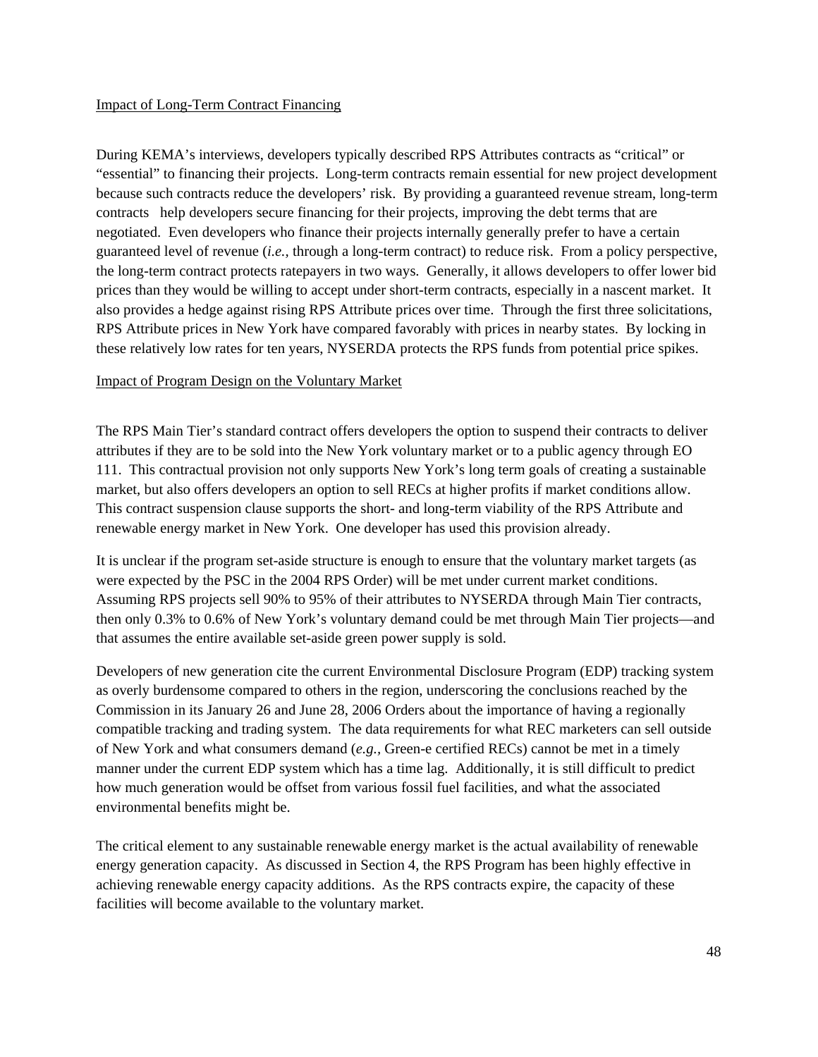Impact of Long-Term Contract Financing

During KEMA's interviews, developers typically described RPS Attributes contracts as "critical" or "essential" to financing their projects. Long-term contracts remain essential for new project development because such contracts reduce the developers' risk. By providing a guaranteed revenue stream, long-term contracts help developers secure financing for their projects, improving the debt terms that are negotiated. Even developers who finance their projects internally generally prefer to have a certain guaranteed level of revenue (*i.e.*, through a long-term contract) to reduce risk. From a policy perspective, the long-term contract protects ratepayers in two ways. Generally, it allows developers to offer lower bid prices than they would be willing to accept under short-term contracts, especially in a nascent market. It also provides a hedge against rising RPS Attribute prices over time. Through the first three solicitations, RPS Attribute prices in New York have compared favorably with prices in nearby states. By locking in these relatively low rates for ten years, NYSERDA protects the RPS funds from potential price spikes.

Impact of Program Design on the Voluntary Market

The RPS Main Tier's standard contract offers developers the option to suspend their contracts to deliver attributes if they are to be sold into the New York voluntary market or to a public agency through EO 111. This contractual provision not only supports New York's long term goals of creating a sustainable market, but also offers developers an option to sell RECs at higher profits if market conditions allow. This contract suspension clause supports the short- and long-term viability of the RPS Attribute and renewable energy market in New York. One developer has used this provision already.

It is unclear if the program set-aside structure is enough to ensure that the voluntary market targets (as were expected by the PSC in the 2004 RPS Order) will be met under current market conditions. Assuming RPS projects sell 90% to 95% of their attributes to NYSERDA through Main Tier contracts, then only 0.3% to 0.6% of New York's voluntary demand could be met through Main Tier projects—and that assumes the entire available set-aside green power supply is sold.

Developers of new generation cite the current Environmental Disclosure Program (EDP) tracking system as overly burdensome compared to others in the region, underscoring the conclusions reached by the Commission in its January 26 and June 28, 2006 Orders about the importance of having a regionally compatible tracking and trading system. The data requirements for what REC marketers can sell outside of New York and what consumers demand (*e.g.*, Green-e certified RECs) cannot be met in a timely manner under the current EDP system which has a time lag. Additionally, it is still difficult to predict how much generation would be offset from various fossil fuel facilities, and what the associated environmental benefits might be.

The critical element to any sustainable renewable energy market is the actual availability of renewable energy generation capacity. As discussed in Section 4, the RPS Program has been highly effective in achieving renewable energy capacity additions. As the RPS contracts expire, the capacity of these facilities will become available to the voluntary market.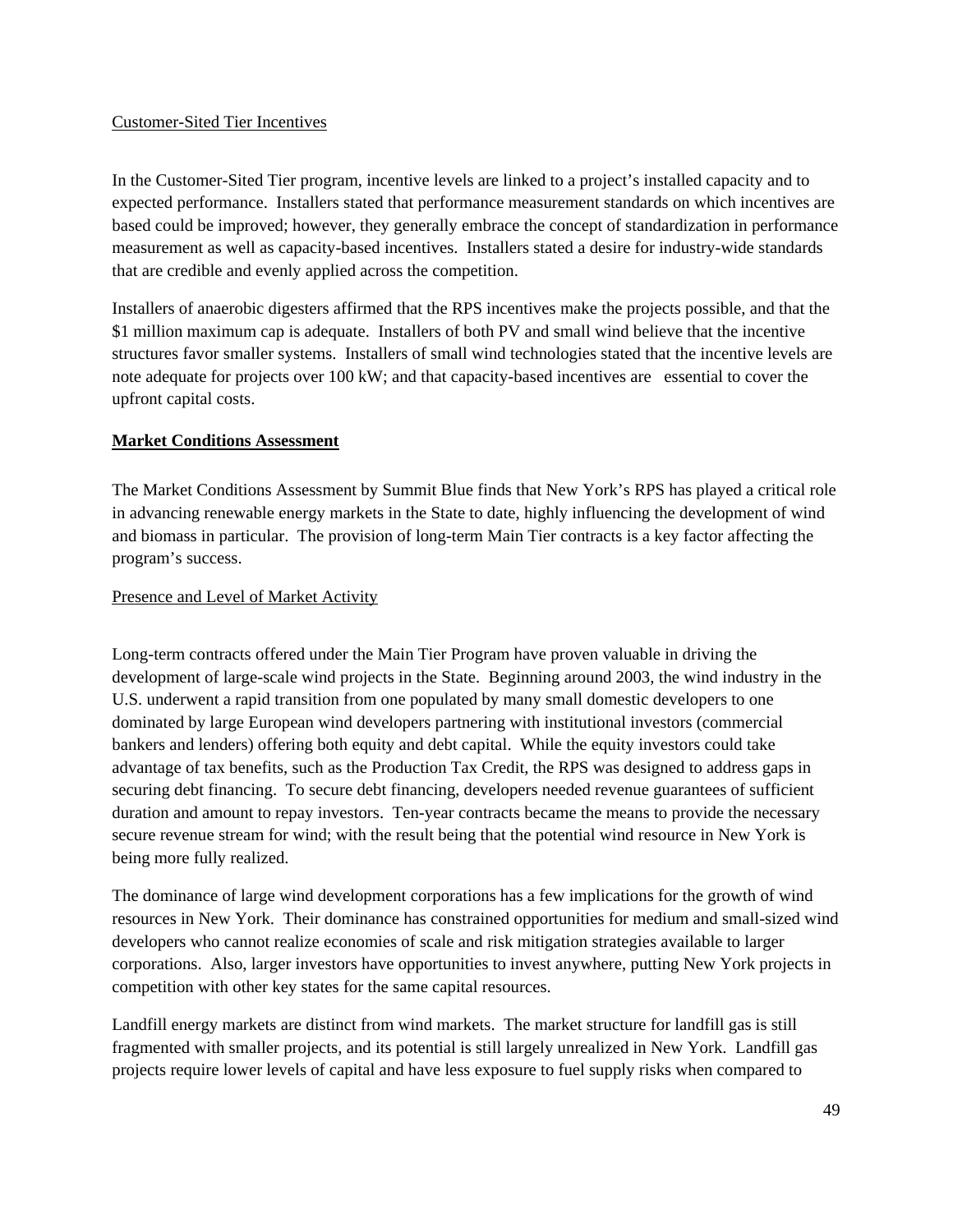Customer-Sited Tier Incentives

In the Customer-Sited Tier program, incentive levels are linked to a project's installed capacity and to expected performance. Installers stated that performance measurement standards on which incentives are based could be improved; however, they generally embrace the concept of standardization in performance measurement as well as capacity-based incentives. Installers stated a desire for industry-wide standards that are credible and evenly applied across the competition.

Installers of anaerobic digesters affirmed that the RPS incentives make the projects possible, and that the $1 million maximum cap is adequate. Installers of both PV and small wind believe that the incentive structures favor smaller systems. Installers of small wind technologies stated that the incentive levels are note adequate for projects over 100 kW; and that capacity-based incentives are essential to cover the upfront capital costs.

**Market Conditions Assessment**

The Market Conditions Assessment by Summit Blue finds that New York's RPS has played a critical role in advancing renewable energy markets in the State to date, highly influencing the development of wind and biomass in particular. The provision of long-term Main Tier contracts is a key factor affecting the program's success.

Presence and Level of Market Activity

Long-term contracts offered under the Main Tier Program have proven valuable in driving the development of large-scale wind projects in the State. Beginning around 2003, the wind industry in the U.S. underwent a rapid transition from one populated by many small domestic developers to one dominated by large European wind developers partnering with institutional investors (commercial bankers and lenders) offering both equity and debt capital. While the equity investors could take advantage of tax benefits, such as the Production Tax Credit, the RPS was designed to address gaps in securing debt financing. To secure debt financing, developers needed revenue guarantees of sufficient duration and amount to repay investors. Ten-year contracts became the means to provide the necessary secure revenue stream for wind; with the result being that the potential wind resource in New York is being more fully realized.

The dominance of large wind development corporations has a few implications for the growth of wind resources in New York. Their dominance has constrained opportunities for medium and small-sized wind developers who cannot realize economies of scale and risk mitigation strategies available to larger corporations. Also, larger investors have opportunities to invest anywhere, putting New York projects in competition with other key states for the same capital resources.

Landfill energy markets are distinct from wind markets. The market structure for landfill gas is still fragmented with smaller projects, and its potential is still largely unrealized in New York. Landfill gas projects require lower levels of capital and have less exposure to fuel supply risks when compared to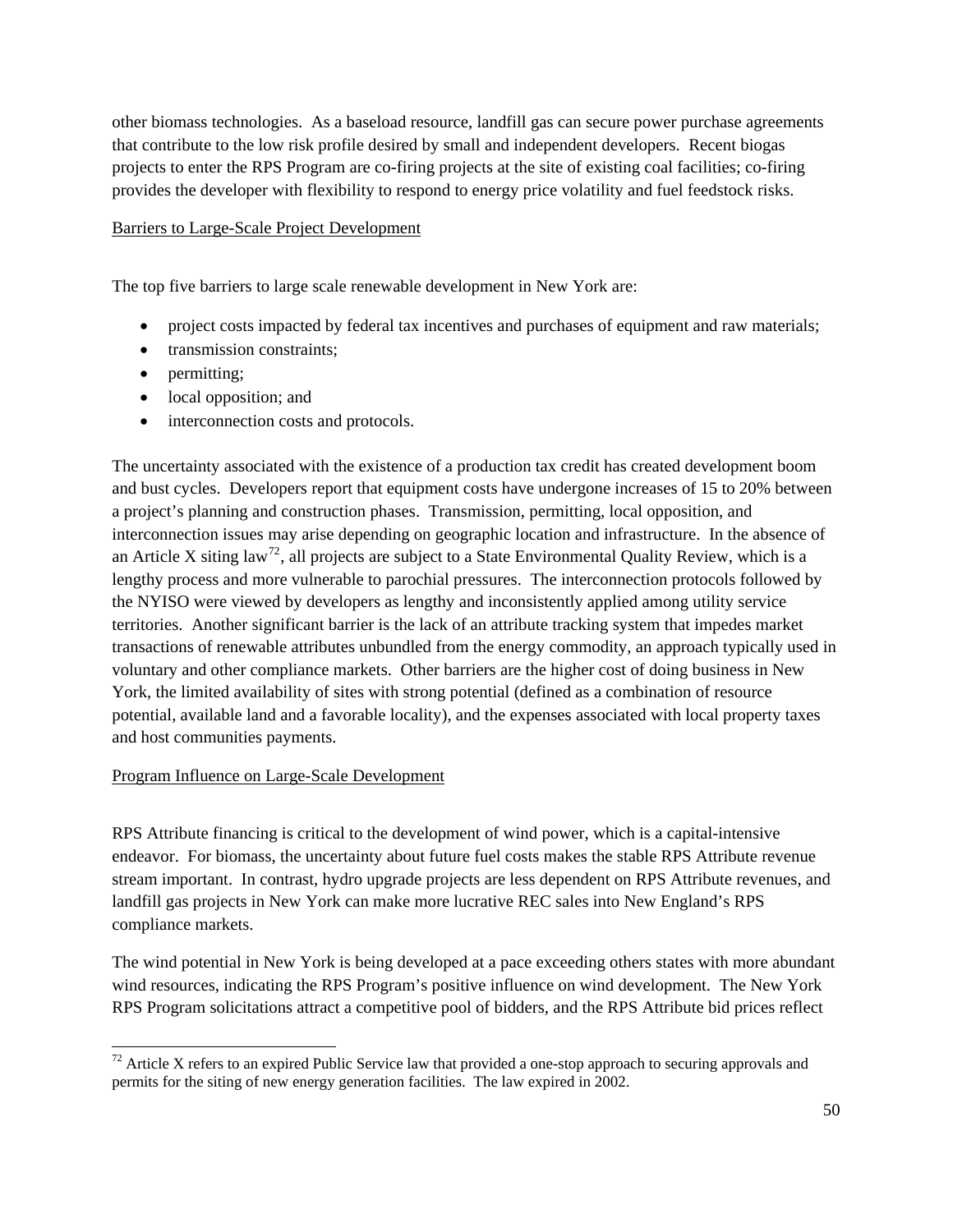other biomass technologies. As a baseload resource, landfill gas can secure power purchase agreements that contribute to the low risk profile desired by small and independent developers. Recent biogas projects to enter the RPS Program are co-firing projects at the site of existing coal facilities; co-firing provides the developer with flexibility to respond to energy price volatility and fuel feedstock risks.

Barriers to Large-Scale Project Development

The top five barriers to large scale renewable development in New York are:

- project costs impacted by federal tax incentives and purchases of equipment and raw materials;
- transmission constraints;
- permitting;
- local opposition; and
- interconnection costs and protocols.

The uncertainty associated with the existence of a production tax credit has created development boom and bust cycles. Developers report that equipment costs have undergone increases of 15 to 20% between a project's planning and construction phases. Transmission, permitting, local opposition, and interconnection issues may arise depending on geographic location and infrastructure. In the absence of an Article X siting law[72], all projects are subject to a State Environmental Quality Review, which is a lengthy process and more vulnerable to parochial pressures. The interconnection protocols followed by the NYISO were viewed by developers as lengthy and inconsistently applied among utility service territories. Another significant barrier is the lack of an attribute tracking system that impedes market transactions of renewable attributes unbundled from the energy commodity, an approach typically used in voluntary and other compliance markets. Other barriers are the higher cost of doing business in New York, the limited availability of sites with strong potential (defined as a combination of resource potential, available land and a favorable locality), and the expenses associated with local property taxes and host communities payments.

Program Influence on Large-Scale Development

RPS Attribute financing is critical to the development of wind power, which is a capital-intensive endeavor. For biomass, the uncertainty about future fuel costs makes the stable RPS Attribute revenue stream important. In contrast, hydro upgrade projects are less dependent on RPS Attribute revenues, and landfill gas projects in New York can make more lucrative REC sales into New England's RPS compliance markets.

The wind potential in New York is being developed at a pace exceeding others states with more abundant wind resources, indicating the RPS Program's positive influence on wind development. The New York RPS Program solicitations attract a competitive pool of bidders, and the RPS Attribute bid prices reflect

[72] Article X refers to an expired Public Service law that provided a one-stop approach to securing approvals and permits for the siting of new energy generation facilities. The law expired in 2002.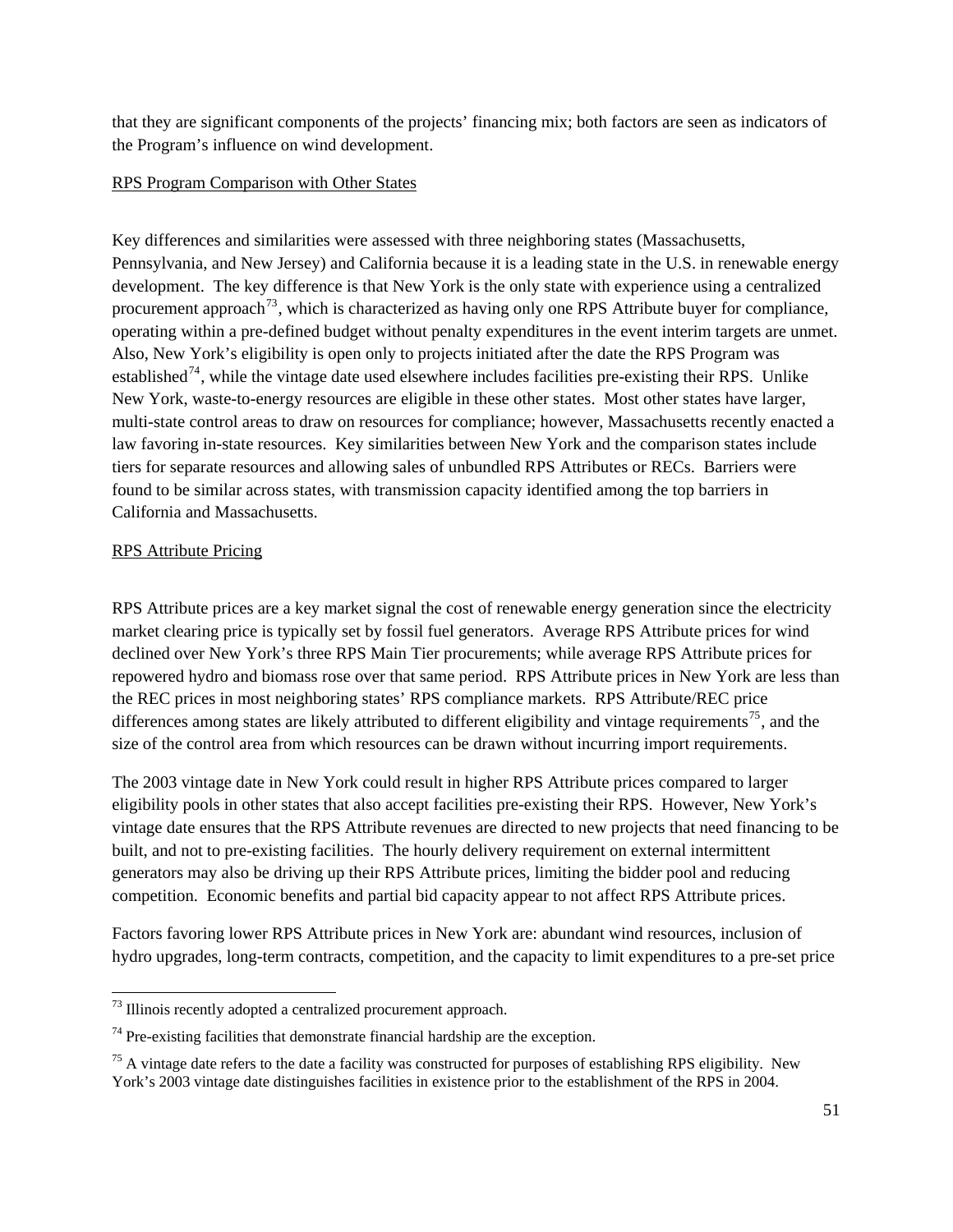that they are significant components of the projects' financing mix; both factors are seen as indicators of the Program's influence on wind development.

RPS Program Comparison with Other States

Key differences and similarities were assessed with three neighboring states (Massachusetts, Pennsylvania, and New Jersey) and California because it is a leading state in the U.S. in renewable energy development. The key difference is that New York is the only state with experience using a centralized procurement approach[73], which is characterized as having only one RPS Attribute buyer for compliance, operating within a pre-defined budget without penalty expenditures in the event interim targets are unmet. Also, New York's eligibility is open only to projects initiated after the date the RPS Program was established[74], while the vintage date used elsewhere includes facilities pre-existing their RPS. Unlike New York, waste-to-energy resources are eligible in these other states. Most other states have larger, multi-state control areas to draw on resources for compliance; however, Massachusetts recently enacted a law favoring in-state resources. Key similarities between New York and the comparison states include tiers for separate resources and allowing sales of unbundled RPS Attributes or RECs. Barriers were found to be similar across states, with transmission capacity identified among the top barriers in California and Massachusetts.

RPS Attribute Pricing

RPS Attribute prices are a key market signal the cost of renewable energy generation since the electricity market clearing price is typically set by fossil fuel generators. Average RPS Attribute prices for wind declined over New York's three RPS Main Tier procurements; while average RPS Attribute prices for repowered hydro and biomass rose over that same period. RPS Attribute prices in New York are less than the REC prices in most neighboring states' RPS compliance markets. RPS Attribute/REC price differences among states are likely attributed to different eligibility and vintage requirements[75], and the size of the control area from which resources can be drawn without incurring import requirements.

The 2003 vintage date in New York could result in higher RPS Attribute prices compared to larger eligibility pools in other states that also accept facilities pre-existing their RPS. However, New York's vintage date ensures that the RPS Attribute revenues are directed to new projects that need financing to be built, and not to pre-existing facilities. The hourly delivery requirement on external intermittent generators may also be driving up their RPS Attribute prices, limiting the bidder pool and reducing competition. Economic benefits and partial bid capacity appear to not affect RPS Attribute prices.

Factors favoring lower RPS Attribute prices in New York are: abundant wind resources, inclusion of hydro upgrades, long-term contracts, competition, and the capacity to limit expenditures to a pre-set price

[73] Illinois recently adopted a centralized procurement approach.

[74] Pre-existing facilities that demonstrate financial hardship are the exception.

[75] A vintage date refers to the date a facility was constructed for purposes of establishing RPS eligibility. New York's 2003 vintage date distinguishes facilities in existence prior to the establishment of the RPS in 2004.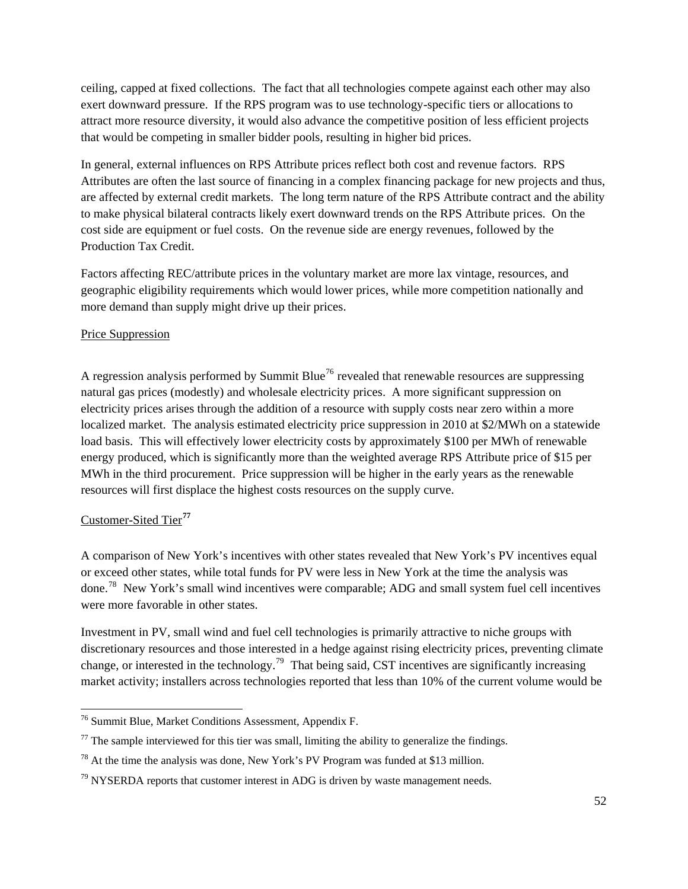ceiling, capped at fixed collections. The fact that all technologies compete against each other may also exert downward pressure. If the RPS program was to use technology-specific tiers or allocations to attract more resource diversity, it would also advance the competitive position of less efficient projects that would be competing in smaller bidder pools, resulting in higher bid prices.

In general, external influences on RPS Attribute prices reflect both cost and revenue factors. RPS Attributes are often the last source of financing in a complex financing package for new projects and thus, are affected by external credit markets. The long term nature of the RPS Attribute contract and the ability to make physical bilateral contracts likely exert downward trends on the RPS Attribute prices. On the cost side are equipment or fuel costs. On the revenue side are energy revenues, followed by the Production Tax Credit.

Factors affecting REC/attribute prices in the voluntary market are more lax vintage, resources, and geographic eligibility requirements which would lower prices, while more competition nationally and more demand than supply might drive up their prices.

Price Suppression

A regression analysis performed by Summit Blue[76] revealed that renewable resources are suppressing natural gas prices (modestly) and wholesale electricity prices. A more significant suppression on electricity prices arises through the addition of a resource with supply costs near zero within a more localized market. The analysis estimated electricity price suppression in 2010 at $2/MWh on a statewide load basis. This will effectively lower electricity costs by approximately $100 per MWh of renewable energy produced, which is significantly more than the weighted average RPS Attribute price of $15 per MWh in the third procurement. Price suppression will be higher in the early years as the renewable resources will first displace the highest costs resources on the supply curve.

Customer-Sited Tier[77]

A comparison of New York's incentives with other states revealed that New York's PV incentives equal or exceed other states, while total funds for PV were less in New York at the time the analysis was done.[78] New York's small wind incentives were comparable; ADG and small system fuel cell incentives were more favorable in other states.

Investment in PV, small wind and fuel cell technologies is primarily attractive to niche groups with discretionary resources and those interested in a hedge against rising electricity prices, preventing climate change, or interested in the technology.[79] That being said, CST incentives are significantly increasing market activity; installers across technologies reported that less than 10% of the current volume would be

---

[76] Summit Blue, Market Conditions Assessment, Appendix F.

[77] The sample interviewed for this tier was small, limiting the ability to generalize the findings.

[78] At the time the analysis was done, New York's PV Program was funded at $13 million.

[79] NYSERDA reports that customer interest in ADG is driven by waste management needs.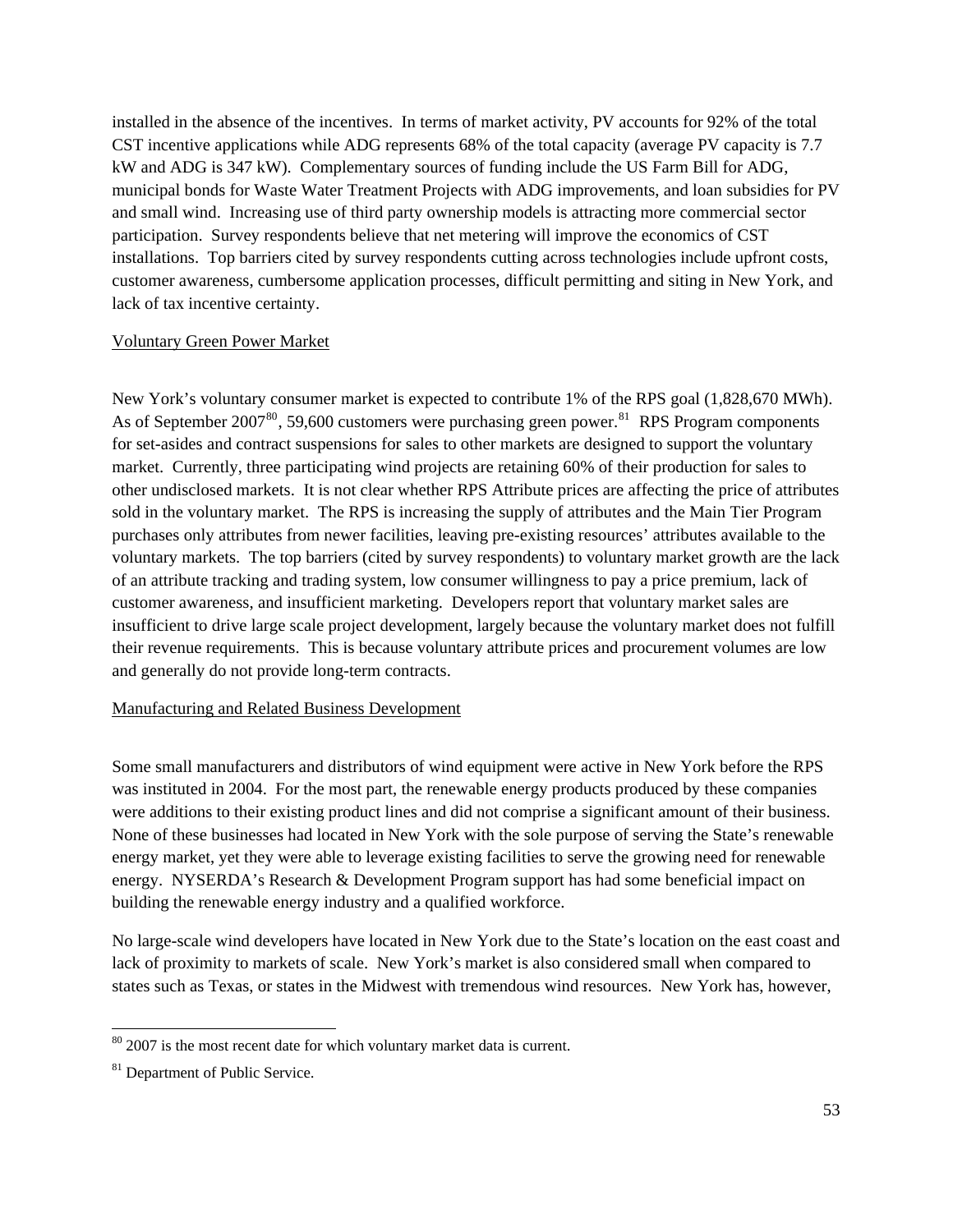installed in the absence of the incentives. In terms of market activity, PV accounts for 92% of the total CST incentive applications while ADG represents 68% of the total capacity (average PV capacity is 7.7 kW and ADG is 347 kW). Complementary sources of funding include the US Farm Bill for ADG, municipal bonds for Waste Water Treatment Projects with ADG improvements, and loan subsidies for PV and small wind. Increasing use of third party ownership models is attracting more commercial sector participation. Survey respondents believe that net metering will improve the economics of CST installations. Top barriers cited by survey respondents cutting across technologies include upfront costs, customer awareness, cumbersome application processes, difficult permitting and siting in New York, and lack of tax incentive certainty.

Voluntary Green Power Market

New York's voluntary consumer market is expected to contribute 1% of the RPS goal (1,828,670 MWh). As of September 2007[80], 59,600 customers were purchasing green power.[81] RPS Program components for set-asides and contract suspensions for sales to other markets are designed to support the voluntary market. Currently, three participating wind projects are retaining 60% of their production for sales to other undisclosed markets. It is not clear whether RPS Attribute prices are affecting the price of attributes sold in the voluntary market. The RPS is increasing the supply of attributes and the Main Tier Program purchases only attributes from newer facilities, leaving pre-existing resources' attributes available to the voluntary markets. The top barriers (cited by survey respondents) to voluntary market growth are the lack of an attribute tracking and trading system, low consumer willingness to pay a price premium, lack of customer awareness, and insufficient marketing. Developers report that voluntary market sales are insufficient to drive large scale project development, largely because the voluntary market does not fulfill their revenue requirements. This is because voluntary attribute prices and procurement volumes are low and generally do not provide long-term contracts.

Manufacturing and Related Business Development

Some small manufacturers and distributors of wind equipment were active in New York before the RPS was instituted in 2004. For the most part, the renewable energy products produced by these companies were additions to their existing product lines and did not comprise a significant amount of their business. None of these businesses had located in New York with the sole purpose of serving the State's renewable energy market, yet they were able to leverage existing facilities to serve the growing need for renewable energy. NYSERDA's Research & Development Program support has had some beneficial impact on building the renewable energy industry and a qualified workforce.

No large-scale wind developers have located in New York due to the State's location on the east coast and lack of proximity to markets of scale. New York's market is also considered small when compared to states such as Texas, or states in the Midwest with tremendous wind resources. New York has, however,

[80] 2007 is the most recent date for which voluntary market data is current.

[81] Department of Public Service.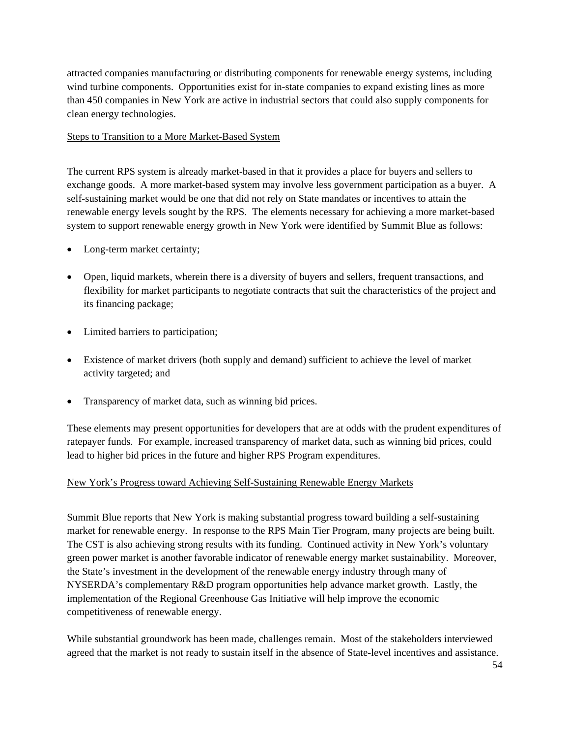attracted companies manufacturing or distributing components for renewable energy systems, including wind turbine components. Opportunities exist for in-state companies to expand existing lines as more than 450 companies in New York are active in industrial sectors that could also supply components for clean energy technologies.

<u>Steps to Transition to a More Market-Based System</u>

The current RPS system is already market-based in that it provides a place for buyers and sellers to exchange goods. A more market-based system may involve less government participation as a buyer. A self-sustaining market would be one that did not rely on State mandates or incentives to attain the renewable energy levels sought by the RPS. The elements necessary for achieving a more market-based system to support renewable energy growth in New York were identified by Summit Blue as follows:

- Long-term market certainty;
- Open, liquid markets, wherein there is a diversity of buyers and sellers, frequent transactions, and flexibility for market participants to negotiate contracts that suit the characteristics of the project and its financing package;
- Limited barriers to participation;
- Existence of market drivers (both supply and demand) sufficient to achieve the level of market activity targeted; and
- Transparency of market data, such as winning bid prices.

These elements may present opportunities for developers that are at odds with the prudent expenditures of ratepayer funds. For example, increased transparency of market data, such as winning bid prices, could lead to higher bid prices in the future and higher RPS Program expenditures.

<u>New York's Progress toward Achieving Self-Sustaining Renewable Energy Markets</u>

Summit Blue reports that New York is making substantial progress toward building a self-sustaining market for renewable energy. In response to the RPS Main Tier Program, many projects are being built. The CST is also achieving strong results with its funding. Continued activity in New York's voluntary green power market is another favorable indicator of renewable energy market sustainability. Moreover, the State's investment in the development of the renewable energy industry through many of NYSERDA's complementary R&D program opportunities help advance market growth. Lastly, the implementation of the Regional Greenhouse Gas Initiative will help improve the economic competitiveness of renewable energy.

While substantial groundwork has been made, challenges remain. Most of the stakeholders interviewed agreed that the market is not ready to sustain itself in the absence of State-level incentives and assistance.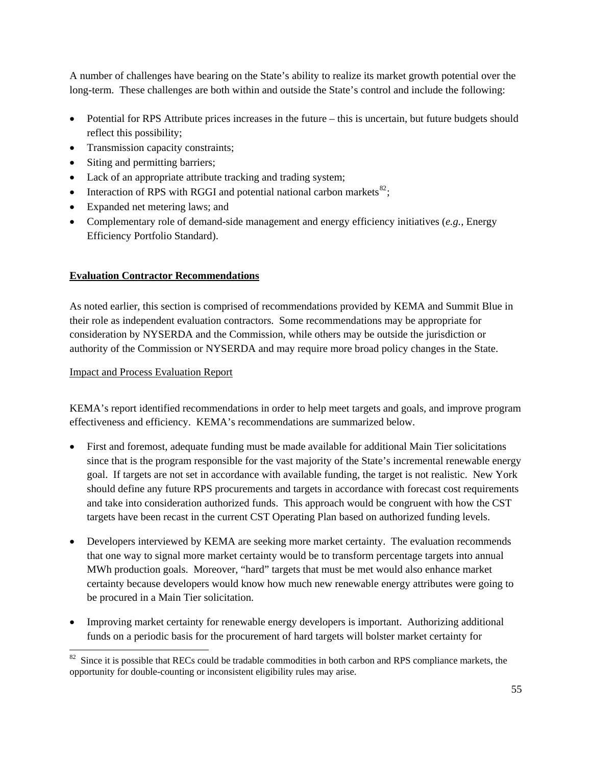A number of challenges have bearing on the State's ability to realize its market growth potential over the long-term. These challenges are both within and outside the State's control and include the following:

- Potential for RPS Attribute prices increases in the future – this is uncertain, but future budgets should reflect this possibility;
- Transmission capacity constraints;
- Siting and permitting barriers;
- Lack of an appropriate attribute tracking and trading system;
- Interaction of RPS with RGGI and potential national carbon markets[82];
- Expanded net metering laws; and
- Complementary role of demand-side management and energy efficiency initiatives (*e.g.,* Energy Efficiency Portfolio Standard).

**Evaluation Contractor Recommendations**

As noted earlier, this section is comprised of recommendations provided by KEMA and Summit Blue in their role as independent evaluation contractors. Some recommendations may be appropriate for consideration by NYSERDA and the Commission, while others may be outside the jurisdiction or authority of the Commission or NYSERDA and may require more broad policy changes in the State.

Impact and Process Evaluation Report

KEMA's report identified recommendations in order to help meet targets and goals, and improve program effectiveness and efficiency. KEMA's recommendations are summarized below.

- First and foremost, adequate funding must be made available for additional Main Tier solicitations since that is the program responsible for the vast majority of the State's incremental renewable energy goal. If targets are not set in accordance with available funding, the target is not realistic. New York should define any future RPS procurements and targets in accordance with forecast cost requirements and take into consideration authorized funds. This approach would be congruent with how the CST targets have been recast in the current CST Operating Plan based on authorized funding levels.

- Developers interviewed by KEMA are seeking more market certainty. The evaluation recommends that one way to signal more market certainty would be to transform percentage targets into annual MWh production goals. Moreover, "hard" targets that must be met would also enhance market certainty because developers would know how much new renewable energy attributes were going to be procured in a Main Tier solicitation.

- Improving market certainty for renewable energy developers is important. Authorizing additional funds on a periodic basis for the procurement of hard targets will bolster market certainty for

[82] Since it is possible that RECs could be tradable commodities in both carbon and RPS compliance markets, the opportunity for double-counting or inconsistent eligibility rules may arise.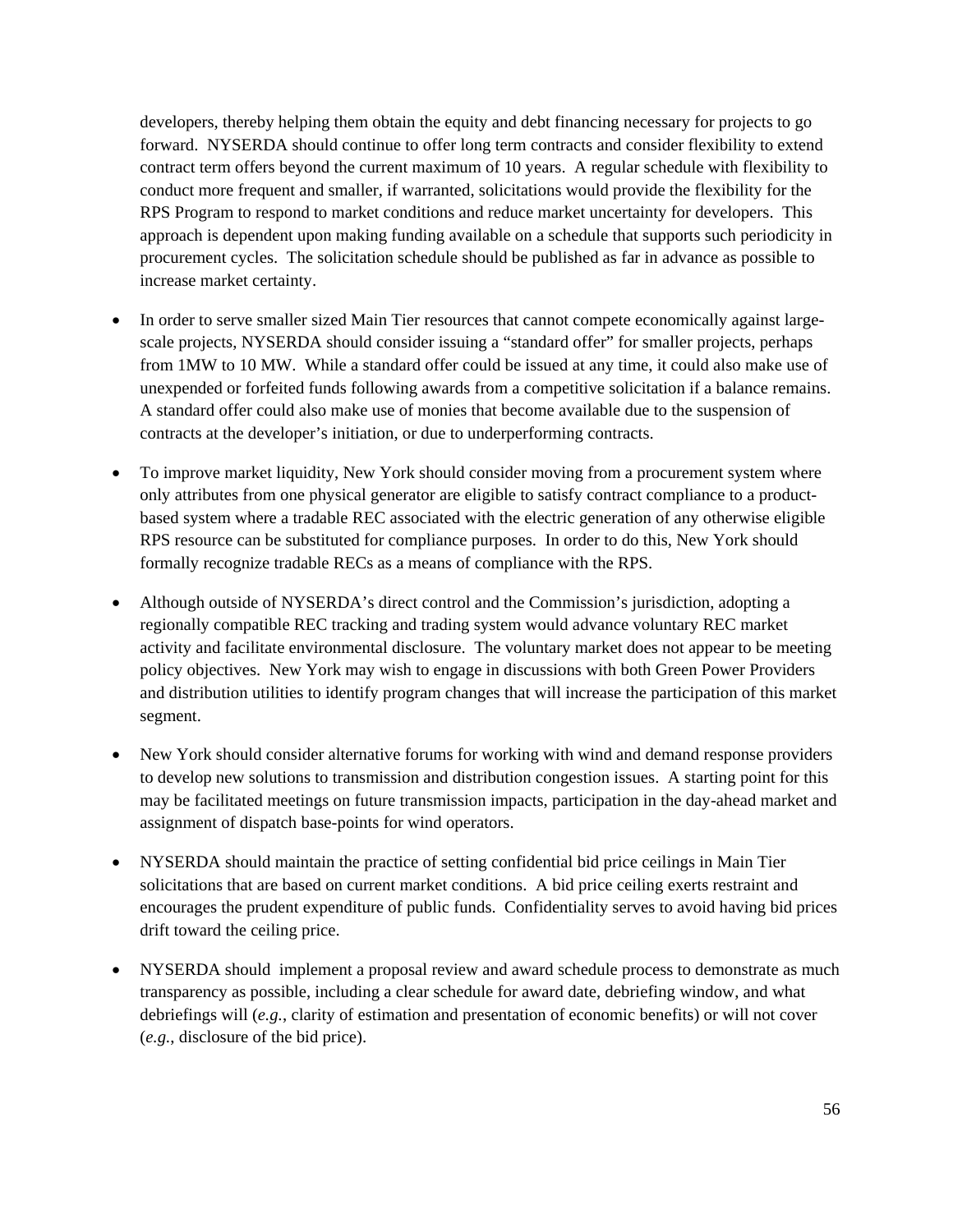developers, thereby helping them obtain the equity and debt financing necessary for projects to go forward. NYSERDA should continue to offer long term contracts and consider flexibility to extend contract term offers beyond the current maximum of 10 years. A regular schedule with flexibility to conduct more frequent and smaller, if warranted, solicitations would provide the flexibility for the RPS Program to respond to market conditions and reduce market uncertainty for developers. This approach is dependent upon making funding available on a schedule that supports such periodicity in procurement cycles. The solicitation schedule should be published as far in advance as possible to increase market certainty.

- In order to serve smaller sized Main Tier resources that cannot compete economically against large-scale projects, NYSERDA should consider issuing a "standard offer" for smaller projects, perhaps from 1MW to 10 MW. While a standard offer could be issued at any time, it could also make use of unexpended or forfeited funds following awards from a competitive solicitation if a balance remains. A standard offer could also make use of monies that become available due to the suspension of contracts at the developer's initiation, or due to underperforming contracts.

- To improve market liquidity, New York should consider moving from a procurement system where only attributes from one physical generator are eligible to satisfy contract compliance to a product-based system where a tradable REC associated with the electric generation of any otherwise eligible RPS resource can be substituted for compliance purposes. In order to do this, New York should formally recognize tradable RECs as a means of compliance with the RPS.

- Although outside of NYSERDA's direct control and the Commission's jurisdiction, adopting a regionally compatible REC tracking and trading system would advance voluntary REC market activity and facilitate environmental disclosure. The voluntary market does not appear to be meeting policy objectives. New York may wish to engage in discussions with both Green Power Providers and distribution utilities to identify program changes that will increase the participation of this market segment.

- New York should consider alternative forums for working with wind and demand response providers to develop new solutions to transmission and distribution congestion issues. A starting point for this may be facilitated meetings on future transmission impacts, participation in the day-ahead market and assignment of dispatch base-points for wind operators.

- NYSERDA should maintain the practice of setting confidential bid price ceilings in Main Tier solicitations that are based on current market conditions. A bid price ceiling exerts restraint and encourages the prudent expenditure of public funds. Confidentiality serves to avoid having bid prices drift toward the ceiling price.

- NYSERDA should implement a proposal review and award schedule process to demonstrate as much transparency as possible, including a clear schedule for award date, debriefing window, and what debriefings will (*e.g.*, clarity of estimation and presentation of economic benefits) or will not cover (*e.g.*, disclosure of the bid price).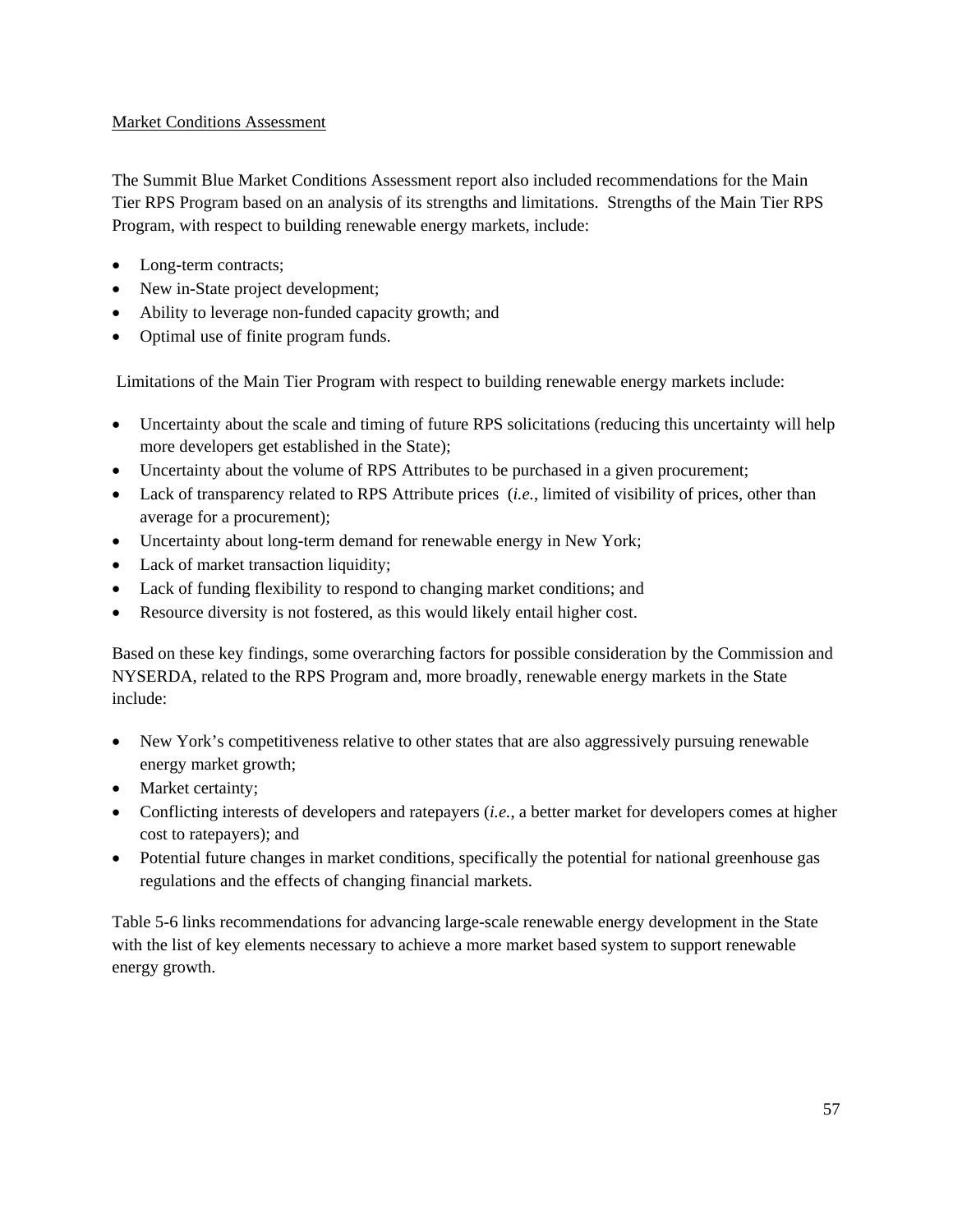Market Conditions Assessment

The Summit Blue Market Conditions Assessment report also included recommendations for the Main Tier RPS Program based on an analysis of its strengths and limitations. Strengths of the Main Tier RPS Program, with respect to building renewable energy markets, include:

- Long-term contracts;
- New in-State project development;
- Ability to leverage non-funded capacity growth; and
- Optimal use of finite program funds.

Limitations of the Main Tier Program with respect to building renewable energy markets include:

- Uncertainty about the scale and timing of future RPS solicitations (reducing this uncertainty will help more developers get established in the State);
- Uncertainty about the volume of RPS Attributes to be purchased in a given procurement;
- Lack of transparency related to RPS Attribute prices (*i.e.*, limited of visibility of prices, other than average for a procurement);
- Uncertainty about long-term demand for renewable energy in New York;
- Lack of market transaction liquidity;
- Lack of funding flexibility to respond to changing market conditions; and
- Resource diversity is not fostered, as this would likely entail higher cost.

Based on these key findings, some overarching factors for possible consideration by the Commission and NYSERDA, related to the RPS Program and, more broadly, renewable energy markets in the State include:

- New York's competitiveness relative to other states that are also aggressively pursuing renewable energy market growth;
- Market certainty;
- Conflicting interests of developers and ratepayers (*i.e.*, a better market for developers comes at higher cost to ratepayers); and
- Potential future changes in market conditions, specifically the potential for national greenhouse gas regulations and the effects of changing financial markets.

Table 5-6 links recommendations for advancing large-scale renewable energy development in the State with the list of key elements necessary to achieve a more market based system to support renewable energy growth.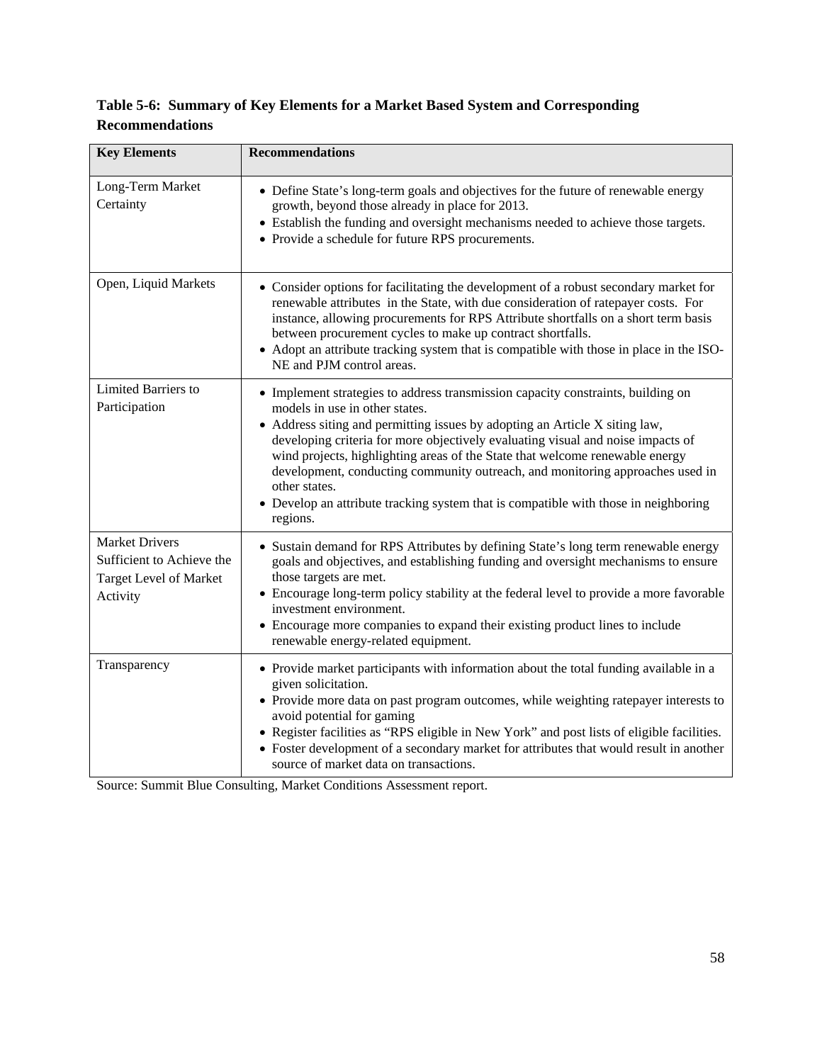**Table 5-6: Summary of Key Elements for a Market Based System and Corresponding Recommendations**

| Key Elements | Recommendations |
|---|---|
| Long-Term Market Certainty | • Define State's long-term goals and objectives for the future of renewable energy growth, beyond those already in place for 2013.<br>• Establish the funding and oversight mechanisms needed to achieve those targets.<br>• Provide a schedule for future RPS procurements. |
| Open, Liquid Markets | • Consider options for facilitating the development of a robust secondary market for renewable attributes in the State, with due consideration of ratepayer costs. For instance, allowing procurements for RPS Attribute shortfalls on a short term basis between procurement cycles to make up contract shortfalls.<br>• Adopt an attribute tracking system that is compatible with those in place in the ISO-NE and PJM control areas. |
| Limited Barriers to Participation | • Implement strategies to address transmission capacity constraints, building on models in use in other states.<br>• Address siting and permitting issues by adopting an Article X siting law, developing criteria for more objectively evaluating visual and noise impacts of wind projects, highlighting areas of the State that welcome renewable energy development, conducting community outreach, and monitoring approaches used in other states.<br>• Develop an attribute tracking system that is compatible with those in neighboring regions. |
| Market Drivers Sufficient to Achieve the Target Level of Market Activity | • Sustain demand for RPS Attributes by defining State's long term renewable energy goals and objectives, and establishing funding and oversight mechanisms to ensure those targets are met.<br>• Encourage long-term policy stability at the federal level to provide a more favorable investment environment.<br>• Encourage more companies to expand their existing product lines to include renewable energy-related equipment. |
| Transparency | • Provide market participants with information about the total funding available in a given solicitation.<br>• Provide more data on past program outcomes, while weighting ratepayer interests to avoid potential for gaming<br>• Register facilities as "RPS eligible in New York" and post lists of eligible facilities.<br>• Foster development of a secondary market for attributes that would result in another source of market data on transactions. |

Source: Summit Blue Consulting, Market Conditions Assessment report.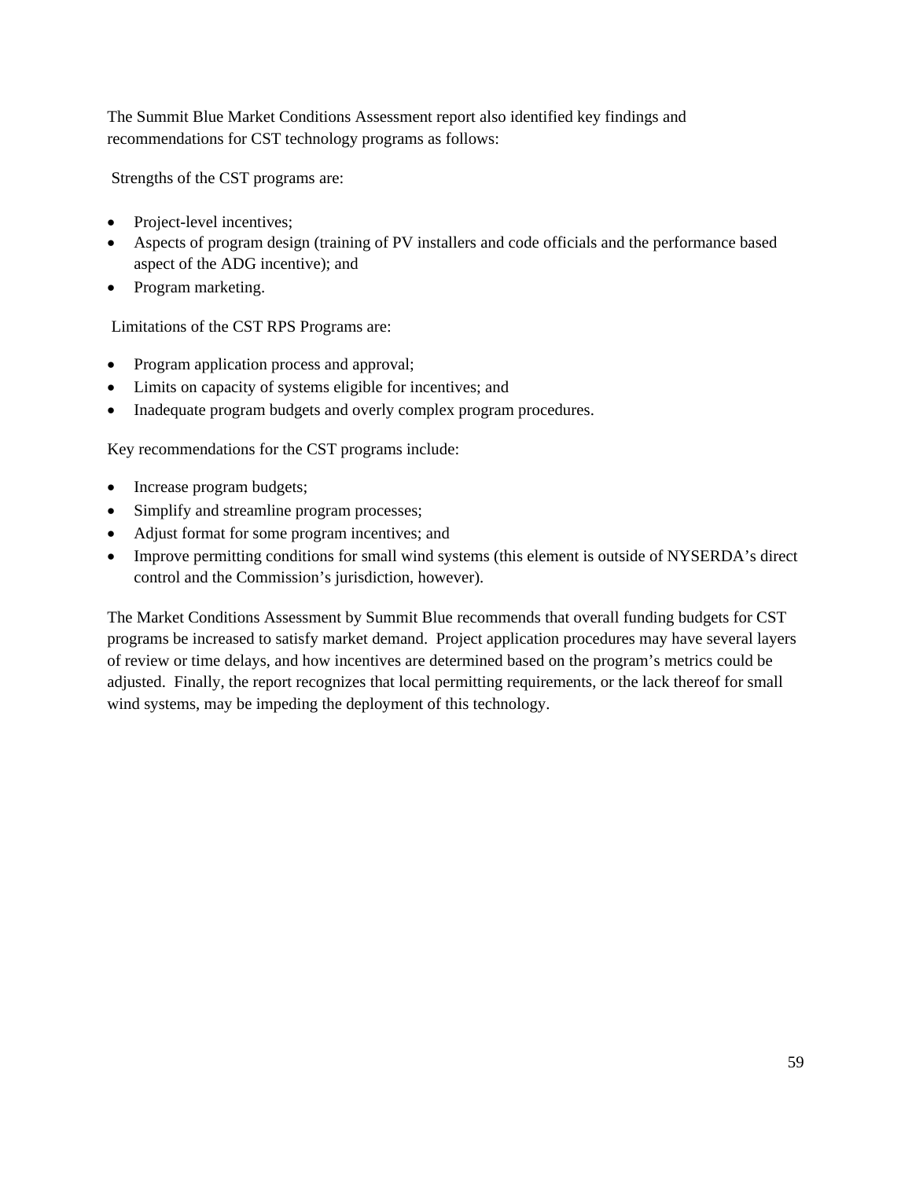The Summit Blue Market Conditions Assessment report also identified key findings and recommendations for CST technology programs as follows:

Strengths of the CST programs are:

- Project-level incentives;
- Aspects of program design (training of PV installers and code officials and the performance based aspect of the ADG incentive); and
- Program marketing.

Limitations of the CST RPS Programs are:

- Program application process and approval;
- Limits on capacity of systems eligible for incentives; and
- Inadequate program budgets and overly complex program procedures.

Key recommendations for the CST programs include:

- Increase program budgets;
- Simplify and streamline program processes;
- Adjust format for some program incentives; and
- Improve permitting conditions for small wind systems (this element is outside of NYSERDA's direct control and the Commission's jurisdiction, however).

The Market Conditions Assessment by Summit Blue recommends that overall funding budgets for CST programs be increased to satisfy market demand. Project application procedures may have several layers of review or time delays, and how incentives are determined based on the program's metrics could be adjusted. Finally, the report recognizes that local permitting requirements, or the lack thereof for small wind systems, may be impeding the deployment of this technology.